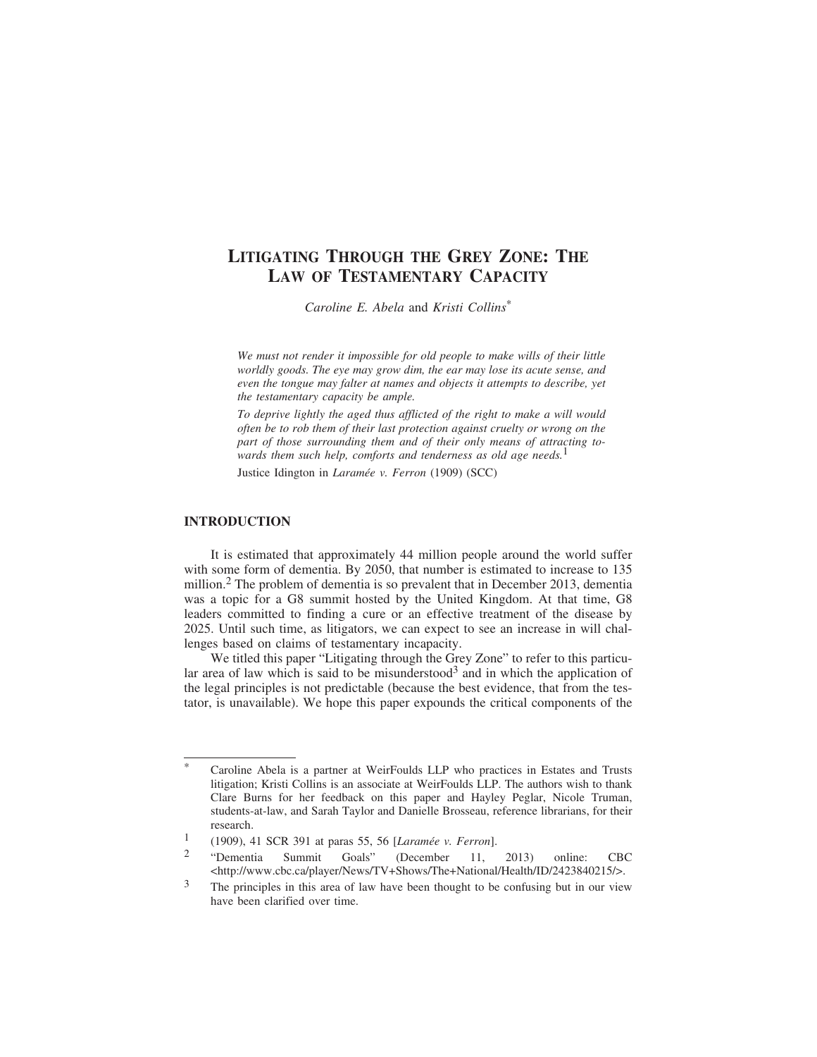# LITIGATING THROUGH THE GREY ZONE: THE LAW OF TESTAMENTARY CAPACITY

*Caroline E. Abela* and *Kristi Collins*[*]

> *We must not render it impossible for old people to make wills of their little worldly goods. The eye may grow dim, the ear may lose its acute sense, and even the tongue may falter at names and objects it attempts to describe, yet the testamentary capacity be ample.*
>
> *To deprive lightly the aged thus afflicted of the right to make a will would often be to rob them of their last protection against cruelty or wrong on the part of those surrounding them and of their only means of attracting towards them such help, comforts and tenderness as old age needs.*[1]
>
> Justice Idington in *Laramée v. Ferron* (1909) (SCC)

## INTRODUCTION

It is estimated that approximately 44 million people around the world suffer with some form of dementia. By 2050, that number is estimated to increase to 135 million.[2] The problem of dementia is so prevalent that in December 2013, dementia was a topic for a G8 summit hosted by the United Kingdom. At that time, G8 leaders committed to finding a cure or an effective treatment of the disease by 2025. Until such time, as litigators, we can expect to see an increase in will challenges based on claims of testamentary incapacity.

We titled this paper "Litigating through the Grey Zone" to refer to this particular area of law which is said to be misunderstood[3] and in which the application of the legal principles is not predictable (because the best evidence, that from the testator, is unavailable). We hope this paper expounds the critical components of the

---

[*] Caroline Abela is a partner at WeirFoulds LLP who practices in Estates and Trusts litigation; Kristi Collins is an associate at WeirFoulds LLP. The authors wish to thank Clare Burns for her feedback on this paper and Hayley Peglar, Nicole Truman, students-at-law, and Sarah Taylor and Danielle Brosseau, reference librarians, for their research.

[1] (1909), 41 SCR 391 at paras 55, 56 [*Laramée v. Ferron*].

[2] "Dementia Summit Goals" (December 11, 2013) online: CBC <http://www.cbc.ca/player/News/TV+Shows/The+National/Health/ID/2423840215/>.

[3] The principles in this area of law have been thought to be confusing but in our view have been clarified over time.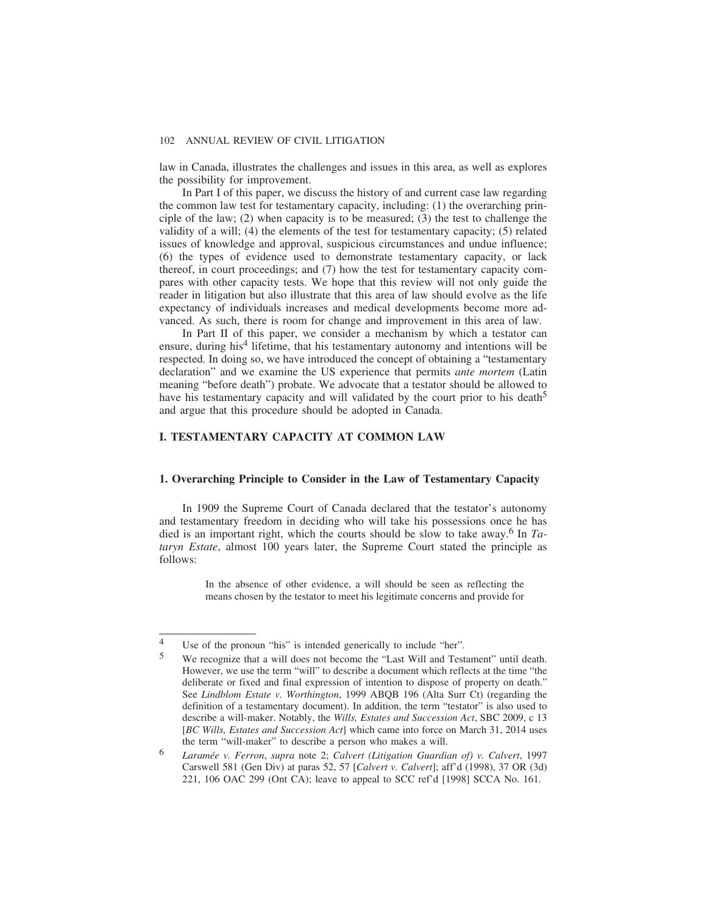law in Canada, illustrates the challenges and issues in this area, as well as explores the possibility for improvement.

In Part I of this paper, we discuss the history of and current case law regarding the common law test for testamentary capacity, including: (1) the overarching principle of the law; (2) when capacity is to be measured; (3) the test to challenge the validity of a will; (4) the elements of the test for testamentary capacity; (5) related issues of knowledge and approval, suspicious circumstances and undue influence; (6) the types of evidence used to demonstrate testamentary capacity, or lack thereof, in court proceedings; and (7) how the test for testamentary capacity compares with other capacity tests. We hope that this review will not only guide the reader in litigation but also illustrate that this area of law should evolve as the life expectancy of individuals increases and medical developments become more advanced. As such, there is room for change and improvement in this area of law.

In Part II of this paper, we consider a mechanism by which a testator can ensure, during his[4] lifetime, that his testamentary autonomy and intentions will be respected. In doing so, we have introduced the concept of obtaining a "testamentary declaration" and we examine the US experience that permits *ante mortem* (Latin meaning "before death") probate. We advocate that a testator should be allowed to have his testamentary capacity and will validated by the court prior to his death[5] and argue that this procedure should be adopted in Canada.

## I. TESTAMENTARY CAPACITY AT COMMON LAW

### 1. Overarching Principle to Consider in the Law of Testamentary Capacity

In 1909 the Supreme Court of Canada declared that the testator's autonomy and testamentary freedom in deciding who will take his possessions once he has died is an important right, which the courts should be slow to take away.[6] In *Tataryn Estate*, almost 100 years later, the Supreme Court stated the principle as follows:

> In the absence of other evidence, a will should be seen as reflecting the means chosen by the testator to meet his legitimate concerns and provide for

---

4 Use of the pronoun "his" is intended generically to include "her".

5 We recognize that a will does not become the "Last Will and Testament" until death. However, we use the term "will" to describe a document which reflects at the time "the deliberate or fixed and final expression of intention to dispose of property on death." See *Lindblom Estate v. Worthington*, 1999 ABQB 196 (Alta Surr Ct) (regarding the definition of a testamentary document). In addition, the term "testator" is also used to describe a will-maker. Notably, the *Wills, Estates and Succession Act*, SBC 2009, c 13 [*BC Wills, Estates and Succession Act*] which came into force on March 31, 2014 uses the term "will-maker" to describe a person who makes a will.

6 *Laramée v. Ferron*, *supra* note 2; *Calvert (Litigation Guardian of) v. Calvert*, 1997 Carswell 581 (Gen Div) at paras 52, 57 [*Calvert v. Calvert*]; aff'd (1998), 37 OR (3d) 221, 106 OAC 299 (Ont CA); leave to appeal to SCC ref'd [1998] SCCA No. 161.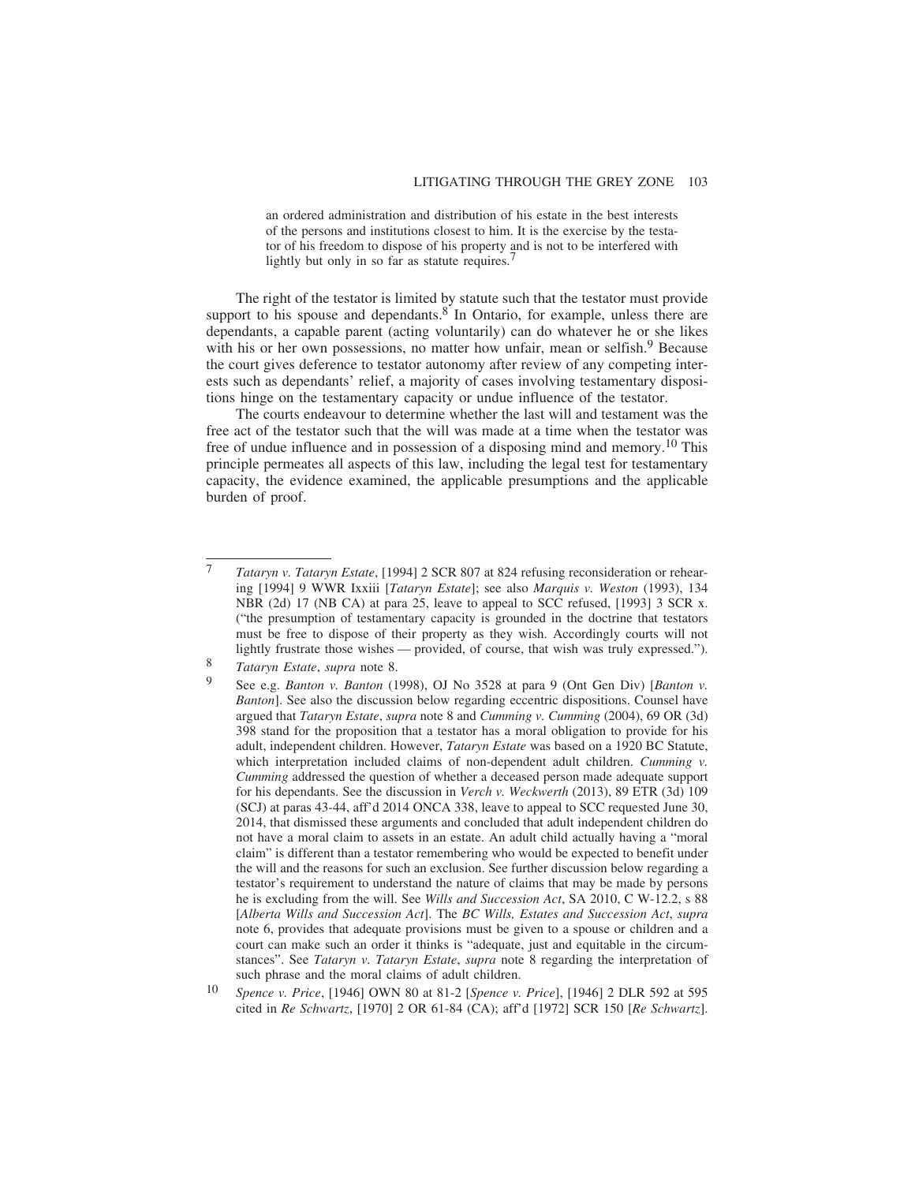> an ordered administration and distribution of his estate in the best interests of the persons and institutions closest to him. It is the exercise by the testator of his freedom to dispose of his property and is not to be interfered with lightly but only in so far as statute requires.[7]

The right of the testator is limited by statute such that the testator must provide support to his spouse and dependants.[8] In Ontario, for example, unless there are dependants, a capable parent (acting voluntarily) can do whatever he or she likes with his or her own possessions, no matter how unfair, mean or selfish.[9] Because the court gives deference to testator autonomy after review of any competing interests such as dependants' relief, a majority of cases involving testamentary dispositions hinge on the testamentary capacity or undue influence of the testator.

The courts endeavour to determine whether the last will and testament was the free act of the testator such that the will was made at a time when the testator was free of undue influence and in possession of a disposing mind and memory.[10] This principle permeates all aspects of this law, including the legal test for testamentary capacity, the evidence examined, the applicable presumptions and the applicable burden of proof.

---

7 *Tataryn v. Tataryn Estate*, [1994] 2 SCR 807 at 824 refusing reconsideration or rehearing [1994] 9 WWR lxxiii [*Tataryn Estate*]; see also *Marquis v. Weston* (1993), 134 NBR (2d) 17 (NB CA) at para 25, leave to appeal to SCC refused, [1993] 3 SCR x. ("the presumption of testamentary capacity is grounded in the doctrine that testators must be free to dispose of their property as they wish. Accordingly courts will not lightly frustrate those wishes — provided, of course, that wish was truly expressed.").

8 *Tataryn Estate*, *supra* note 8.

9 See e.g. *Banton v. Banton* (1998), OJ No 3528 at para 9 (Ont Gen Div) [*Banton v. Banton*]. See also the discussion below regarding eccentric dispositions. Counsel have argued that *Tataryn Estate*, *supra* note 8 and *Cumming v. Cumming* (2004), 69 OR (3d) 398 stand for the proposition that a testator has a moral obligation to provide for his adult, independent children. However, *Tataryn Estate* was based on a 1920 BC Statute, which interpretation included claims of non-dependent adult children. *Cumming v. Cumming* addressed the question of whether a deceased person made adequate support for his dependants. See the discussion in *Verch v. Weckwerth* (2013), 89 ETR (3d) 109 (SCJ) at paras 43-44, aff'd 2014 ONCA 338, leave to appeal to SCC requested June 30, 2014, that dismissed these arguments and concluded that adult independent children do not have a moral claim to assets in an estate. An adult child actually having a "moral claim" is different than a testator remembering who would be expected to benefit under the will and the reasons for such an exclusion. See further discussion below regarding a testator's requirement to understand the nature of claims that may be made by persons he is excluding from the will. See *Wills and Succession Act*, SA 2010, C W-12.2, s 88 [*Alberta Wills and Succession Act*]. The *BC Wills, Estates and Succession Act*, *supra* note 6, provides that adequate provisions must be given to a spouse or children and a court can make such an order it thinks is "adequate, just and equitable in the circumstances". See *Tataryn v. Tataryn Estate*, *supra* note 8 regarding the interpretation of such phrase and the moral claims of adult children.

10 *Spence v. Price*, [1946] OWN 80 at 81-2 [*Spence v. Price*], [1946] 2 DLR 592 at 595 cited in *Re Schwartz*, [1970] 2 OR 61-84 (CA); aff'd [1972] SCR 150 [*Re Schwartz*].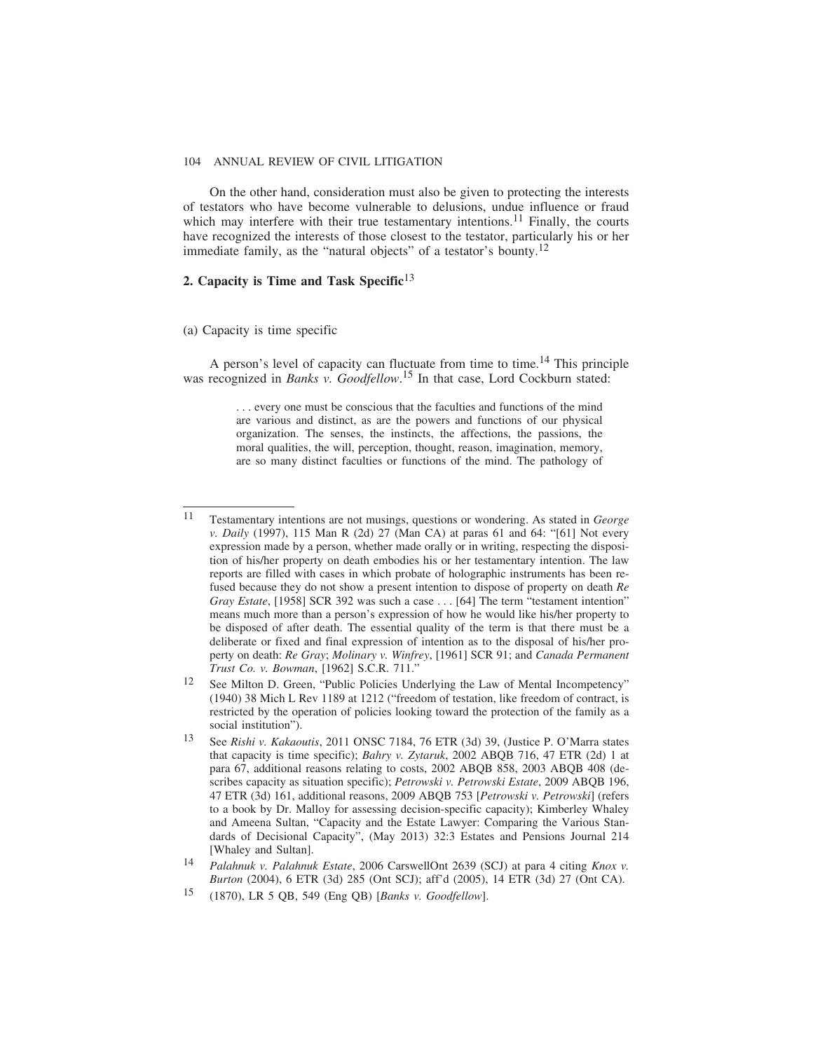On the other hand, consideration must also be given to protecting the interests of testators who have become vulnerable to delusions, undue influence or fraud which may interfere with their true testamentary intentions.[11] Finally, the courts have recognized the interests of those closest to the testator, particularly his or her immediate family, as the "natural objects" of a testator's bounty.[12]

## 2. Capacity is Time and Task Specific[13]

### (a) Capacity is time specific

A person's level of capacity can fluctuate from time to time.[14] This principle was recognized in *Banks v. Goodfellow*.[15] In that case, Lord Cockburn stated:

> . . . every one must be conscious that the faculties and functions of the mind are various and distinct, as are the powers and functions of our physical organization. The senses, the instincts, the affections, the passions, the moral qualities, the will, perception, thought, reason, imagination, memory, are so many distinct faculties or functions of the mind. The pathology of

---

[11] Testamentary intentions are not musings, questions or wondering. As stated in *George v. Daily* (1997), 115 Man R (2d) 27 (Man CA) at paras 61 and 64: "[61] Not every expression made by a person, whether made orally or in writing, respecting the disposition of his/her property on death embodies his or her testamentary intention. The law reports are filled with cases in which probate of holographic instruments has been refused because they do not show a present intention to dispose of property on death *Re Gray Estate*, [1958] SCR 392 was such a case . . . [64] The term "testament intention" means much more than a person's expression of how he would like his/her property to be disposed of after death. The essential quality of the term is that there must be a deliberate or fixed and final expression of intention as to the disposal of his/her property on death: *Re Gray*; *Molinary v. Winfrey*, [1961] SCR 91; and *Canada Permanent Trust Co. v. Bowman*, [1962] S.C.R. 711."

[12] See Milton D. Green, "Public Policies Underlying the Law of Mental Incompetency" (1940) 38 Mich L Rev 1189 at 1212 ("freedom of testation, like freedom of contract, is restricted by the operation of policies looking toward the protection of the family as a social institution").

[13] See *Rishi v. Kakaoutis*, 2011 ONSC 7184, 76 ETR (3d) 39, (Justice P. O'Marra states that capacity is time specific); *Bahry v. Zytaruk*, 2002 ABQB 716, 47 ETR (2d) 1 at para 67, additional reasons relating to costs, 2002 ABQB 858, 2003 ABQB 408 (describes capacity as situation specific); *Petrowski v. Petrowski Estate*, 2009 ABQB 196, 47 ETR (3d) 161, additional reasons, 2009 ABQB 753 [*Petrowski v. Petrowski*] (refers to a book by Dr. Malloy for assessing decision-specific capacity); Kimberley Whaley and Ameena Sultan, "Capacity and the Estate Lawyer: Comparing the Various Standards of Decisional Capacity", (May 2013) 32:3 Estates and Pensions Journal 214 [Whaley and Sultan].

[14] *Palahnuk v. Palahnuk Estate*, 2006 CarswellOnt 2639 (SCJ) at para 4 citing *Knox v. Burton* (2004), 6 ETR (3d) 285 (Ont SCJ); aff'd (2005), 14 ETR (3d) 27 (Ont CA).

[15] (1870), LR 5 QB, 549 (Eng QB) [*Banks v. Goodfellow*].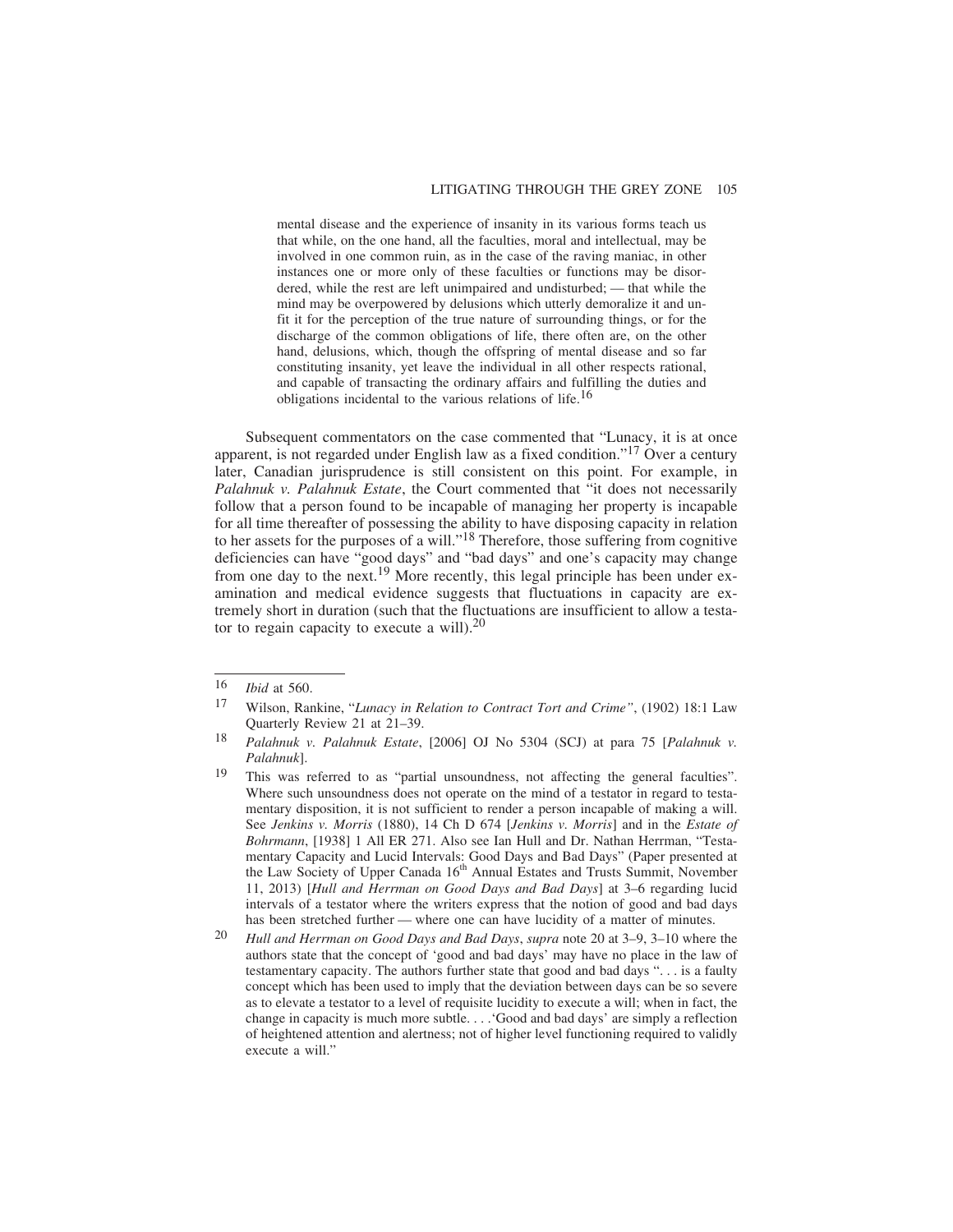> mental disease and the experience of insanity in its various forms teach us that while, on the one hand, all the faculties, moral and intellectual, may be involved in one common ruin, as in the case of the raving maniac, in other instances one or more only of these faculties or functions may be disordered, while the rest are left unimpaired and undisturbed; — that while the mind may be overpowered by delusions which utterly demoralize it and unfit it for the perception of the true nature of surrounding things, or for the discharge of the common obligations of life, there often are, on the other hand, delusions, which, though the offspring of mental disease and so far constituting insanity, yet leave the individual in all other respects rational, and capable of transacting the ordinary affairs and fulfilling the duties and obligations incidental to the various relations of life.[16]

Subsequent commentators on the case commented that "Lunacy, it is at once apparent, is not regarded under English law as a fixed condition."[17] Over a century later, Canadian jurisprudence is still consistent on this point. For example, in *Palahnuk v. Palahnuk Estate*, the Court commented that "it does not necessarily follow that a person found to be incapable of managing her property is incapable for all time thereafter of possessing the ability to have disposing capacity in relation to her assets for the purposes of a will."[18] Therefore, those suffering from cognitive deficiencies can have "good days" and "bad days" and one's capacity may change from one day to the next.[19] More recently, this legal principle has been under examination and medical evidence suggests that fluctuations in capacity are extremely short in duration (such that the fluctuations are insufficient to allow a testator to regain capacity to execute a will).[20]

---

16 *Ibid* at 560.

17 Wilson, Rankine, "*Lunacy in Relation to Contract Tort and Crime"*, (1902) 18:1 Law Quarterly Review 21 at 21–39.

18 *Palahnuk v. Palahnuk Estate*, [2006] OJ No 5304 (SCJ) at para 75 [*Palahnuk v. Palahnuk*].

19 This was referred to as "partial unsoundness, not affecting the general faculties". Where such unsoundness does not operate on the mind of a testator in regard to testamentary disposition, it is not sufficient to render a person incapable of making a will. See *Jenkins v. Morris* (1880), 14 Ch D 674 [*Jenkins v. Morris*] and in the *Estate of Bohrmann*, [1938] 1 All ER 271. Also see Ian Hull and Dr. Nathan Herrman, "Testamentary Capacity and Lucid Intervals: Good Days and Bad Days" (Paper presented at the Law Society of Upper Canada 16th Annual Estates and Trusts Summit, November 11, 2013) [*Hull and Herrman on Good Days and Bad Days*] at 3–6 regarding lucid intervals of a testator where the writers express that the notion of good and bad days has been stretched further — where one can have lucidity of a matter of minutes.

20 *Hull and Herrman on Good Days and Bad Days*, *supra* note 20 at 3–9, 3–10 where the authors state that the concept of 'good and bad days' may have no place in the law of testamentary capacity. The authors further state that good and bad days ". . . is a faulty concept which has been used to imply that the deviation between days can be so severe as to elevate a testator to a level of requisite lucidity to execute a will; when in fact, the change in capacity is much more subtle. . . .'Good and bad days' are simply a reflection of heightened attention and alertness; not of higher level functioning required to validly execute a will."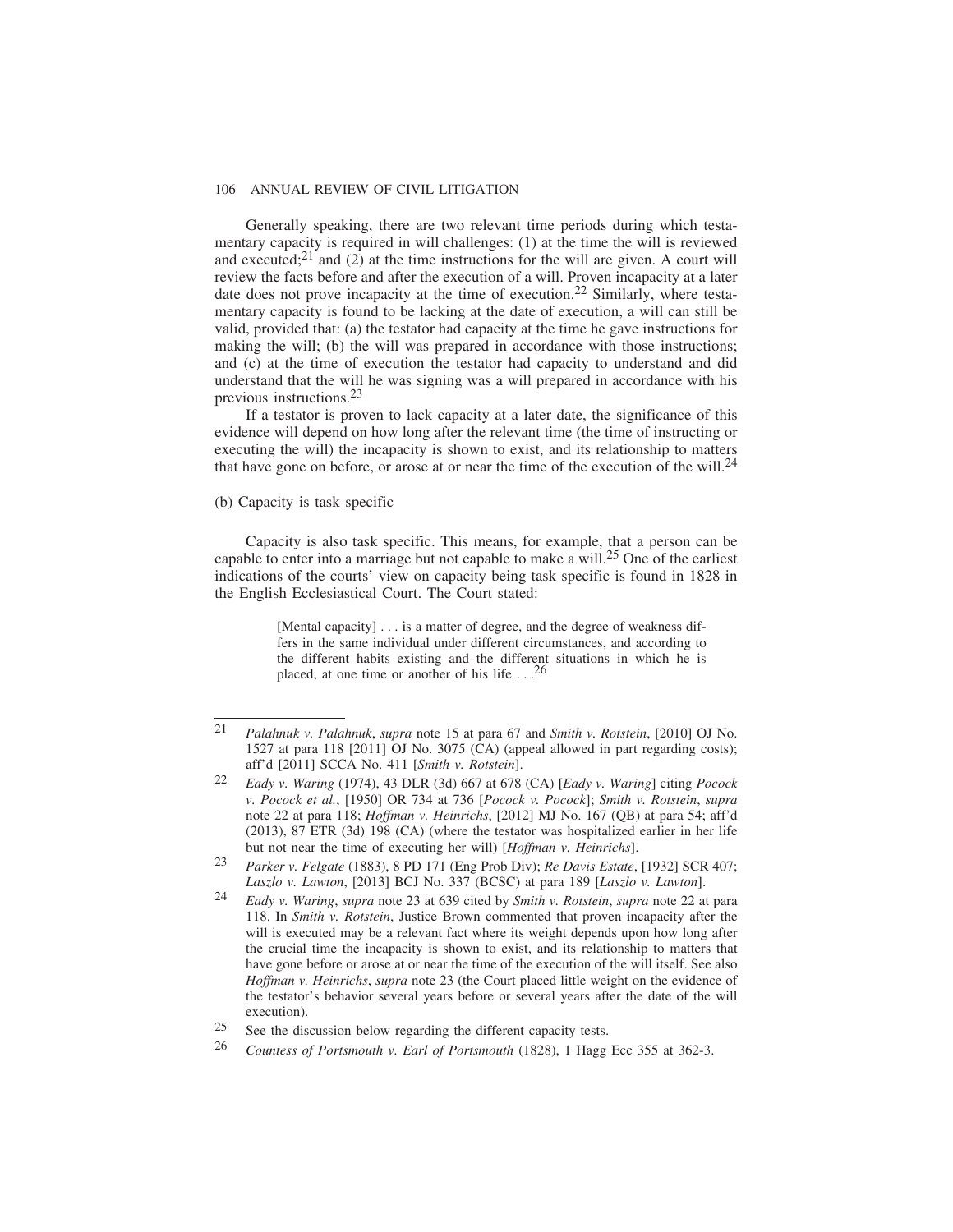Generally speaking, there are two relevant time periods during which testamentary capacity is required in will challenges: (1) at the time the will is reviewed and executed;[21] and (2) at the time instructions for the will are given. A court will review the facts before and after the execution of a will. Proven incapacity at a later date does not prove incapacity at the time of execution.[22] Similarly, where testamentary capacity is found to be lacking at the date of execution, a will can still be valid, provided that: (a) the testator had capacity at the time he gave instructions for making the will; (b) the will was prepared in accordance with those instructions; and (c) at the time of execution the testator had capacity to understand and did understand that the will he was signing was a will prepared in accordance with his previous instructions.[23]

If a testator is proven to lack capacity at a later date, the significance of this evidence will depend on how long after the relevant time (the time of instructing or executing the will) the incapacity is shown to exist, and its relationship to matters that have gone on before, or arose at or near the time of the execution of the will.[24]

(b) Capacity is task specific

Capacity is also task specific. This means, for example, that a person can be capable to enter into a marriage but not capable to make a will.[25] One of the earliest indications of the courts' view on capacity being task specific is found in 1828 in the English Ecclesiastical Court. The Court stated:

> [Mental capacity] . . . is a matter of degree, and the degree of weakness differs in the same individual under different circumstances, and according to the different habits existing and the different situations in which he is placed, at one time or another of his life . . .[26]

---

21 *Palahnuk v. Palahnuk*, *supra* note 15 at para 67 and *Smith v. Rotstein*, [2010] OJ No. 1527 at para 118 [2011] OJ No. 3075 (CA) (appeal allowed in part regarding costs); aff'd [2011] SCCA No. 411 [*Smith v. Rotstein*].

22 *Eady v. Waring* (1974), 43 DLR (3d) 667 at 678 (CA) [*Eady v. Waring*] citing *Pocock v. Pocock et al.*, [1950] OR 734 at 736 [*Pocock v. Pocock*]; *Smith v. Rotstein*, *supra* note 22 at para 118; *Hoffman v. Heinrichs*, [2012] MJ No. 167 (QB) at para 54; aff'd (2013), 87 ETR (3d) 198 (CA) (where the testator was hospitalized earlier in her life but not near the time of executing her will) [*Hoffman v. Heinrichs*].

23 *Parker v. Felgate* (1883), 8 PD 171 (Eng Prob Div); *Re Davis Estate*, [1932] SCR 407; *Laszlo v. Lawton*, [2013] BCJ No. 337 (BCSC) at para 189 [*Laszlo v. Lawton*].

24 *Eady v. Waring*, *supra* note 23 at 639 cited by *Smith v. Rotstein*, *supra* note 22 at para 118. In *Smith v. Rotstein*, Justice Brown commented that proven incapacity after the will is executed may be a relevant fact where its weight depends upon how long after the crucial time the incapacity is shown to exist, and its relationship to matters that have gone before or arose at or near the time of the execution of the will itself. See also *Hoffman v. Heinrichs*, *supra* note 23 (the Court placed little weight on the evidence of the testator's behavior several years before or several years after the date of the will execution).

25 See the discussion below regarding the different capacity tests.

26 *Countess of Portsmouth v. Earl of Portsmouth* (1828), 1 Hagg Ecc 355 at 362-3.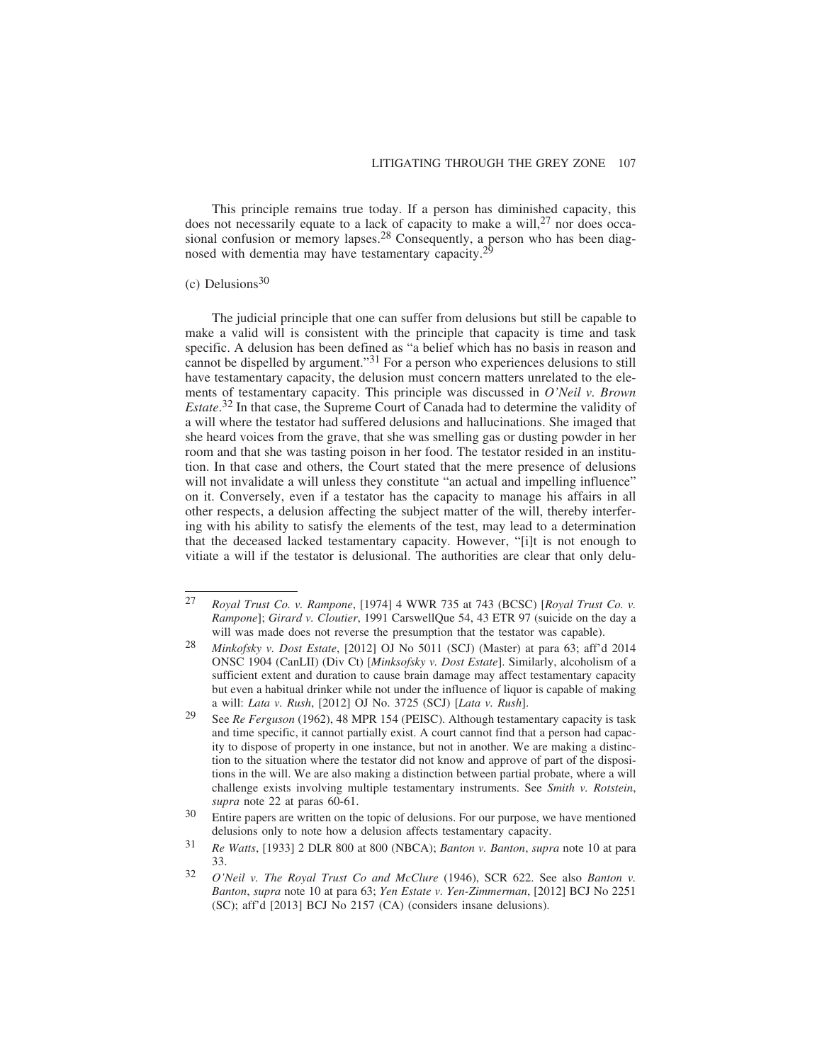This principle remains true today. If a person has diminished capacity, this does not necessarily equate to a lack of capacity to make a will,[27] nor does occasional confusion or memory lapses.[28] Consequently, a person who has been diagnosed with dementia may have testamentary capacity.[29]

(c) Delusions[30]

The judicial principle that one can suffer from delusions but still be capable to make a valid will is consistent with the principle that capacity is time and task specific. A delusion has been defined as "a belief which has no basis in reason and cannot be dispelled by argument."[31] For a person who experiences delusions to still have testamentary capacity, the delusion must concern matters unrelated to the elements of testamentary capacity. This principle was discussed in *O'Neil v. Brown Estate*.[32] In that case, the Supreme Court of Canada had to determine the validity of a will where the testator had suffered delusions and hallucinations. She imaged that she heard voices from the grave, that she was smelling gas or dusting powder in her room and that she was tasting poison in her food. The testator resided in an institution. In that case and others, the Court stated that the mere presence of delusions will not invalidate a will unless they constitute "an actual and impelling influence" on it. Conversely, even if a testator has the capacity to manage his affairs in all other respects, a delusion affecting the subject matter of the will, thereby interfering with his ability to satisfy the elements of the test, may lead to a determination that the deceased lacked testamentary capacity. However, "[i]t is not enough to vitiate a will if the testator is delusional. The authorities are clear that only delu-

---

27 *Royal Trust Co. v. Rampone*, [1974] 4 WWR 735 at 743 (BCSC) [*Royal Trust Co. v. Rampone*]; *Girard v. Cloutier*, 1991 CarswellQue 54, 43 ETR 97 (suicide on the day a will was made does not reverse the presumption that the testator was capable).

28 *Minkofsky v. Dost Estate*, [2012] OJ No 5011 (SCJ) (Master) at para 63; aff'd 2014 ONSC 1904 (CanLII) (Div Ct) [*Minksofsky v. Dost Estate*]. Similarly, alcoholism of a sufficient extent and duration to cause brain damage may affect testamentary capacity but even a habitual drinker while not under the influence of liquor is capable of making a will: *Lata v. Rush*, [2012] OJ No. 3725 (SCJ) [*Lata v. Rush*].

29 See *Re Ferguson* (1962), 48 MPR 154 (PEISC). Although testamentary capacity is task and time specific, it cannot partially exist. A court cannot find that a person had capacity to dispose of property in one instance, but not in another. We are making a distinction to the situation where the testator did not know and approve of part of the dispositions in the will. We are also making a distinction between partial probate, where a will challenge exists involving multiple testamentary instruments. See *Smith v. Rotstein*, *supra* note 22 at paras 60-61.

30 Entire papers are written on the topic of delusions. For our purpose, we have mentioned delusions only to note how a delusion affects testamentary capacity.

31 *Re Watts*, [1933] 2 DLR 800 at 800 (NBCA); *Banton v. Banton*, *supra* note 10 at para 33.

32 *O'Neil v. The Royal Trust Co and McClure* (1946), SCR 622. See also *Banton v. Banton*, *supra* note 10 at para 63; *Yen Estate v. Yen-Zimmerman*, [2012] BCJ No 2251 (SC); aff'd [2013] BCJ No 2157 (CA) (considers insane delusions).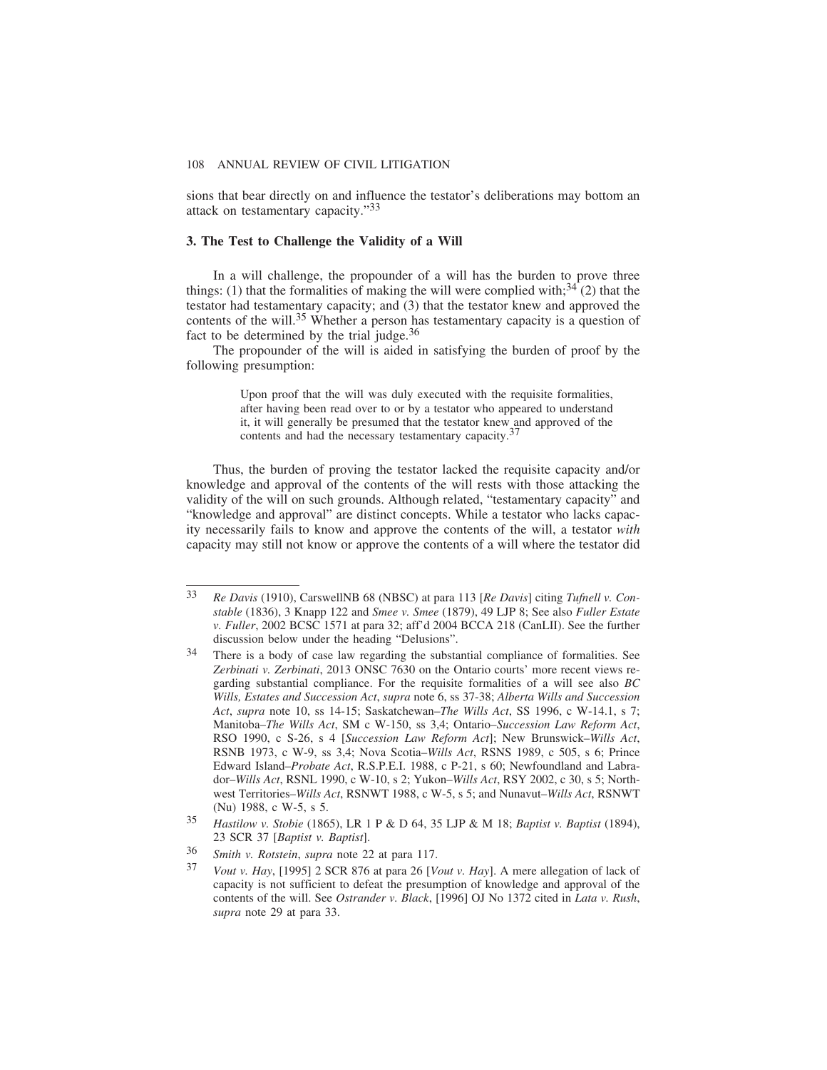sions that bear directly on and influence the testator's deliberations may bottom an attack on testamentary capacity."[33]

### 3. The Test to Challenge the Validity of a Will

In a will challenge, the propounder of a will has the burden to prove three things: (1) that the formalities of making the will were complied with;[34] (2) that the testator had testamentary capacity; and (3) that the testator knew and approved the contents of the will.[35] Whether a person has testamentary capacity is a question of fact to be determined by the trial judge.[36]

The propounder of the will is aided in satisfying the burden of proof by the following presumption:

> Upon proof that the will was duly executed with the requisite formalities, after having been read over to or by a testator who appeared to understand it, it will generally be presumed that the testator knew and approved of the contents and had the necessary testamentary capacity.[37]

Thus, the burden of proving the testator lacked the requisite capacity and/or knowledge and approval of the contents of the will rests with those attacking the validity of the will on such grounds. Although related, "testamentary capacity" and "knowledge and approval" are distinct concepts. While a testator who lacks capacity necessarily fails to know and approve the contents of the will, a testator *with* capacity may still not know or approve the contents of a will where the testator did

---

33 *Re Davis* (1910), CarswellNB 68 (NBSC) at para 113 [*Re Davis*] citing *Tufnell v. Constable* (1836), 3 Knapp 122 and *Smee v. Smee* (1879), 49 LJP 8; See also *Fuller Estate v. Fuller*, 2002 BCSC 1571 at para 32; aff'd 2004 BCCA 218 (CanLII). See the further discussion below under the heading "Delusions".

34 There is a body of case law regarding the substantial compliance of formalities. See *Zerbinati v. Zerbinati*, 2013 ONSC 7630 on the Ontario courts' more recent views regarding substantial compliance. For the requisite formalities of a will see also *BC Wills, Estates and Succession Act*, *supra* note 6, ss 37-38; *Alberta Wills and Succession Act*, *supra* note 10, ss 14-15; Saskatchewan–*The Wills Act*, SS 1996, c W-14.1, s 7; Manitoba–*The Wills Act*, SM c W-150, ss 3,4; Ontario–*Succession Law Reform Act*, RSO 1990, c S-26, s 4 [*Succession Law Reform Act*]; New Brunswick–*Wills Act*, RSNB 1973, c W-9, ss 3,4; Nova Scotia–*Wills Act*, RSNS 1989, c 505, s 6; Prince Edward Island–*Probate Act*, R.S.P.E.I. 1988, c P-21, s 60; Newfoundland and Labrador–*Wills Act*, RSNL 1990, c W-10, s 2; Yukon–*Wills Act*, RSY 2002, c 30, s 5; Northwest Territories–*Wills Act*, RSNWT 1988, c W-5, s 5; and Nunavut–*Wills Act*, RSNWT (Nu) 1988, c W-5, s 5.

35 *Hastilow v. Stobie* (1865), LR 1 P & D 64, 35 LJP & M 18; *Baptist v. Baptist* (1894), 23 SCR 37 [*Baptist v. Baptist*].

36 *Smith v. Rotstein*, *supra* note 22 at para 117.

37 *Vout v. Hay*, [1995] 2 SCR 876 at para 26 [*Vout v. Hay*]. A mere allegation of lack of capacity is not sufficient to defeat the presumption of knowledge and approval of the contents of the will. See *Ostrander v. Black*, [1996] OJ No 1372 cited in *Lata v. Rush*, *supra* note 29 at para 33.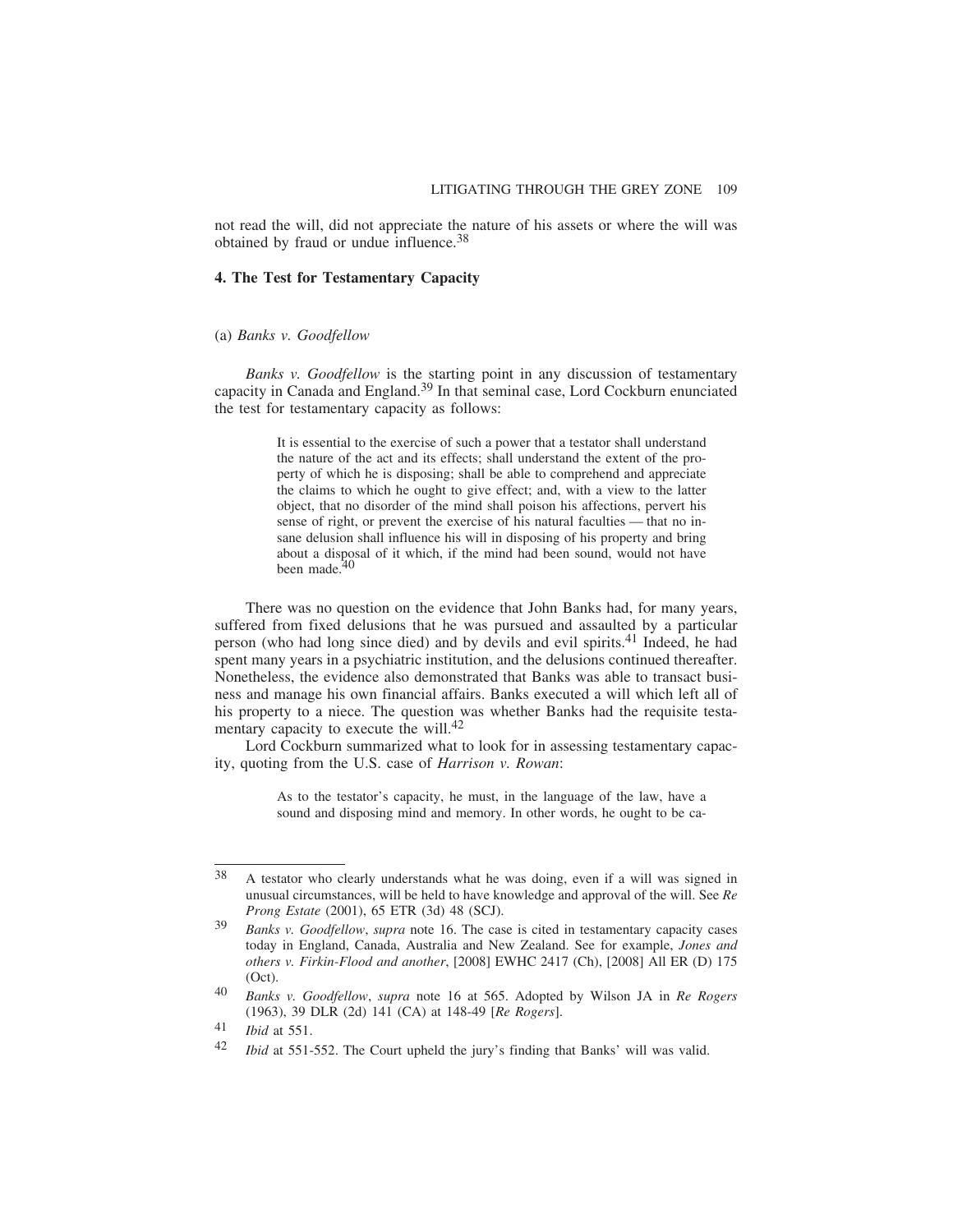not read the will, did not appreciate the nature of his assets or where the will was obtained by fraud or undue influence.[38]

## 4. The Test for Testamentary Capacity

### (a) *Banks v. Goodfellow*

*Banks v. Goodfellow* is the starting point in any discussion of testamentary capacity in Canada and England.[39] In that seminal case, Lord Cockburn enunciated the test for testamentary capacity as follows:

> It is essential to the exercise of such a power that a testator shall understand the nature of the act and its effects; shall understand the extent of the property of which he is disposing; shall be able to comprehend and appreciate the claims to which he ought to give effect; and, with a view to the latter object, that no disorder of the mind shall poison his affections, pervert his sense of right, or prevent the exercise of his natural faculties — that no insane delusion shall influence his will in disposing of his property and bring about a disposal of it which, if the mind had been sound, would not have been made.[40]

There was no question on the evidence that John Banks had, for many years, suffered from fixed delusions that he was pursued and assaulted by a particular person (who had long since died) and by devils and evil spirits.[41] Indeed, he had spent many years in a psychiatric institution, and the delusions continued thereafter. Nonetheless, the evidence also demonstrated that Banks was able to transact business and manage his own financial affairs. Banks executed a will which left all of his property to a niece. The question was whether Banks had the requisite testamentary capacity to execute the will.[42]

Lord Cockburn summarized what to look for in assessing testamentary capacity, quoting from the U.S. case of *Harrison v. Rowan*:

> As to the testator's capacity, he must, in the language of the law, have a sound and disposing mind and memory. In other words, he ought to be ca-

---

[38] A testator who clearly understands what he was doing, even if a will was signed in unusual circumstances, will be held to have knowledge and approval of the will. See *Re Prong Estate* (2001), 65 ETR (3d) 48 (SCJ).

[39] *Banks v. Goodfellow*, *supra* note 16. The case is cited in testamentary capacity cases today in England, Canada, Australia and New Zealand. See for example, *Jones and others v. Firkin-Flood and another*, [2008] EWHC 2417 (Ch), [2008] All ER (D) 175 (Oct).

[40] *Banks v. Goodfellow*, *supra* note 16 at 565. Adopted by Wilson JA in *Re Rogers* (1963), 39 DLR (2d) 141 (CA) at 148-49 [*Re Rogers*].

[41] *Ibid* at 551.

[42] *Ibid* at 551-552. The Court upheld the jury's finding that Banks' will was valid.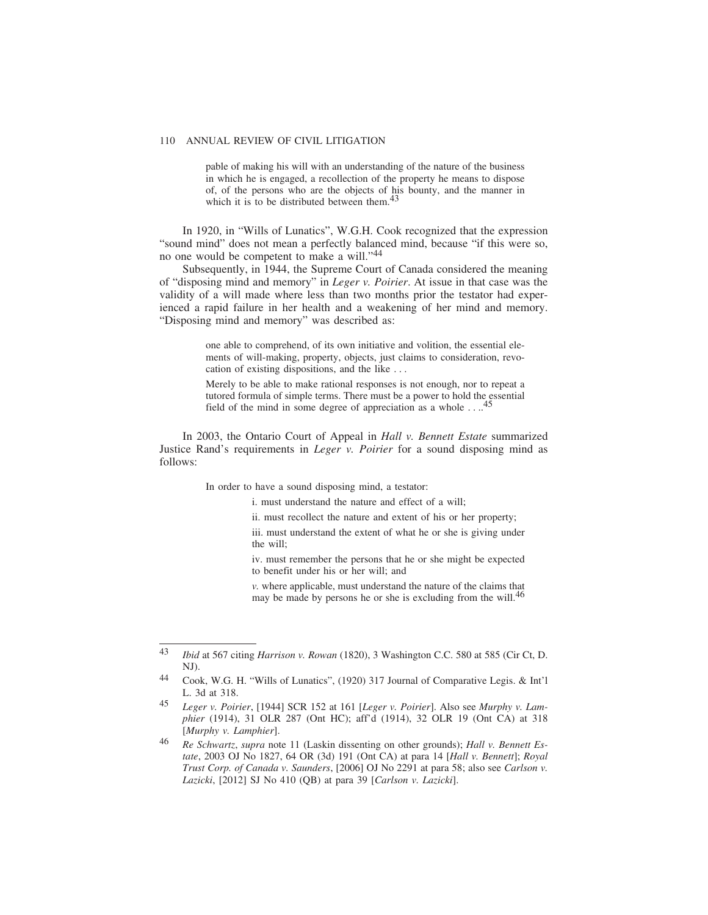> pable of making his will with an understanding of the nature of the business in which he is engaged, a recollection of the property he means to dispose of, of the persons who are the objects of his bounty, and the manner in which it is to be distributed between them.[43]

In 1920, in "Wills of Lunatics", W.G.H. Cook recognized that the expression "sound mind" does not mean a perfectly balanced mind, because "if this were so, no one would be competent to make a will."[44]

Subsequently, in 1944, the Supreme Court of Canada considered the meaning of "disposing mind and memory" in *Leger v. Poirier*. At issue in that case was the validity of a will made where less than two months prior the testator had experienced a rapid failure in her health and a weakening of her mind and memory. "Disposing mind and memory" was described as:

> one able to comprehend, of its own initiative and volition, the essential elements of will-making, property, objects, just claims to consideration, revocation of existing dispositions, and the like . . .
>
> Merely to be able to make rational responses is not enough, nor to repeat a tutored formula of simple terms. There must be a power to hold the essential field of the mind in some degree of appreciation as a whole . . ..[45]

In 2003, the Ontario Court of Appeal in *Hall v. Bennett Estate* summarized Justice Rand's requirements in *Leger v. Poirier* for a sound disposing mind as follows:

> In order to have a sound disposing mind, a testator:
>
> i. must understand the nature and effect of a will;
>
> ii. must recollect the nature and extent of his or her property;
>
> iii. must understand the extent of what he or she is giving under the will;
>
> iv. must remember the persons that he or she might be expected to benefit under his or her will; and
>
> *v.* where applicable, must understand the nature of the claims that may be made by persons he or she is excluding from the will.[46]

---

[43] *Ibid* at 567 citing *Harrison v. Rowan* (1820), 3 Washington C.C. 580 at 585 (Cir Ct, D. NJ).

[44] Cook, W.G. H. "Wills of Lunatics", (1920) 317 Journal of Comparative Legis. & Int'l L. 3d at 318.

[45] *Leger v. Poirier*, [1944] SCR 152 at 161 [*Leger v. Poirier*]. Also see *Murphy v. Lamphier* (1914), 31 OLR 287 (Ont HC); aff'd (1914), 32 OLR 19 (Ont CA) at 318 [*Murphy v. Lamphier*].

[46] *Re Schwartz*, *supra* note 11 (Laskin dissenting on other grounds); *Hall v. Bennett Estate*, 2003 OJ No 1827, 64 OR (3d) 191 (Ont CA) at para 14 [*Hall v. Bennett*]; *Royal Trust Corp. of Canada v. Saunders*, [2006] OJ No 2291 at para 58; also see *Carlson v. Lazicki*, [2012] SJ No 410 (QB) at para 39 [*Carlson v. Lazicki*].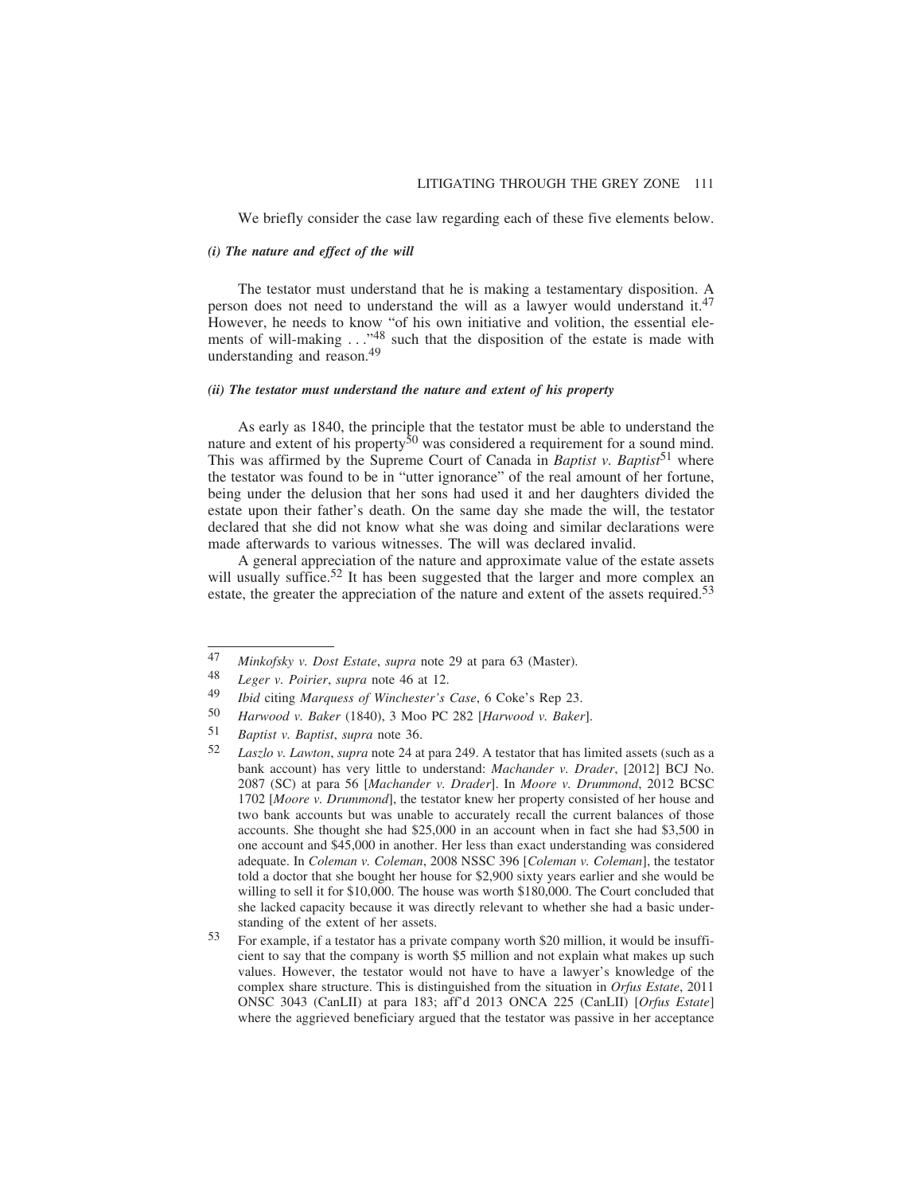We briefly consider the case law regarding each of these five elements below.

#### *(i) The nature and effect of the will*

The testator must understand that he is making a testamentary disposition. A person does not need to understand the will as a lawyer would understand it.[47] However, he needs to know "of his own initiative and volition, the essential elements of will-making . . ."[48] such that the disposition of the estate is made with understanding and reason.[49]

#### *(ii) The testator must understand the nature and extent of his property*

As early as 1840, the principle that the testator must be able to understand the nature and extent of his property[50] was considered a requirement for a sound mind. This was affirmed by the Supreme Court of Canada in *Baptist v. Baptist*[51] where the testator was found to be in "utter ignorance" of the real amount of her fortune, being under the delusion that her sons had used it and her daughters divided the estate upon their father's death. On the same day she made the will, the testator declared that she did not know what she was doing and similar declarations were made afterwards to various witnesses. The will was declared invalid.

A general appreciation of the nature and approximate value of the estate assets will usually suffice.[52] It has been suggested that the larger and more complex an estate, the greater the appreciation of the nature and extent of the assets required.[53]

---

47 *Minkofsky v. Dost Estate*, *supra* note 29 at para 63 (Master).

48 *Leger v. Poirier*, *supra* note 46 at 12.

49 *Ibid* citing *Marquess of Winchester's Case*, 6 Coke's Rep 23.

50 *Harwood v. Baker* (1840), 3 Moo PC 282 [*Harwood v. Baker*].

51 *Baptist v. Baptist*, *supra* note 36.

52 *Laszlo v. Lawton*, *supra* note 24 at para 249. A testator that has limited assets (such as a bank account) has very little to understand: *Machander v. Drader*, [2012] BCJ No. 2087 (SC) at para 56 [*Machander v. Drader*]. In *Moore v. Drummond*, 2012 BCSC 1702 [*Moore v. Drummond*], the testator knew her property consisted of her house and two bank accounts but was unable to accurately recall the current balances of those accounts. She thought she had $25,000 in an account when in fact she had $3,500 in one account and $45,000 in another. Her less than exact understanding was considered adequate. In *Coleman v. Coleman*, 2008 NSSC 396 [*Coleman v. Coleman*], the testator told a doctor that she bought her house for $2,900 sixty years earlier and she would be willing to sell it for $10,000. The house was worth $180,000. The Court concluded that she lacked capacity because it was directly relevant to whether she had a basic understanding of the extent of her assets.

53 For example, if a testator has a private company worth $20 million, it would be insufficient to say that the company is worth $5 million and not explain what makes up such values. However, the testator would not have to have a lawyer's knowledge of the complex share structure. This is distinguished from the situation in *Orfus Estate*, 2011 ONSC 3043 (CanLII) at para 183; aff'd 2013 ONCA 225 (CanLII) [*Orfus Estate*] where the aggrieved beneficiary argued that the testator was passive in her acceptance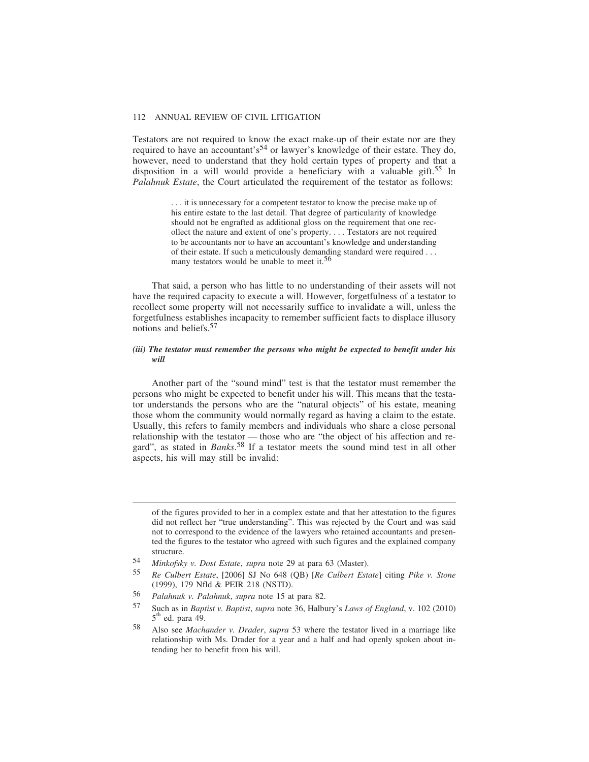Testators are not required to know the exact make-up of their estate nor are they required to have an accountant's[54] or lawyer's knowledge of their estate. They do, however, need to understand that they hold certain types of property and that a disposition in a will would provide a beneficiary with a valuable gift.[55] In *Palahnuk Estate*, the Court articulated the requirement of the testator as follows:

> . . . it is unnecessary for a competent testator to know the precise make up of his entire estate to the last detail. That degree of particularity of knowledge should not be engrafted as additional gloss on the requirement that one recollect the nature and extent of one's property. . . . Testators are not required to be accountants nor to have an accountant's knowledge and understanding of their estate. If such a meticulously demanding standard were required . . . many testators would be unable to meet it.[56]

That said, a person who has little to no understanding of their assets will not have the required capacity to execute a will. However, forgetfulness of a testator to recollect some property will not necessarily suffice to invalidate a will, unless the forgetfulness establishes incapacity to remember sufficient facts to displace illusory notions and beliefs.[57]

#### *(iii) The testator must remember the persons who might be expected to benefit under his will*

Another part of the "sound mind" test is that the testator must remember the persons who might be expected to benefit under his will. This means that the testator understands the persons who are the "natural objects" of his estate, meaning those whom the community would normally regard as having a claim to the estate. Usually, this refers to family members and individuals who share a close personal relationship with the testator — those who are "the object of his affection and regard", as stated in *Banks*.[58] If a testator meets the sound mind test in all other aspects, his will may still be invalid:

---

of the figures provided to her in a complex estate and that her attestation to the figures did not reflect her "true understanding". This was rejected by the Court and was said not to correspond to the evidence of the lawyers who retained accountants and presented the figures to the testator who agreed with such figures and the explained company structure.

54 *Minkofsky v. Dost Estate*, *supra* note 29 at para 63 (Master).

55 *Re Culbert Estate*, [2006] SJ No 648 (QB) [*Re Culbert Estate*] citing *Pike v. Stone* (1999), 179 Nfld & PEIR 218 (NSTD).

56 *Palahnuk v. Palahnuk*, *supra* note 15 at para 82.

57 Such as in *Baptist v. Baptist*, *supra* note 36, Halbury's *Laws of England*, v. 102 (2010) 5th ed. para 49.

58 Also see *Machander v. Drader*, *supra* 53 where the testator lived in a marriage like relationship with Ms. Drader for a year and a half and had openly spoken about intending her to benefit from his will.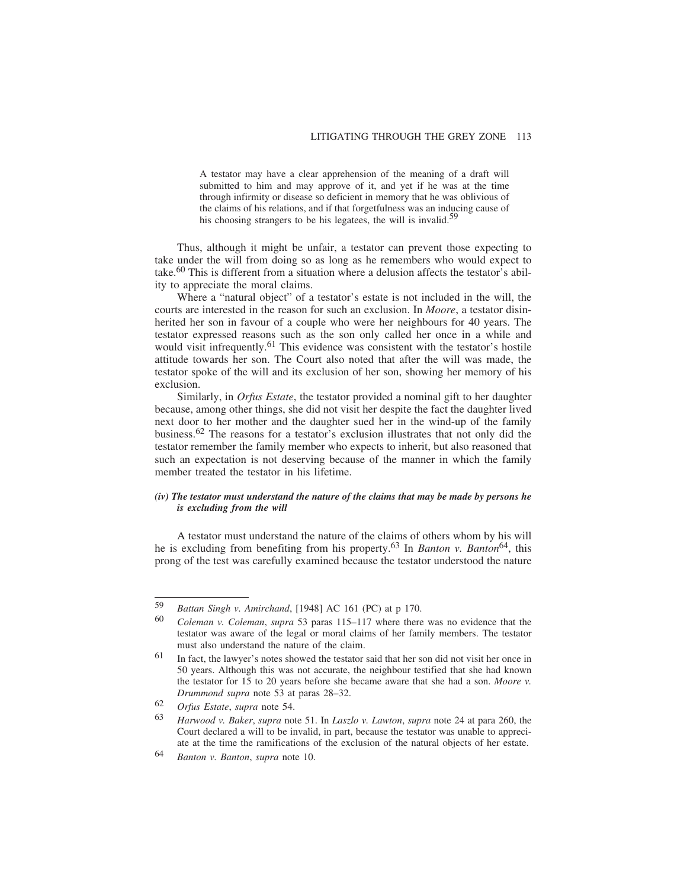> A testator may have a clear apprehension of the meaning of a draft will submitted to him and may approve of it, and yet if he was at the time through infirmity or disease so deficient in memory that he was oblivious of the claims of his relations, and if that forgetfulness was an inducing cause of his choosing strangers to be his legatees, the will is invalid.[59]

Thus, although it might be unfair, a testator can prevent those expecting to take under the will from doing so as long as he remembers who would expect to take.[60] This is different from a situation where a delusion affects the testator's ability to appreciate the moral claims.

Where a "natural object" of a testator's estate is not included in the will, the courts are interested in the reason for such an exclusion. In *Moore*, a testator disinherited her son in favour of a couple who were her neighbours for 40 years. The testator expressed reasons such as the son only called her once in a while and would visit infrequently.[61] This evidence was consistent with the testator's hostile attitude towards her son. The Court also noted that after the will was made, the testator spoke of the will and its exclusion of her son, showing her memory of his exclusion.

Similarly, in *Orfus Estate*, the testator provided a nominal gift to her daughter because, among other things, she did not visit her despite the fact the daughter lived next door to her mother and the daughter sued her in the wind-up of the family business.[62] The reasons for a testator's exclusion illustrates that not only did the testator remember the family member who expects to inherit, but also reasoned that such an expectation is not deserving because of the manner in which the family member treated the testator in his lifetime.

#### *(iv) The testator must understand the nature of the claims that may be made by persons he is excluding from the will*

A testator must understand the nature of the claims of others whom by his will he is excluding from benefiting from his property.[63] In *Banton v. Banton*[64], this prong of the test was carefully examined because the testator understood the nature

---

[59] *Battan Singh v. Amirchand*, [1948] AC 161 (PC) at p 170.

[60] *Coleman v. Coleman*, *supra* 53 paras 115–117 where there was no evidence that the testator was aware of the legal or moral claims of her family members. The testator must also understand the nature of the claim.

[61] In fact, the lawyer's notes showed the testator said that her son did not visit her once in 50 years. Although this was not accurate, the neighbour testified that she had known the testator for 15 to 20 years before she became aware that she had a son. *Moore v. Drummond supra* note 53 at paras 28–32.

[62] *Orfus Estate*, *supra* note 54.

[63] *Harwood v. Baker*, *supra* note 51. In *Laszlo v. Lawton*, *supra* note 24 at para 260, the Court declared a will to be invalid, in part, because the testator was unable to appreciate at the time the ramifications of the exclusion of the natural objects of her estate.

[64] *Banton v. Banton*, *supra* note 10.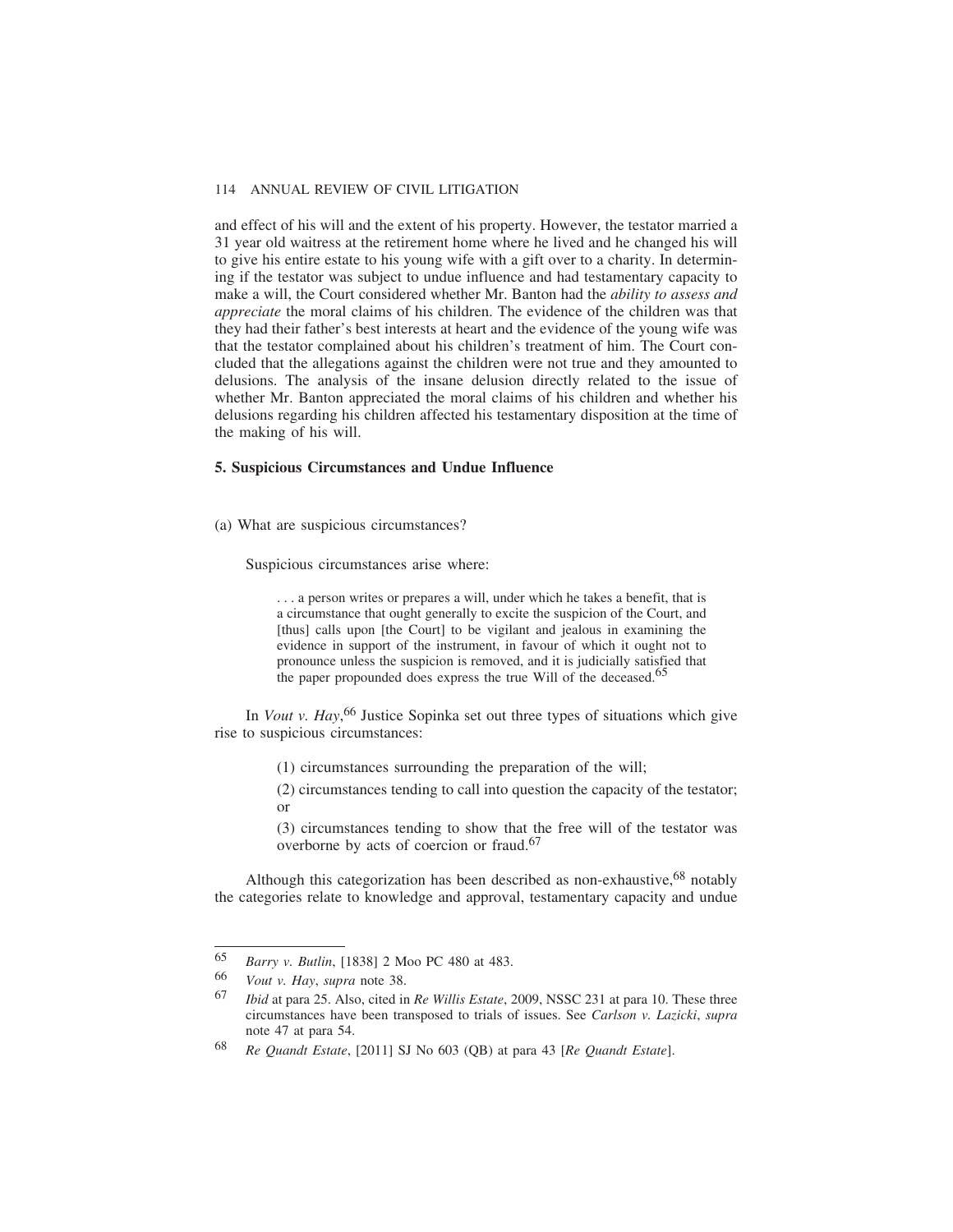and effect of his will and the extent of his property. However, the testator married a 31 year old waitress at the retirement home where he lived and he changed his will to give his entire estate to his young wife with a gift over to a charity. In determining if the testator was subject to undue influence and had testamentary capacity to make a will, the Court considered whether Mr. Banton had the *ability to assess and appreciate* the moral claims of his children. The evidence of the children was that they had their father's best interests at heart and the evidence of the young wife was that the testator complained about his children's treatment of him. The Court concluded that the allegations against the children were not true and they amounted to delusions. The analysis of the insane delusion directly related to the issue of whether Mr. Banton appreciated the moral claims of his children and whether his delusions regarding his children affected his testamentary disposition at the time of the making of his will.

### 5. Suspicious Circumstances and Undue Influence

(a) What are suspicious circumstances?

Suspicious circumstances arise where:

> . . . a person writes or prepares a will, under which he takes a benefit, that is a circumstance that ought generally to excite the suspicion of the Court, and [thus] calls upon [the Court] to be vigilant and jealous in examining the evidence in support of the instrument, in favour of which it ought not to pronounce unless the suspicion is removed, and it is judicially satisfied that the paper propounded does express the true Will of the deceased.[65]

In *Vout v. Hay*,[66] Justice Sopinka set out three types of situations which give rise to suspicious circumstances:

> (1) circumstances surrounding the preparation of the will;
>
> (2) circumstances tending to call into question the capacity of the testator; or
>
> (3) circumstances tending to show that the free will of the testator was overborne by acts of coercion or fraud.[67]

Although this categorization has been described as non-exhaustive,[68] notably the categories relate to knowledge and approval, testamentary capacity and undue

---

[65] *Barry v. Butlin*, [1838] 2 Moo PC 480 at 483.

[66] *Vout v. Hay*, *supra* note 38.

[67] *Ibid* at para 25. Also, cited in *Re Willis Estate*, 2009, NSSC 231 at para 10. These three circumstances have been transposed to trials of issues. See *Carlson v. Lazicki*, *supra* note 47 at para 54.

[68] *Re Quandt Estate*, [2011] SJ No 603 (QB) at para 43 [*Re Quandt Estate*].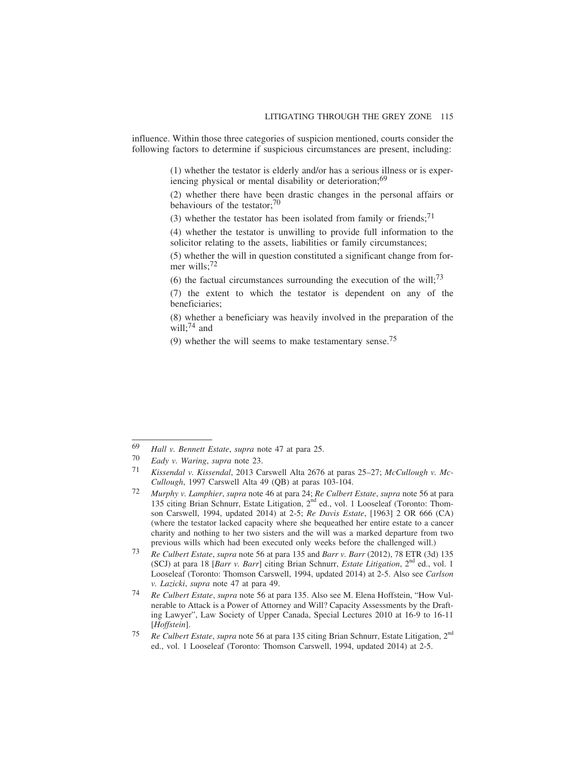influence. Within those three categories of suspicion mentioned, courts consider the following factors to determine if suspicious circumstances are present, including:

> (1) whether the testator is elderly and/or has a serious illness or is experiencing physical or mental disability or deterioration;[69]
>
> (2) whether there have been drastic changes in the personal affairs or behaviours of the testator;[70]
>
> (3) whether the testator has been isolated from family or friends;[71]
>
> (4) whether the testator is unwilling to provide full information to the solicitor relating to the assets, liabilities or family circumstances;
>
> (5) whether the will in question constituted a significant change from former wills;[72]
>
> (6) the factual circumstances surrounding the execution of the will;[73]
>
> (7) the extent to which the testator is dependent on any of the beneficiaries;
>
> (8) whether a beneficiary was heavily involved in the preparation of the will;[74] and
>
> (9) whether the will seems to make testamentary sense.[75]

---

69 *Hall v. Bennett Estate*, *supra* note 47 at para 25.

70 *Eady v. Waring*, *supra* note 23.

71 *Kissendal v. Kissendal*, 2013 Carswell Alta 2676 at paras 25–27; *McCullough v. McCullough*, 1997 Carswell Alta 49 (QB) at paras 103-104.

72 *Murphy v. Lamphier*, *supra* note 46 at para 24; *Re Culbert Estate*, *supra* note 56 at para 135 citing Brian Schnurr, Estate Litigation, 2nd ed., vol. 1 Looseleaf (Toronto: Thomson Carswell, 1994, updated 2014) at 2-5; *Re Davis Estate*, [1963] 2 OR 666 (CA) (where the testator lacked capacity where she bequeathed her entire estate to a cancer charity and nothing to her two sisters and the will was a marked departure from two previous wills which had been executed only weeks before the challenged will.)

73 *Re Culbert Estate*, *supra* note 56 at para 135 and *Barr v. Barr* (2012), 78 ETR (3d) 135 (SCJ) at para 18 [*Barr v. Barr*] citing Brian Schnurr, *Estate Litigation*, 2nd ed., vol. 1 Looseleaf (Toronto: Thomson Carswell, 1994, updated 2014) at 2-5. Also see *Carlson v. Lazicki*, *supra* note 47 at para 49.

74 *Re Culbert Estate*, *supra* note 56 at para 135. Also see M. Elena Hoffstein, "How Vulnerable to Attack is a Power of Attorney and Will? Capacity Assessments by the Drafting Lawyer", Law Society of Upper Canada, Special Lectures 2010 at 16-9 to 16-11 [*Hoffstein*].

75 *Re Culbert Estate*, *supra* note 56 at para 135 citing Brian Schnurr, Estate Litigation, 2nd ed., vol. 1 Looseleaf (Toronto: Thomson Carswell, 1994, updated 2014) at 2-5.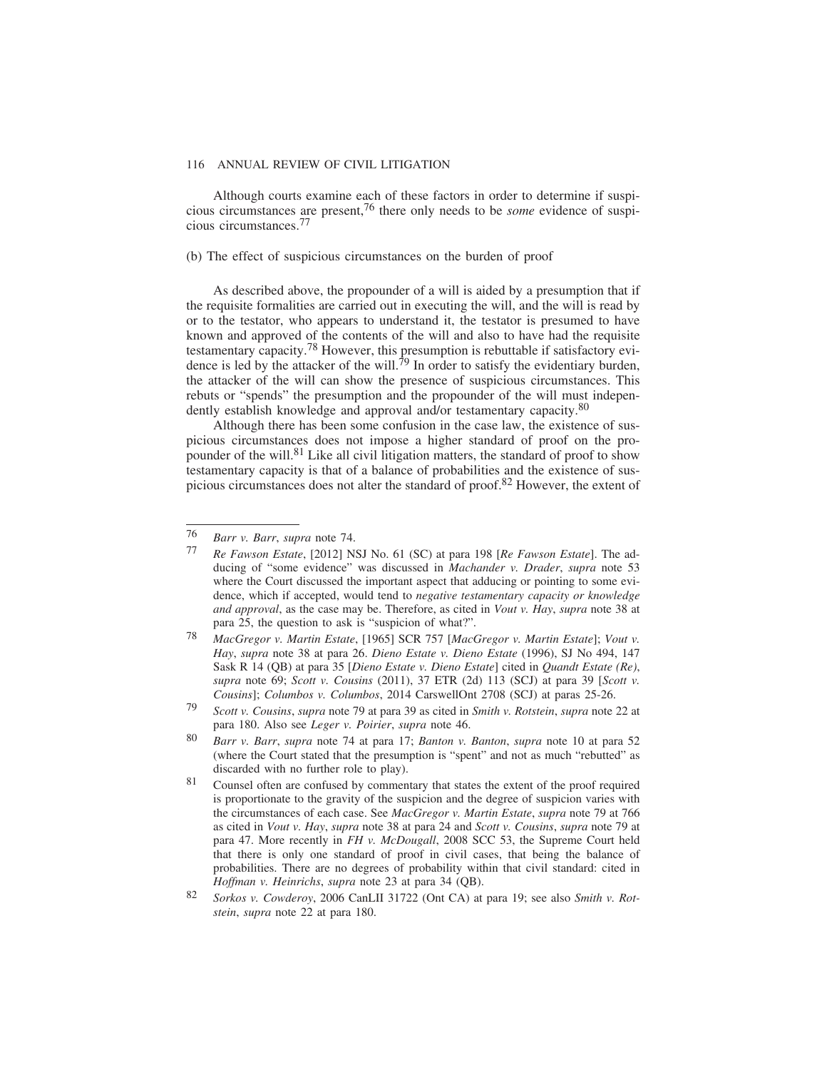Although courts examine each of these factors in order to determine if suspicious circumstances are present,[76] there only needs to be *some* evidence of suspicious circumstances.[77]

(b) The effect of suspicious circumstances on the burden of proof

As described above, the propounder of a will is aided by a presumption that if the requisite formalities are carried out in executing the will, and the will is read by or to the testator, who appears to understand it, the testator is presumed to have known and approved of the contents of the will and also to have had the requisite testamentary capacity.[78] However, this presumption is rebuttable if satisfactory evidence is led by the attacker of the will.[79] In order to satisfy the evidentiary burden, the attacker of the will can show the presence of suspicious circumstances. This rebuts or "spends" the presumption and the propounder of the will must independently establish knowledge and approval and/or testamentary capacity.[80]

Although there has been some confusion in the case law, the existence of suspicious circumstances does not impose a higher standard of proof on the propounder of the will.[81] Like all civil litigation matters, the standard of proof to show testamentary capacity is that of a balance of probabilities and the existence of suspicious circumstances does not alter the standard of proof.[82] However, the extent of

---

[76] *Barr v. Barr*, *supra* note 74.

[77] *Re Fawson Estate*, [2012] NSJ No. 61 (SC) at para 198 [*Re Fawson Estate*]. The adducing of "some evidence" was discussed in *Machander v. Drader*, *supra* note 53 where the Court discussed the important aspect that adducing or pointing to some evidence, which if accepted, would tend to *negative testamentary capacity or knowledge and approval*, as the case may be. Therefore, as cited in *Vout v. Hay*, *supra* note 38 at para 25, the question to ask is "suspicion of what?".

[78] *MacGregor v. Martin Estate*, [1965] SCR 757 [*MacGregor v. Martin Estate*]; *Vout v. Hay*, *supra* note 38 at para 26. *Dieno Estate v. Dieno Estate* (1996), SJ No 494, 147 Sask R 14 (QB) at para 35 [*Dieno Estate v. Dieno Estate*] cited in *Quandt Estate (Re)*, *supra* note 69; *Scott v. Cousins* (2011), 37 ETR (2d) 113 (SCJ) at para 39 [*Scott v. Cousins*]; *Columbos v. Columbos*, 2014 CarswellOnt 2708 (SCJ) at paras 25-26.

[79] *Scott v. Cousins*, *supra* note 79 at para 39 as cited in *Smith v. Rotstein*, *supra* note 22 at para 180. Also see *Leger v. Poirier*, *supra* note 46.

[80] *Barr v. Barr*, *supra* note 74 at para 17; *Banton v. Banton*, *supra* note 10 at para 52 (where the Court stated that the presumption is "spent" and not as much "rebutted" as discarded with no further role to play).

[81] Counsel often are confused by commentary that states the extent of the proof required is proportionate to the gravity of the suspicion and the degree of suspicion varies with the circumstances of each case. See *MacGregor v. Martin Estate*, *supra* note 79 at 766 as cited in *Vout v. Hay*, *supra* note 38 at para 24 and *Scott v. Cousins*, *supra* note 79 at para 47. More recently in *FH v. McDougall*, 2008 SCC 53, the Supreme Court held that there is only one standard of proof in civil cases, that being the balance of probabilities. There are no degrees of probability within that civil standard: cited in *Hoffman v. Heinrichs*, *supra* note 23 at para 34 (QB).

[82] *Sorkos v. Cowderoy*, 2006 CanLII 31722 (Ont CA) at para 19; see also *Smith v. Rotstein*, *supra* note 22 at para 180.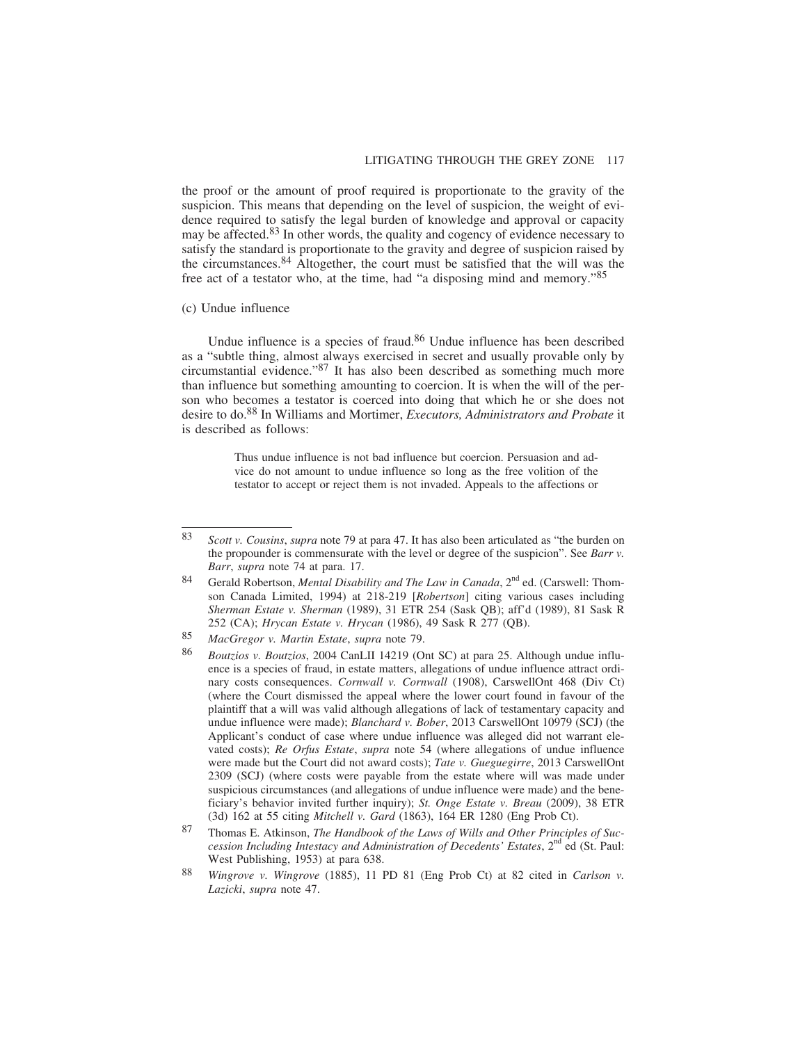the proof or the amount of proof required is proportionate to the gravity of the suspicion. This means that depending on the level of suspicion, the weight of evidence required to satisfy the legal burden of knowledge and approval or capacity may be affected.[83] In other words, the quality and cogency of evidence necessary to satisfy the standard is proportionate to the gravity and degree of suspicion raised by the circumstances.[84] Altogether, the court must be satisfied that the will was the free act of a testator who, at the time, had "a disposing mind and memory."[85]

(c) Undue influence

Undue influence is a species of fraud.[86] Undue influence has been described as a "subtle thing, almost always exercised in secret and usually provable only by circumstantial evidence."[87] It has also been described as something much more than influence but something amounting to coercion. It is when the will of the person who becomes a testator is coerced into doing that which he or she does not desire to do.[88] In Williams and Mortimer, *Executors, Administrators and Probate* it is described as follows:

> Thus undue influence is not bad influence but coercion. Persuasion and advice do not amount to undue influence so long as the free volition of the testator to accept or reject them is not invaded. Appeals to the affections or

---

83 *Scott v. Cousins*, *supra* note 79 at para 47. It has also been articulated as "the burden on the propounder is commensurate with the level or degree of the suspicion". See *Barr v. Barr*, *supra* note 74 at para. 17.

84 Gerald Robertson, *Mental Disability and The Law in Canada*, 2nd ed. (Carswell: Thomson Canada Limited, 1994) at 218-219 [*Robertson*] citing various cases including *Sherman Estate v. Sherman* (1989), 31 ETR 254 (Sask QB); aff'd (1989), 81 Sask R 252 (CA); *Hrycan Estate v. Hrycan* (1986), 49 Sask R 277 (QB).

85 *MacGregor v. Martin Estate*, *supra* note 79.

86 *Boutzios v. Boutzios*, 2004 CanLII 14219 (Ont SC) at para 25. Although undue influence is a species of fraud, in estate matters, allegations of undue influence attract ordinary costs consequences. *Cornwall v. Cornwall* (1908), CarswellOnt 468 (Div Ct) (where the Court dismissed the appeal where the lower court found in favour of the plaintiff that a will was valid although allegations of lack of testamentary capacity and undue influence were made); *Blanchard v. Bober*, 2013 CarswellOnt 10979 (SCJ) (the Applicant's conduct of case where undue influence was alleged did not warrant elevated costs); *Re Orfus Estate*, *supra* note 54 (where allegations of undue influence were made but the Court did not award costs); *Tate v. Gueguegirre*, 2013 CarswellOnt 2309 (SCJ) (where costs were payable from the estate where will was made under suspicious circumstances (and allegations of undue influence were made) and the beneficiary's behavior invited further inquiry); *St. Onge Estate v. Breau* (2009), 38 ETR (3d) 162 at 55 citing *Mitchell v. Gard* (1863), 164 ER 1280 (Eng Prob Ct).

87 Thomas E. Atkinson, *The Handbook of the Laws of Wills and Other Principles of Succession Including Intestacy and Administration of Decedents' Estates*, 2nd ed (St. Paul: West Publishing, 1953) at para 638.

88 *Wingrove v. Wingrove* (1885), 11 PD 81 (Eng Prob Ct) at 82 cited in *Carlson v. Lazicki*, *supra* note 47.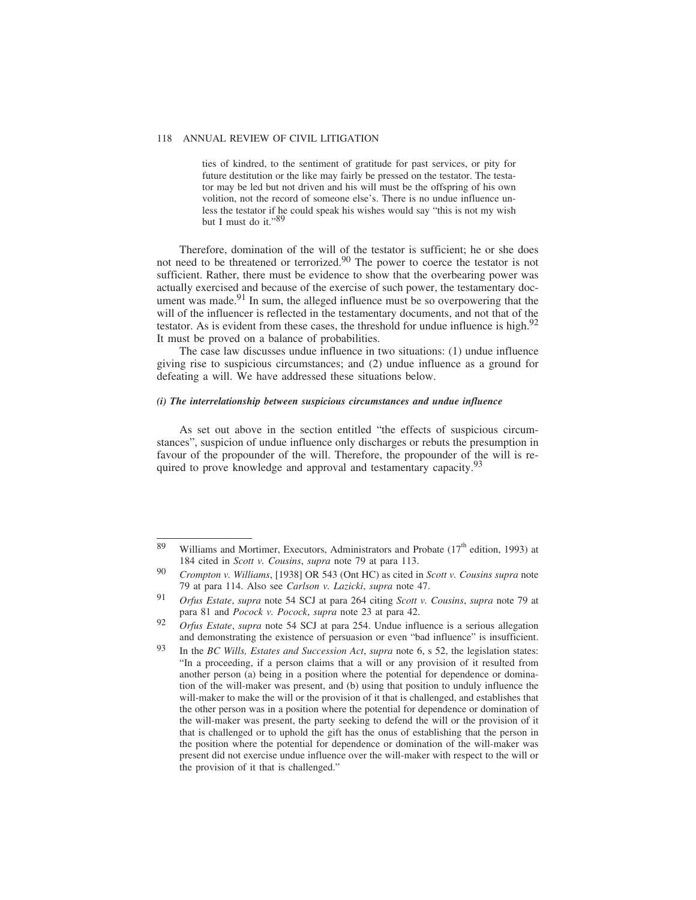> ties of kindred, to the sentiment of gratitude for past services, or pity for future destitution or the like may fairly be pressed on the testator. The testator may be led but not driven and his will must be the offspring of his own volition, not the record of someone else's. There is no undue influence unless the testator if he could speak his wishes would say "this is not my wish but I must do it."[89]

Therefore, domination of the will of the testator is sufficient; he or she does not need to be threatened or terrorized.[90] The power to coerce the testator is not sufficient. Rather, there must be evidence to show that the overbearing power was actually exercised and because of the exercise of such power, the testamentary document was made.[91] In sum, the alleged influence must be so overpowering that the will of the influencer is reflected in the testamentary documents, and not that of the testator. As is evident from these cases, the threshold for undue influence is high.[92] It must be proved on a balance of probabilities.

The case law discusses undue influence in two situations: (1) undue influence giving rise to suspicious circumstances; and (2) undue influence as a ground for defeating a will. We have addressed these situations below.

#### *(i) The interrelationship between suspicious circumstances and undue influence*

As set out above in the section entitled "the effects of suspicious circumstances", suspicion of undue influence only discharges or rebuts the presumption in favour of the propounder of the will. Therefore, the propounder of the will is required to prove knowledge and approval and testamentary capacity.[93]

---

[89] Williams and Mortimer, Executors, Administrators and Probate (17th edition, 1993) at 184 cited in *Scott v. Cousins*, *supra* note 79 at para 113.

[90] *Crompton v. Williams*, [1938] OR 543 (Ont HC) as cited in *Scott v. Cousins supra* note 79 at para 114. Also see *Carlson v. Lazicki*, *supra* note 47.

[91] *Orfus Estate*, *supra* note 54 SCJ at para 264 citing *Scott v. Cousins*, *supra* note 79 at para 81 and *Pocock v. Pocock*, *supra* note 23 at para 42.

[92] *Orfus Estate*, *supra* note 54 SCJ at para 254. Undue influence is a serious allegation and demonstrating the existence of persuasion or even "bad influence" is insufficient.

[93] In the *BC Wills, Estates and Succession Act*, *supra* note 6, s 52, the legislation states: "In a proceeding, if a person claims that a will or any provision of it resulted from another person (a) being in a position where the potential for dependence or domination of the will-maker was present, and (b) using that position to unduly influence the will-maker to make the will or the provision of it that is challenged, and establishes that the other person was in a position where the potential for dependence or domination of the will-maker was present, the party seeking to defend the will or the provision of it that is challenged or to uphold the gift has the onus of establishing that the person in the position where the potential for dependence or domination of the will-maker was present did not exercise undue influence over the will-maker with respect to the will or the provision of it that is challenged."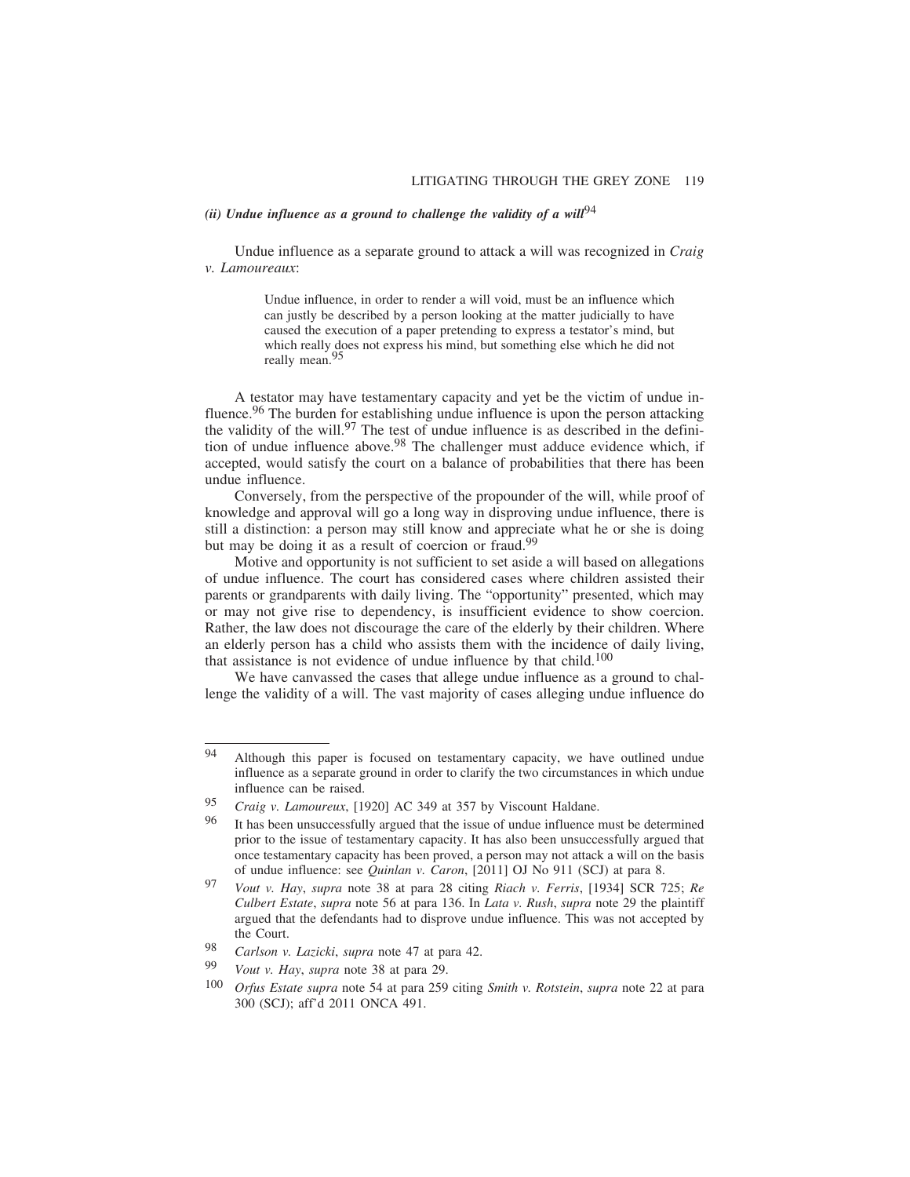### *(ii) Undue influence as a ground to challenge the validity of a will*[94]

Undue influence as a separate ground to attack a will was recognized in *Craig v. Lamoureaux*:

> Undue influence, in order to render a will void, must be an influence which can justly be described by a person looking at the matter judicially to have caused the execution of a paper pretending to express a testator's mind, but which really does not express his mind, but something else which he did not really mean.[95]

A testator may have testamentary capacity and yet be the victim of undue influence.[96] The burden for establishing undue influence is upon the person attacking the validity of the will.[97] The test of undue influence is as described in the definition of undue influence above.[98] The challenger must adduce evidence which, if accepted, would satisfy the court on a balance of probabilities that there has been undue influence.

Conversely, from the perspective of the propounder of the will, while proof of knowledge and approval will go a long way in disproving undue influence, there is still a distinction: a person may still know and appreciate what he or she is doing but may be doing it as a result of coercion or fraud.[99]

Motive and opportunity is not sufficient to set aside a will based on allegations of undue influence. The court has considered cases where children assisted their parents or grandparents with daily living. The "opportunity" presented, which may or may not give rise to dependency, is insufficient evidence to show coercion. Rather, the law does not discourage the care of the elderly by their children. Where an elderly person has a child who assists them with the incidence of daily living, that assistance is not evidence of undue influence by that child.[100]

We have canvassed the cases that allege undue influence as a ground to challenge the validity of a will. The vast majority of cases alleging undue influence do

---

[94] Although this paper is focused on testamentary capacity, we have outlined undue influence as a separate ground in order to clarify the two circumstances in which undue influence can be raised.

[95] *Craig v. Lamoureux*, [1920] AC 349 at 357 by Viscount Haldane.

[96] It has been unsuccessfully argued that the issue of undue influence must be determined prior to the issue of testamentary capacity. It has also been unsuccessfully argued that once testamentary capacity has been proved, a person may not attack a will on the basis of undue influence: see *Quinlan v. Caron*, [2011] OJ No 911 (SCJ) at para 8.

[97] *Vout v. Hay*, *supra* note 38 at para 28 citing *Riach v. Ferris*, [1934] SCR 725; *Re Culbert Estate*, *supra* note 56 at para 136. In *Lata v. Rush*, *supra* note 29 the plaintiff argued that the defendants had to disprove undue influence. This was not accepted by the Court.

[98] *Carlson v. Lazicki*, *supra* note 47 at para 42.

[99] *Vout v. Hay*, *supra* note 38 at para 29.

[100] *Orfus Estate supra* note 54 at para 259 citing *Smith v. Rotstein*, *supra* note 22 at para 300 (SCJ); aff'd 2011 ONCA 491.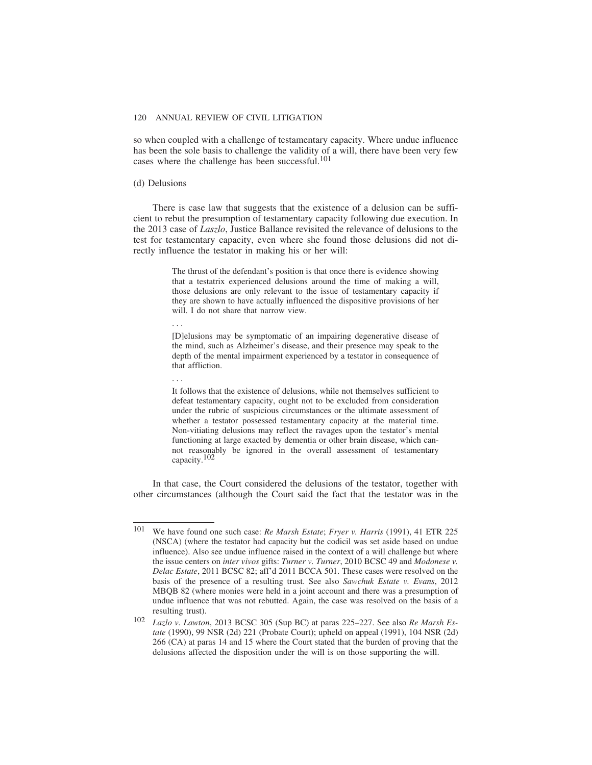so when coupled with a challenge of testamentary capacity. Where undue influence has been the sole basis to challenge the validity of a will, there have been very few cases where the challenge has been successful.[101]

(d) Delusions

There is case law that suggests that the existence of a delusion can be sufficient to rebut the presumption of testamentary capacity following due execution. In the 2013 case of *Laszlo*, Justice Ballance revisited the relevance of delusions to the test for testamentary capacity, even where she found those delusions did not directly influence the testator in making his or her will:

> The thrust of the defendant's position is that once there is evidence showing that a testatrix experienced delusions around the time of making a will, those delusions are only relevant to the issue of testamentary capacity if they are shown to have actually influenced the dispositive provisions of her will. I do not share that narrow view.
>
> . . .
>
> [D]elusions may be symptomatic of an impairing degenerative disease of the mind, such as Alzheimer's disease, and their presence may speak to the depth of the mental impairment experienced by a testator in consequence of that affliction.
>
> . . .
>
> It follows that the existence of delusions, while not themselves sufficient to defeat testamentary capacity, ought not to be excluded from consideration under the rubric of suspicious circumstances or the ultimate assessment of whether a testator possessed testamentary capacity at the material time. Non-vitiating delusions may reflect the ravages upon the testator's mental functioning at large exacted by dementia or other brain disease, which cannot reasonably be ignored in the overall assessment of testamentary capacity.[102]

In that case, the Court considered the delusions of the testator, together with other circumstances (although the Court said the fact that the testator was in the

---

[101] We have found one such case: *Re Marsh Estate*; *Fryer v. Harris* (1991), 41 ETR 225 (NSCA) (where the testator had capacity but the codicil was set aside based on undue influence). Also see undue influence raised in the context of a will challenge but where the issue centers on *inter vivos* gifts: *Turner v. Turner*, 2010 BCSC 49 and *Modonese v. Delac Estate*, 2011 BCSC 82; aff'd 2011 BCCA 501. These cases were resolved on the basis of the presence of a resulting trust. See also *Sawchuk Estate v. Evans*, 2012 MBQB 82 (where monies were held in a joint account and there was a presumption of undue influence that was not rebutted. Again, the case was resolved on the basis of a resulting trust).

[102] *Lazlo v. Lawton*, 2013 BCSC 305 (Sup BC) at paras 225–227. See also *Re Marsh Estate* (1990), 99 NSR (2d) 221 (Probate Court); upheld on appeal (1991), 104 NSR (2d) 266 (CA) at paras 14 and 15 where the Court stated that the burden of proving that the delusions affected the disposition under the will is on those supporting the will.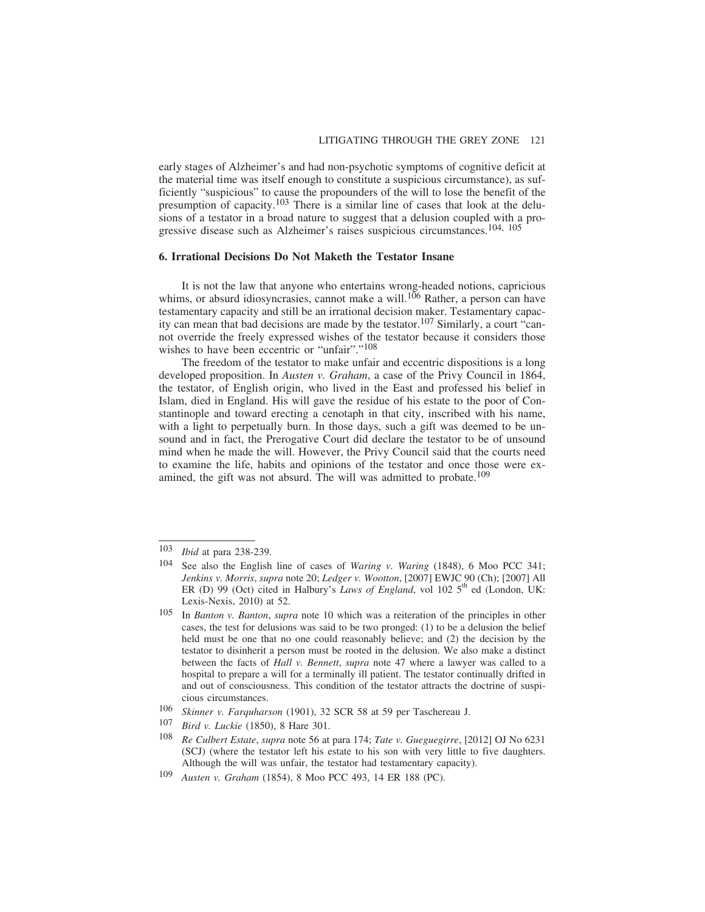early stages of Alzheimer's and had non-psychotic symptoms of cognitive deficit at the material time was itself enough to constitute a suspicious circumstance), as sufficiently "suspicious" to cause the propounders of the will to lose the benefit of the presumption of capacity.[103] There is a similar line of cases that look at the delusions of a testator in a broad nature to suggest that a delusion coupled with a progressive disease such as Alzheimer's raises suspicious circumstances.[104, 105]

### 6. Irrational Decisions Do Not Maketh the Testator Insane

It is not the law that anyone who entertains wrong-headed notions, capricious whims, or absurd idiosyncrasies, cannot make a will.[106] Rather, a person can have testamentary capacity and still be an irrational decision maker. Testamentary capacity can mean that bad decisions are made by the testator.[107] Similarly, a court "cannot override the freely expressed wishes of the testator because it considers those wishes to have been eccentric or "unfair"."[108]

The freedom of the testator to make unfair and eccentric dispositions is a long developed proposition. In *Austen v. Graham*, a case of the Privy Council in 1864, the testator, of English origin, who lived in the East and professed his belief in Islam, died in England. His will gave the residue of his estate to the poor of Constantinople and toward erecting a cenotaph in that city, inscribed with his name, with a light to perpetually burn. In those days, such a gift was deemed to be unsound and in fact, the Prerogative Court did declare the testator to be of unsound mind when he made the will. However, the Privy Council said that the courts need to examine the life, habits and opinions of the testator and once those were examined, the gift was not absurd. The will was admitted to probate.[109]

---

103 *Ibid* at para 238-239.

104 See also the English line of cases of *Waring v. Waring* (1848), 6 Moo PCC 341; *Jenkins v. Morris*, *supra* note 20; *Ledger v. Wootton*, [2007] EWJC 90 (Ch); [2007] All ER (D) 99 (Oct) cited in Halbury's *Laws of England*, vol 102 5th ed (London, UK: Lexis-Nexis, 2010) at 52.

105 In *Banton v. Banton*, *supra* note 10 which was a reiteration of the principles in other cases, the test for delusions was said to be two pronged: (1) to be a delusion the belief held must be one that no one could reasonably believe; and (2) the decision by the testator to disinherit a person must be rooted in the delusion. We also make a distinct between the facts of *Hall v. Bennett*, *supra* note 47 where a lawyer was called to a hospital to prepare a will for a terminally ill patient. The testator continually drifted in and out of consciousness. This condition of the testator attracts the doctrine of suspicious circumstances.

106 *Skinner v. Farquharson* (1901), 32 SCR 58 at 59 per Taschereau J.

107 *Bird v. Luckie* (1850), 8 Hare 301.

108 *Re Culbert Estate*, *supra* note 56 at para 174; *Tate v. Gueguegirre*, [2012] OJ No 6231 (SCJ) (where the testator left his estate to his son with very little to five daughters. Although the will was unfair, the testator had testamentary capacity).

109 *Austen v. Graham* (1854), 8 Moo PCC 493, 14 ER 188 (PC).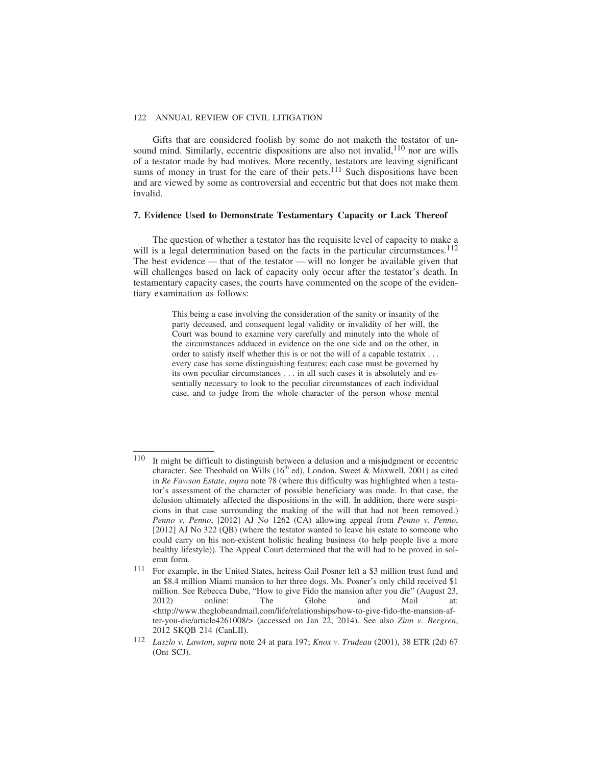Gifts that are considered foolish by some do not maketh the testator of unsound mind. Similarly, eccentric dispositions are also not invalid,[110] nor are wills of a testator made by bad motives. More recently, testators are leaving significant sums of money in trust for the care of their pets.[111] Such dispositions have been and are viewed by some as controversial and eccentric but that does not make them invalid.

### 7. Evidence Used to Demonstrate Testamentary Capacity or Lack Thereof

The question of whether a testator has the requisite level of capacity to make a will is a legal determination based on the facts in the particular circumstances.[112] The best evidence — that of the testator — will no longer be available given that will challenges based on lack of capacity only occur after the testator's death. In testamentary capacity cases, the courts have commented on the scope of the evidentiary examination as follows:

> This being a case involving the consideration of the sanity or insanity of the party deceased, and consequent legal validity or invalidity of her will, the Court was bound to examine very carefully and minutely into the whole of the circumstances adduced in evidence on the one side and on the other, in order to satisfy itself whether this is or not the will of a capable testatrix . . . every case has some distinguishing features; each case must be governed by its own peculiar circumstances . . . in all such cases it is absolutely and essentially necessary to look to the peculiar circumstances of each individual case, and to judge from the whole character of the person whose mental

---

[110] It might be difficult to distinguish between a delusion and a misjudgment or eccentric character. See Theobald on Wills (16th ed), London, Sweet & Maxwell, 2001) as cited in *Re Fawson Estate*, *supra* note 78 (where this difficulty was highlighted when a testator's assessment of the character of possible beneficiary was made. In that case, the delusion ultimately affected the dispositions in the will. In addition, there were suspicions in that case surrounding the making of the will that had not been removed.) *Penno v. Penno*, [2012] AJ No 1262 (CA) allowing appeal from *Penno v. Penno*, [2012] AJ No 322 (QB) (where the testator wanted to leave his estate to someone who could carry on his non-existent holistic healing business (to help people live a more healthy lifestyle)). The Appeal Court determined that the will had to be proved in solemn form.

[111] For example, in the United States, heiress Gail Posner left a $3 million trust fund and an $8.4 million Miami mansion to her three dogs. Ms. Posner's only child received $1 million. See Rebecca Dube, "How to give Fido the mansion after you die" (August 23, 2012) online: The Globe and Mail at: <http://www.theglobeandmail.com/life/relationships/how-to-give-fido-the-mansion-after-you-die/article4261008/> (accessed on Jan 22, 2014). See also *Zinn v. Bergren*, 2012 SKQB 214 (CanLII).

[112] *Laszlo v. Lawton*, *supra* note 24 at para 197; *Knox v. Trudeau* (2001), 38 ETR (2d) 67 (Ont SCJ).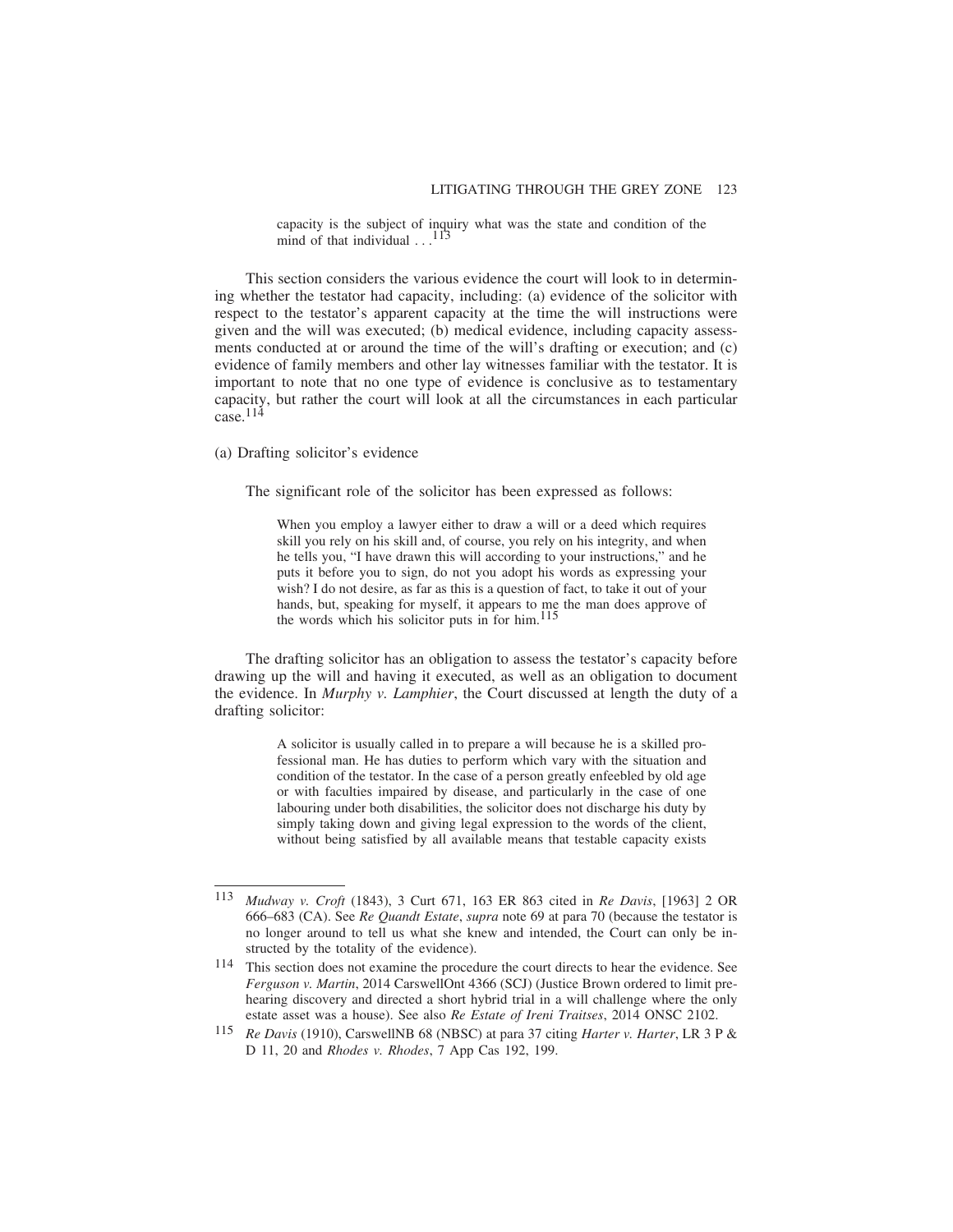> capacity is the subject of inquiry what was the state and condition of the mind of that individual . . .[113]

This section considers the various evidence the court will look to in determining whether the testator had capacity, including: (a) evidence of the solicitor with respect to the testator's apparent capacity at the time the will instructions were given and the will was executed; (b) medical evidence, including capacity assessments conducted at or around the time of the will's drafting or execution; and (c) evidence of family members and other lay witnesses familiar with the testator. It is important to note that no one type of evidence is conclusive as to testamentary capacity, but rather the court will look at all the circumstances in each particular case.[114]

(a) Drafting solicitor's evidence

The significant role of the solicitor has been expressed as follows:

> When you employ a lawyer either to draw a will or a deed which requires skill you rely on his skill and, of course, you rely on his integrity, and when he tells you, "I have drawn this will according to your instructions," and he puts it before you to sign, do not you adopt his words as expressing your wish? I do not desire, as far as this is a question of fact, to take it out of your hands, but, speaking for myself, it appears to me the man does approve of the words which his solicitor puts in for him.[115]

The drafting solicitor has an obligation to assess the testator's capacity before drawing up the will and having it executed, as well as an obligation to document the evidence. In *Murphy v. Lamphier*, the Court discussed at length the duty of a drafting solicitor:

> A solicitor is usually called in to prepare a will because he is a skilled professional man. He has duties to perform which vary with the situation and condition of the testator. In the case of a person greatly enfeebled by old age or with faculties impaired by disease, and particularly in the case of one labouring under both disabilities, the solicitor does not discharge his duty by simply taking down and giving legal expression to the words of the client, without being satisfied by all available means that testable capacity exists

---

113 *Mudway v. Croft* (1843), 3 Curt 671, 163 ER 863 cited in *Re Davis*, [1963] 2 OR 666–683 (CA). See *Re Quandt Estate*, *supra* note 69 at para 70 (because the testator is no longer around to tell us what she knew and intended, the Court can only be instructed by the totality of the evidence).

114 This section does not examine the procedure the court directs to hear the evidence. See *Ferguson v. Martin*, 2014 CarswellOnt 4366 (SCJ) (Justice Brown ordered to limit pre-hearing discovery and directed a short hybrid trial in a will challenge where the only estate asset was a house). See also *Re Estate of Ireni Traitses*, 2014 ONSC 2102.

115 *Re Davis* (1910), CarswellNB 68 (NBSC) at para 37 citing *Harter v. Harter*, LR 3 P & D 11, 20 and *Rhodes v. Rhodes*, 7 App Cas 192, 199.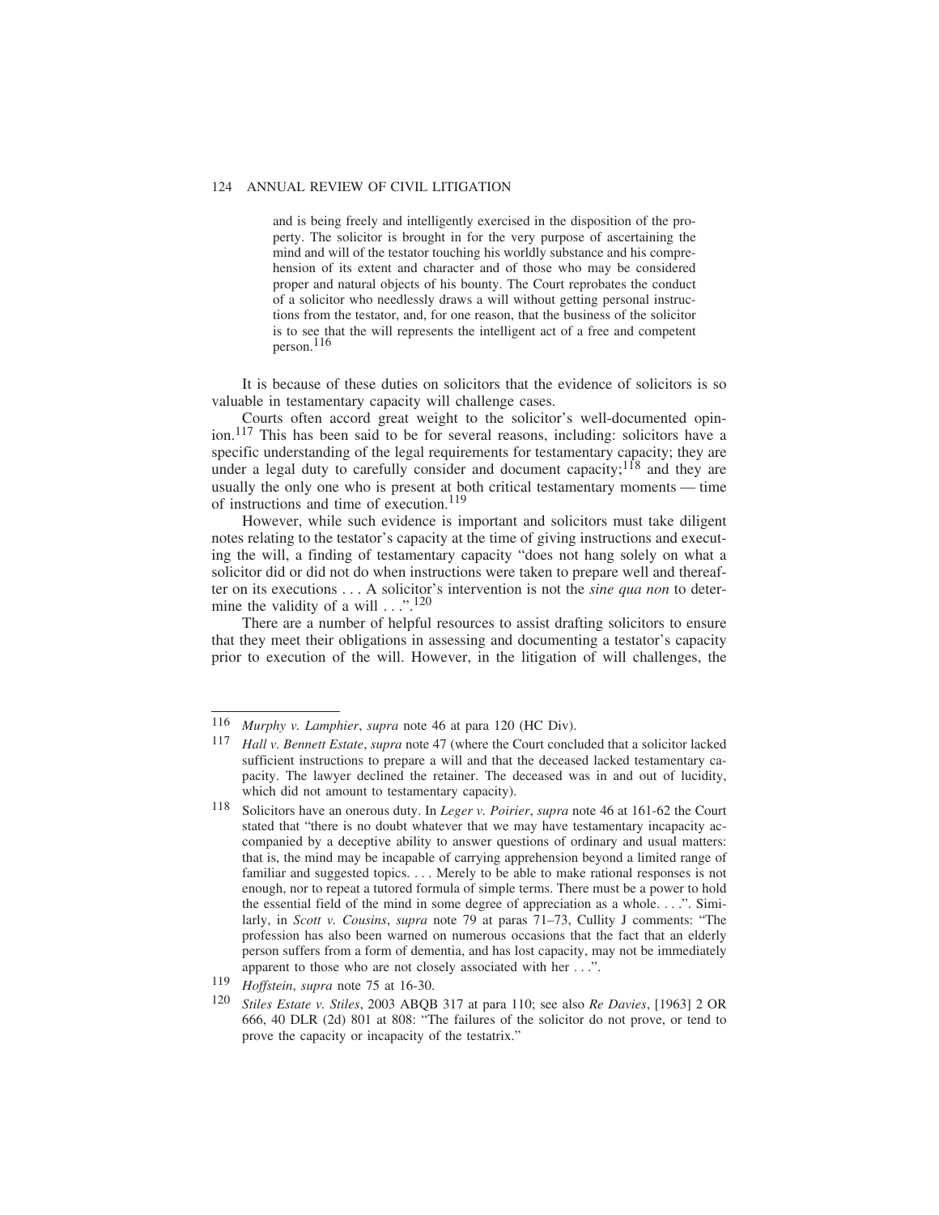> and is being freely and intelligently exercised in the disposition of the property. The solicitor is brought in for the very purpose of ascertaining the mind and will of the testator touching his worldly substance and his comprehension of its extent and character and of those who may be considered proper and natural objects of his bounty. The Court reprobates the conduct of a solicitor who needlessly draws a will without getting personal instructions from the testator, and, for one reason, that the business of the solicitor is to see that the will represents the intelligent act of a free and competent person.[116]

It is because of these duties on solicitors that the evidence of solicitors is so valuable in testamentary capacity will challenge cases.

Courts often accord great weight to the solicitor's well-documented opinion.[117] This has been said to be for several reasons, including: solicitors have a specific understanding of the legal requirements for testamentary capacity; they are under a legal duty to carefully consider and document capacity;[118] and they are usually the only one who is present at both critical testamentary moments — time of instructions and time of execution.[119]

However, while such evidence is important and solicitors must take diligent notes relating to the testator's capacity at the time of giving instructions and executing the will, a finding of testamentary capacity "does not hang solely on what a solicitor did or did not do when instructions were taken to prepare well and thereafter on its executions . . . A solicitor's intervention is not the *sine qua non* to determine the validity of a will . . .".[120]

There are a number of helpful resources to assist drafting solicitors to ensure that they meet their obligations in assessing and documenting a testator's capacity prior to execution of the will. However, in the litigation of will challenges, the

---

116 *Murphy v. Lamphier*, *supra* note 46 at para 120 (HC Div).

117 *Hall v. Bennett Estate*, *supra* note 47 (where the Court concluded that a solicitor lacked sufficient instructions to prepare a will and that the deceased lacked testamentary capacity. The lawyer declined the retainer. The deceased was in and out of lucidity, which did not amount to testamentary capacity).

118 Solicitors have an onerous duty. In *Leger v. Poirier*, *supra* note 46 at 161-62 the Court stated that "there is no doubt whatever that we may have testamentary incapacity accompanied by a deceptive ability to answer questions of ordinary and usual matters: that is, the mind may be incapable of carrying apprehension beyond a limited range of familiar and suggested topics. . . . Merely to be able to make rational responses is not enough, nor to repeat a tutored formula of simple terms. There must be a power to hold the essential field of the mind in some degree of appreciation as a whole. . . .". Similarly, in *Scott v. Cousins*, *supra* note 79 at paras 71–73, Cullity J comments: "The profession has also been warned on numerous occasions that the fact that an elderly person suffers from a form of dementia, and has lost capacity, may not be immediately apparent to those who are not closely associated with her . . .".

119 *Hoffstein*, *supra* note 75 at 16-30.

120 *Stiles Estate v. Stiles*, 2003 ABQB 317 at para 110; see also *Re Davies*, [1963] 2 OR 666, 40 DLR (2d) 801 at 808: "The failures of the solicitor do not prove, or tend to prove the capacity or incapacity of the testatrix."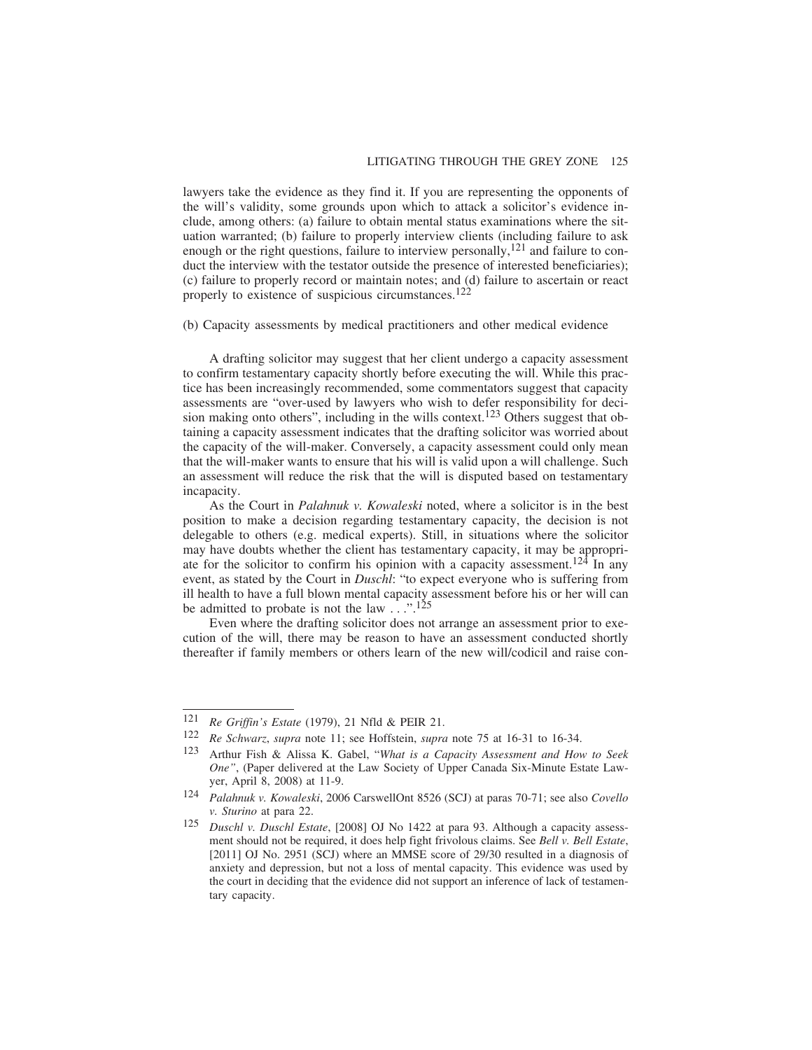lawyers take the evidence as they find it. If you are representing the opponents of the will's validity, some grounds upon which to attack a solicitor's evidence include, among others: (a) failure to obtain mental status examinations where the situation warranted; (b) failure to properly interview clients (including failure to ask enough or the right questions, failure to interview personally,[121] and failure to conduct the interview with the testator outside the presence of interested beneficiaries); (c) failure to properly record or maintain notes; and (d) failure to ascertain or react properly to existence of suspicious circumstances.[122]

(b) Capacity assessments by medical practitioners and other medical evidence

A drafting solicitor may suggest that her client undergo a capacity assessment to confirm testamentary capacity shortly before executing the will. While this practice has been increasingly recommended, some commentators suggest that capacity assessments are "over-used by lawyers who wish to defer responsibility for decision making onto others", including in the wills context.[123] Others suggest that obtaining a capacity assessment indicates that the drafting solicitor was worried about the capacity of the will-maker. Conversely, a capacity assessment could only mean that the will-maker wants to ensure that his will is valid upon a will challenge. Such an assessment will reduce the risk that the will is disputed based on testamentary incapacity.

As the Court in *Palahnuk v. Kowaleski* noted, where a solicitor is in the best position to make a decision regarding testamentary capacity, the decision is not delegable to others (e.g. medical experts). Still, in situations where the solicitor may have doubts whether the client has testamentary capacity, it may be appropriate for the solicitor to confirm his opinion with a capacity assessment.[124] In any event, as stated by the Court in *Duschl*: "to expect everyone who is suffering from ill health to have a full blown mental capacity assessment before his or her will can be admitted to probate is not the law . . .".[125]

Even where the drafting solicitor does not arrange an assessment prior to execution of the will, there may be reason to have an assessment conducted shortly thereafter if family members or others learn of the new will/codicil and raise con-

---

121 *Re Griffin's Estate* (1979), 21 Nfld & PEIR 21.

122 *Re Schwarz*, *supra* note 11; see Hoffstein, *supra* note 75 at 16-31 to 16-34.

123 Arthur Fish & Alissa K. Gabel, "*What is a Capacity Assessment and How to Seek One"*, (Paper delivered at the Law Society of Upper Canada Six-Minute Estate Lawyer, April 8, 2008) at 11-9.

124 *Palahnuk v. Kowaleski*, 2006 CarswellOnt 8526 (SCJ) at paras 70-71; see also *Covello v. Sturino* at para 22.

125 *Duschl v. Duschl Estate*, [2008] OJ No 1422 at para 93. Although a capacity assessment should not be required, it does help fight frivolous claims. See *Bell v. Bell Estate*, [2011] OJ No. 2951 (SCJ) where an MMSE score of 29/30 resulted in a diagnosis of anxiety and depression, but not a loss of mental capacity. This evidence was used by the court in deciding that the evidence did not support an inference of lack of testamentary capacity.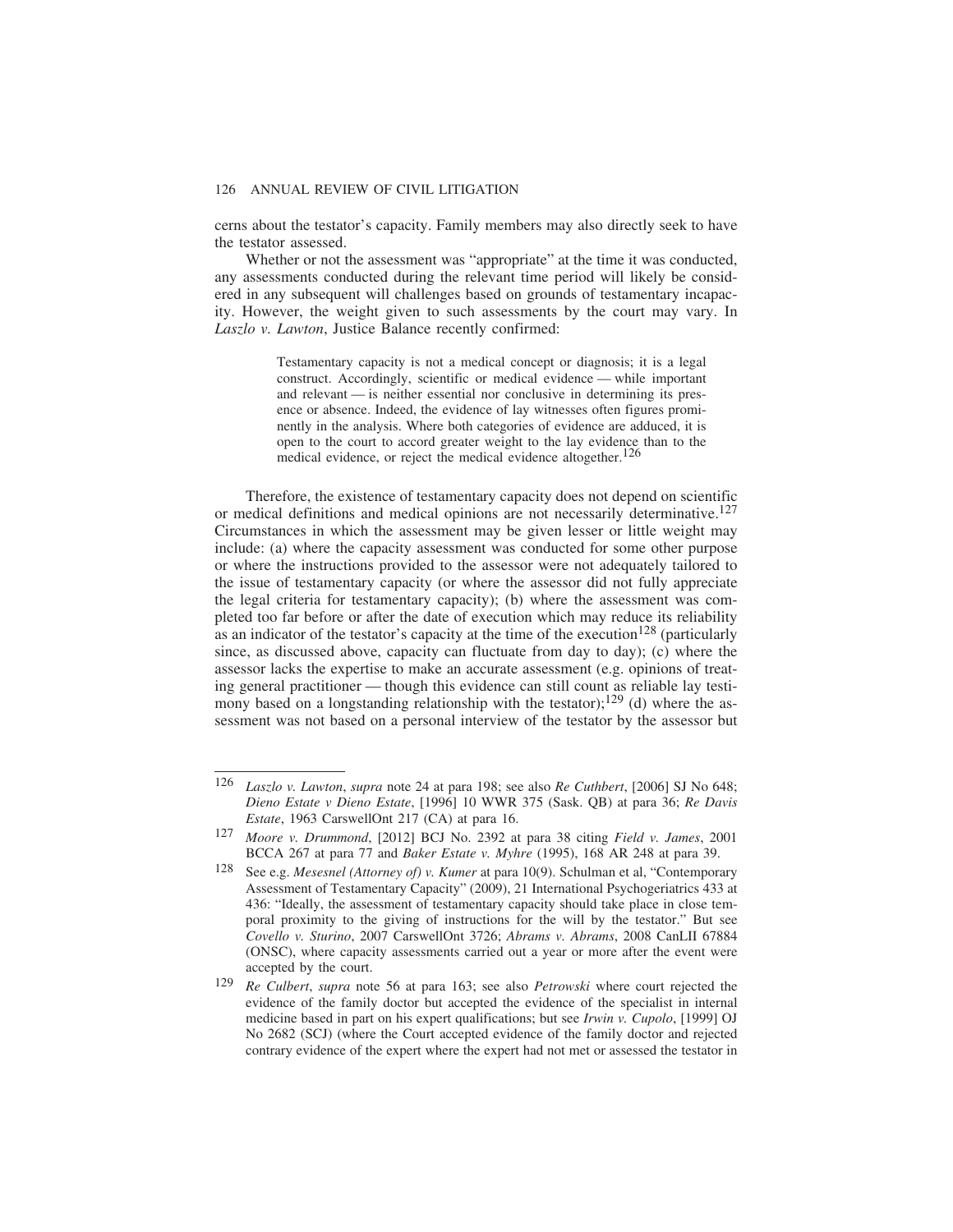cerns about the testator's capacity. Family members may also directly seek to have the testator assessed.

Whether or not the assessment was "appropriate" at the time it was conducted, any assessments conducted during the relevant time period will likely be considered in any subsequent will challenges based on grounds of testamentary incapacity. However, the weight given to such assessments by the court may vary. In *Laszlo v. Lawton*, Justice Balance recently confirmed:

> Testamentary capacity is not a medical concept or diagnosis; it is a legal construct. Accordingly, scientific or medical evidence — while important and relevant — is neither essential nor conclusive in determining its presence or absence. Indeed, the evidence of lay witnesses often figures prominently in the analysis. Where both categories of evidence are adduced, it is open to the court to accord greater weight to the lay evidence than to the medical evidence, or reject the medical evidence altogether.[126]

Therefore, the existence of testamentary capacity does not depend on scientific or medical definitions and medical opinions are not necessarily determinative.[127] Circumstances in which the assessment may be given lesser or little weight may include: (a) where the capacity assessment was conducted for some other purpose or where the instructions provided to the assessor were not adequately tailored to the issue of testamentary capacity (or where the assessor did not fully appreciate the legal criteria for testamentary capacity); (b) where the assessment was completed too far before or after the date of execution which may reduce its reliability as an indicator of the testator's capacity at the time of the execution[128] (particularly since, as discussed above, capacity can fluctuate from day to day); (c) where the assessor lacks the expertise to make an accurate assessment (e.g. opinions of treating general practitioner — though this evidence can still count as reliable lay testimony based on a longstanding relationship with the testator);[129] (d) where the assessment was not based on a personal interview of the testator by the assessor but

---

[126] *Laszlo v. Lawton*, *supra* note 24 at para 198; see also *Re Cuthbert*, [2006] SJ No 648; *Dieno Estate v Dieno Estate*, [1996] 10 WWR 375 (Sask. QB) at para 36; *Re Davis Estate*, 1963 CarswellOnt 217 (CA) at para 16.

[127] *Moore v. Drummond*, [2012] BCJ No. 2392 at para 38 citing *Field v. James*, 2001 BCCA 267 at para 77 and *Baker Estate v. Myhre* (1995), 168 AR 248 at para 39.

[128] See e.g. *Mesesnel (Attorney of) v. Kumer* at para 10(9). Schulman et al, "Contemporary Assessment of Testamentary Capacity" (2009), 21 International Psychogeriatrics 433 at 436: "Ideally, the assessment of testamentary capacity should take place in close temporal proximity to the giving of instructions for the will by the testator." But see *Covello v. Sturino*, 2007 CarswellOnt 3726; *Abrams v. Abrams*, 2008 CanLII 67884 (ONSC), where capacity assessments carried out a year or more after the event were accepted by the court.

[129] *Re Culbert*, *supra* note 56 at para 163; see also *Petrowski* where court rejected the evidence of the family doctor but accepted the evidence of the specialist in internal medicine based in part on his expert qualifications; but see *Irwin v. Cupolo*, [1999] OJ No 2682 (SCJ) (where the Court accepted evidence of the family doctor and rejected contrary evidence of the expert where the expert had not met or assessed the testator in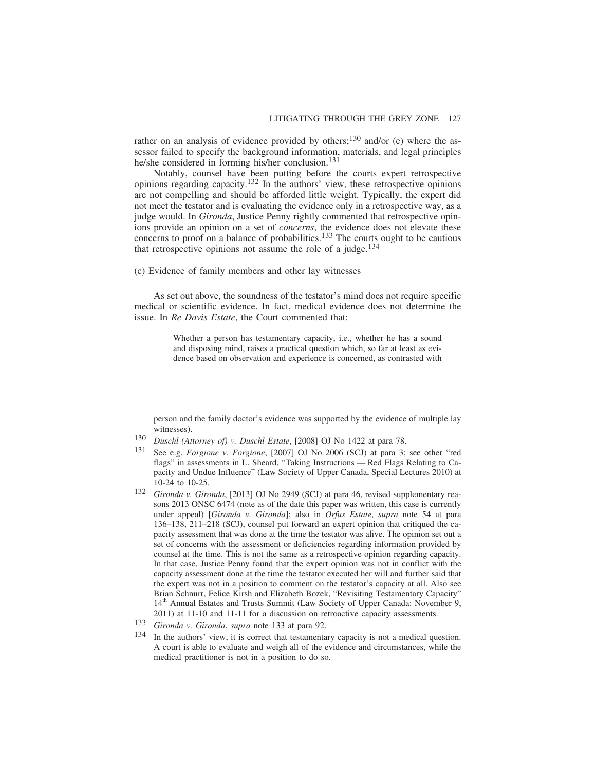rather on an analysis of evidence provided by others;[130] and/or (e) where the assessor failed to specify the background information, materials, and legal principles he/she considered in forming his/her conclusion.[131]

Notably, counsel have been putting before the courts expert retrospective opinions regarding capacity.[132] In the authors' view, these retrospective opinions are not compelling and should be afforded little weight. Typically, the expert did not meet the testator and is evaluating the evidence only in a retrospective way, as a judge would. In *Gironda*, Justice Penny rightly commented that retrospective opinions provide an opinion on a set of *concerns*, the evidence does not elevate these concerns to proof on a balance of probabilities.[133] The courts ought to be cautious that retrospective opinions not assume the role of a judge.[134]

(c) Evidence of family members and other lay witnesses

As set out above, the soundness of the testator's mind does not require specific medical or scientific evidence. In fact, medical evidence does not determine the issue. In *Re Davis Estate*, the Court commented that:

> Whether a person has testamentary capacity, i.e., whether he has a sound and disposing mind, raises a practical question which, so far at least as evidence based on observation and experience is concerned, as contrasted with

---

person and the family doctor's evidence was supported by the evidence of multiple lay witnesses).

130 *Duschl (Attorney of) v. Duschl Estate*, [2008] OJ No 1422 at para 78.

131 See e.g. *Forgione v. Forgione*, [2007] OJ No 2006 (SCJ) at para 3; see other "red flags" in assessments in L. Sheard, "Taking Instructions — Red Flags Relating to Capacity and Undue Influence" (Law Society of Upper Canada, Special Lectures 2010) at 10-24 to 10-25.

132 *Gironda v. Gironda*, [2013] OJ No 2949 (SCJ) at para 46, revised supplementary reasons 2013 ONSC 6474 (note as of the date this paper was written, this case is currently under appeal) [*Gironda v. Gironda*]; also in *Orfus Estate*, *supra* note 54 at para 136–138, 211–218 (SCJ), counsel put forward an expert opinion that critiqued the capacity assessment that was done at the time the testator was alive. The opinion set out a set of concerns with the assessment or deficiencies regarding information provided by counsel at the time. This is not the same as a retrospective opinion regarding capacity. In that case, Justice Penny found that the expert opinion was not in conflict with the capacity assessment done at the time the testator executed her will and further said that the expert was not in a position to comment on the testator's capacity at all. Also see Brian Schnurr, Felice Kirsh and Elizabeth Bozek, "Revisiting Testamentary Capacity" 14th Annual Estates and Trusts Summit (Law Society of Upper Canada: November 9, 2011) at 11-10 and 11-11 for a discussion on retroactive capacity assessments.

133 *Gironda v. Gironda*, *supra* note 133 at para 92.

134 In the authors' view, it is correct that testamentary capacity is not a medical question. A court is able to evaluate and weigh all of the evidence and circumstances, while the medical practitioner is not in a position to do so.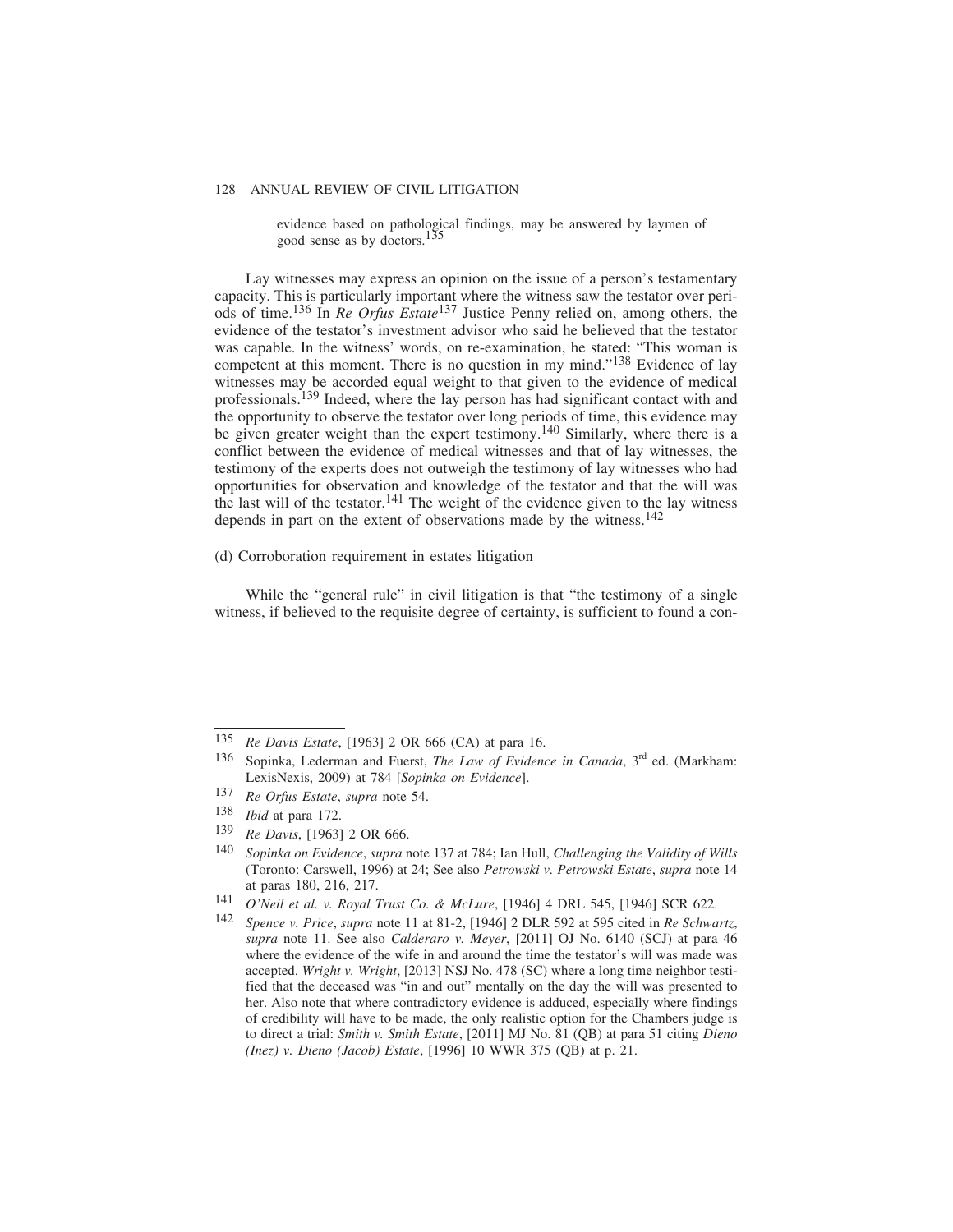> evidence based on pathological findings, may be answered by laymen of good sense as by doctors.[135]

Lay witnesses may express an opinion on the issue of a person's testamentary capacity. This is particularly important where the witness saw the testator over periods of time.[136] In *Re Orfus Estate*[137] Justice Penny relied on, among others, the evidence of the testator's investment advisor who said he believed that the testator was capable. In the witness' words, on re-examination, he stated: "This woman is competent at this moment. There is no question in my mind."[138] Evidence of lay witnesses may be accorded equal weight to that given to the evidence of medical professionals.[139] Indeed, where the lay person has had significant contact with and the opportunity to observe the testator over long periods of time, this evidence may be given greater weight than the expert testimony.[140] Similarly, where there is a conflict between the evidence of medical witnesses and that of lay witnesses, the testimony of the experts does not outweigh the testimony of lay witnesses who had opportunities for observation and knowledge of the testator and that the will was the last will of the testator.[141] The weight of the evidence given to the lay witness depends in part on the extent of observations made by the witness.[142]

(d) Corroboration requirement in estates litigation

While the "general rule" in civil litigation is that "the testimony of a single witness, if believed to the requisite degree of certainty, is sufficient to found a con-

---

135 *Re Davis Estate*, [1963] 2 OR 666 (CA) at para 16.

136 Sopinka, Lederman and Fuerst, *The Law of Evidence in Canada*, 3rd ed. (Markham: LexisNexis, 2009) at 784 [*Sopinka on Evidence*].

137 *Re Orfus Estate*, *supra* note 54.

138 *Ibid* at para 172.

139 *Re Davis*, [1963] 2 OR 666.

140 *Sopinka on Evidence*, *supra* note 137 at 784; Ian Hull, *Challenging the Validity of Wills* (Toronto: Carswell, 1996) at 24; See also *Petrowski v. Petrowski Estate*, *supra* note 14 at paras 180, 216, 217.

141 *O'Neil et al. v. Royal Trust Co. & McLure*, [1946] 4 DRL 545, [1946] SCR 622.

142 *Spence v. Price*, *supra* note 11 at 81-2, [1946] 2 DLR 592 at 595 cited in *Re Schwartz*, *supra* note 11. See also *Calderaro v. Meyer*, [2011] OJ No. 6140 (SCJ) at para 46 where the evidence of the wife in and around the time the testator's will was made was accepted. *Wright v. Wright*, [2013] NSJ No. 478 (SC) where a long time neighbor testified that the deceased was "in and out" mentally on the day the will was presented to her. Also note that where contradictory evidence is adduced, especially where findings of credibility will have to be made, the only realistic option for the Chambers judge is to direct a trial: *Smith v. Smith Estate*, [2011] MJ No. 81 (QB) at para 51 citing *Dieno (Inez) v. Dieno (Jacob) Estate*, [1996] 10 WWR 375 (QB) at p. 21.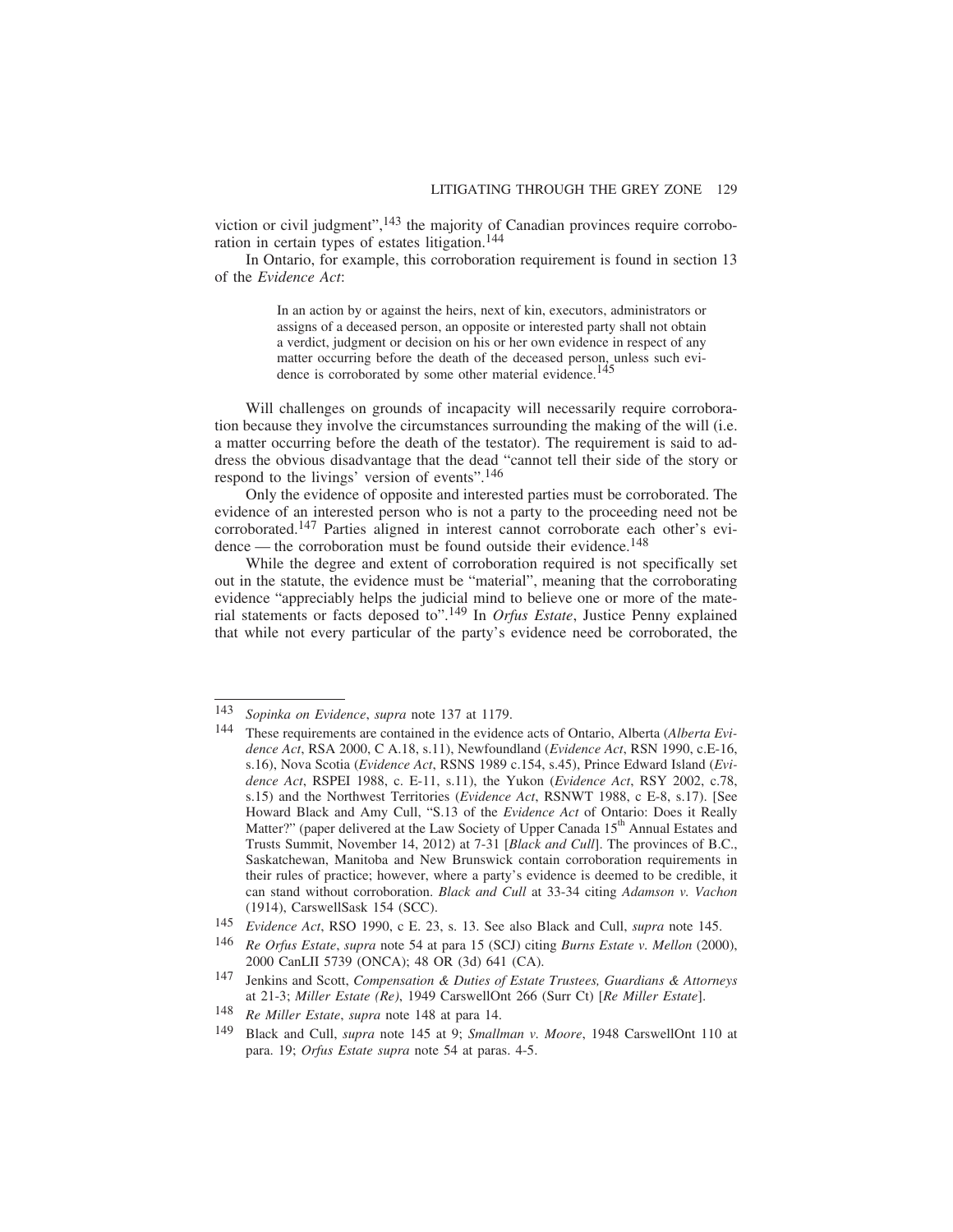viction or civil judgment",[143] the majority of Canadian provinces require corroboration in certain types of estates litigation.[144]

In Ontario, for example, this corroboration requirement is found in section 13 of the *Evidence Act*:

> In an action by or against the heirs, next of kin, executors, administrators or assigns of a deceased person, an opposite or interested party shall not obtain a verdict, judgment or decision on his or her own evidence in respect of any matter occurring before the death of the deceased person, unless such evidence is corroborated by some other material evidence.[145]

Will challenges on grounds of incapacity will necessarily require corroboration because they involve the circumstances surrounding the making of the will (i.e. a matter occurring before the death of the testator). The requirement is said to address the obvious disadvantage that the dead "cannot tell their side of the story or respond to the livings' version of events".[146]

Only the evidence of opposite and interested parties must be corroborated. The evidence of an interested person who is not a party to the proceeding need not be corroborated.[147] Parties aligned in interest cannot corroborate each other's evidence — the corroboration must be found outside their evidence.[148]

While the degree and extent of corroboration required is not specifically set out in the statute, the evidence must be "material", meaning that the corroborating evidence "appreciably helps the judicial mind to believe one or more of the material statements or facts deposed to".[149] In *Orfus Estate*, Justice Penny explained that while not every particular of the party's evidence need be corroborated, the

---

143 *Sopinka on Evidence*, *supra* note 137 at 1179.

144 These requirements are contained in the evidence acts of Ontario, Alberta (*Alberta Evidence Act*, RSA 2000, C A.18, s.11), Newfoundland (*Evidence Act*, RSN 1990, c.E-16, s.16), Nova Scotia (*Evidence Act*, RSNS 1989 c.154, s.45), Prince Edward Island (*Evidence Act*, RSPEI 1988, c. E-11, s.11), the Yukon (*Evidence Act*, RSY 2002, c.78, s.15) and the Northwest Territories (*Evidence Act*, RSNWT 1988, c E-8, s.17). [See Howard Black and Amy Cull, "S.13 of the *Evidence Act* of Ontario: Does it Really Matter?" (paper delivered at the Law Society of Upper Canada 15th Annual Estates and Trusts Summit, November 14, 2012) at 7-31 [*Black and Cull*]. The provinces of B.C., Saskatchewan, Manitoba and New Brunswick contain corroboration requirements in their rules of practice; however, where a party's evidence is deemed to be credible, it can stand without corroboration. *Black and Cull* at 33-34 citing *Adamson v. Vachon* (1914), CarswellSask 154 (SCC).

145 *Evidence Act*, RSO 1990, c E. 23, s. 13. See also Black and Cull, *supra* note 145.

146 *Re Orfus Estate*, *supra* note 54 at para 15 (SCJ) citing *Burns Estate v. Mellon* (2000), 2000 CanLII 5739 (ONCA); 48 OR (3d) 641 (CA).

147 Jenkins and Scott, *Compensation & Duties of Estate Trustees, Guardians & Attorneys* at 21-3; *Miller Estate (Re)*, 1949 CarswellOnt 266 (Surr Ct) [*Re Miller Estate*].

148 *Re Miller Estate*, *supra* note 148 at para 14.

149 Black and Cull, *supra* note 145 at 9; *Smallman v. Moore*, 1948 CarswellOnt 110 at para. 19; *Orfus Estate supra* note 54 at paras. 4-5.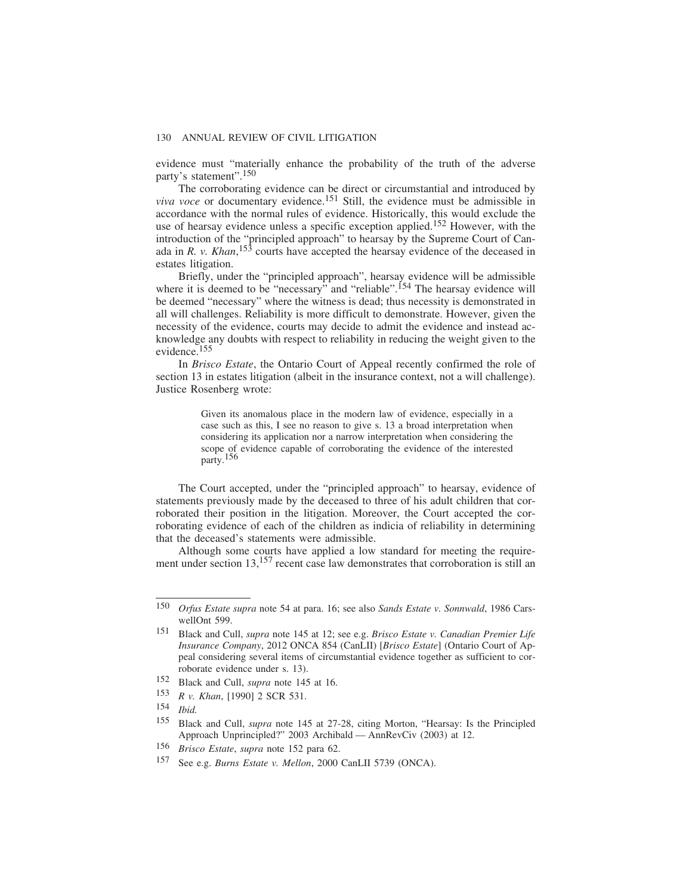evidence must "materially enhance the probability of the truth of the adverse party's statement".[150]

The corroborating evidence can be direct or circumstantial and introduced by *viva voce* or documentary evidence.[151] Still, the evidence must be admissible in accordance with the normal rules of evidence. Historically, this would exclude the use of hearsay evidence unless a specific exception applied.[152] However, with the introduction of the "principled approach" to hearsay by the Supreme Court of Canada in *R. v. Khan*,[153] courts have accepted the hearsay evidence of the deceased in estates litigation.

Briefly, under the "principled approach", hearsay evidence will be admissible where it is deemed to be "necessary" and "reliable".[154] The hearsay evidence will be deemed "necessary" where the witness is dead; thus necessity is demonstrated in all will challenges. Reliability is more difficult to demonstrate. However, given the necessity of the evidence, courts may decide to admit the evidence and instead acknowledge any doubts with respect to reliability in reducing the weight given to the evidence.[155]

In *Brisco Estate*, the Ontario Court of Appeal recently confirmed the role of section 13 in estates litigation (albeit in the insurance context, not a will challenge). Justice Rosenberg wrote:

> Given its anomalous place in the modern law of evidence, especially in a case such as this, I see no reason to give s. 13 a broad interpretation when considering its application nor a narrow interpretation when considering the scope of evidence capable of corroborating the evidence of the interested party.[156]

The Court accepted, under the "principled approach" to hearsay, evidence of statements previously made by the deceased to three of his adult children that corroborated their position in the litigation. Moreover, the Court accepted the corroborating evidence of each of the children as indicia of reliability in determining that the deceased's statements were admissible.

Although some courts have applied a low standard for meeting the requirement under section 13,[157] recent case law demonstrates that corroboration is still an

---

[150] *Orfus Estate supra* note 54 at para. 16; see also *Sands Estate v. Sonnwald*, 1986 CarswellOnt 599.

[151] Black and Cull, *supra* note 145 at 12; see e.g. *Brisco Estate v. Canadian Premier Life Insurance Company*, 2012 ONCA 854 (CanLII) [*Brisco Estate*] (Ontario Court of Appeal considering several items of circumstantial evidence together as sufficient to corroborate evidence under s. 13).

[152] Black and Cull, *supra* note 145 at 16.

[153] *R v. Khan*, [1990] 2 SCR 531.

[154] *Ibid.*

[155] Black and Cull, *supra* note 145 at 27-28, citing Morton, "Hearsay: Is the Principled Approach Unprincipled?" 2003 Archibald — AnnRevCiv (2003) at 12.

[156] *Brisco Estate*, *supra* note 152 para 62.

[157] See e.g. *Burns Estate v. Mellon*, 2000 CanLII 5739 (ONCA).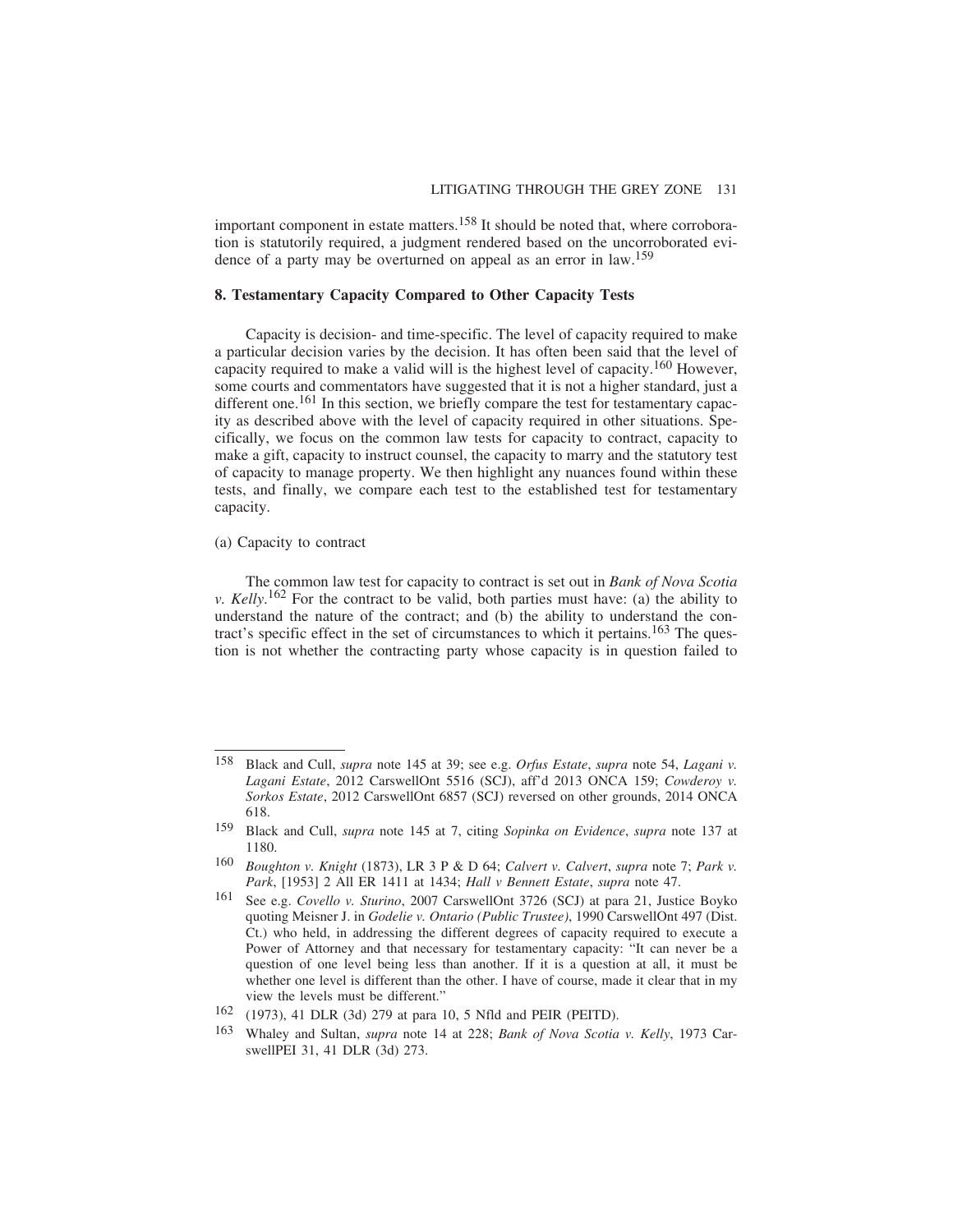important component in estate matters.[158] It should be noted that, where corroboration is statutorily required, a judgment rendered based on the uncorroborated evidence of a party may be overturned on appeal as an error in law.[159]

### 8. Testamentary Capacity Compared to Other Capacity Tests

Capacity is decision- and time-specific. The level of capacity required to make a particular decision varies by the decision. It has often been said that the level of capacity required to make a valid will is the highest level of capacity.[160] However, some courts and commentators have suggested that it is not a higher standard, just a different one.[161] In this section, we briefly compare the test for testamentary capacity as described above with the level of capacity required in other situations. Specifically, we focus on the common law tests for capacity to contract, capacity to make a gift, capacity to instruct counsel, the capacity to marry and the statutory test of capacity to manage property. We then highlight any nuances found within these tests, and finally, we compare each test to the established test for testamentary capacity.

(a) Capacity to contract

The common law test for capacity to contract is set out in *Bank of Nova Scotia v. Kelly*.[162] For the contract to be valid, both parties must have: (a) the ability to understand the nature of the contract; and (b) the ability to understand the contract's specific effect in the set of circumstances to which it pertains.[163] The question is not whether the contracting party whose capacity is in question failed to

---

[158] Black and Cull, *supra* note 145 at 39; see e.g. *Orfus Estate*, *supra* note 54, *Lagani v. Lagani Estate*, 2012 CarswellOnt 5516 (SCJ), aff'd 2013 ONCA 159; *Cowderoy v. Sorkos Estate*, 2012 CarswellOnt 6857 (SCJ) reversed on other grounds, 2014 ONCA 618.

[159] Black and Cull, *supra* note 145 at 7, citing *Sopinka on Evidence*, *supra* note 137 at 1180.

[160] *Boughton v. Knight* (1873), LR 3 P & D 64; *Calvert v. Calvert*, *supra* note 7; *Park v. Park*, [1953] 2 All ER 1411 at 1434; *Hall v Bennett Estate*, *supra* note 47.

[161] See e.g. *Covello v. Sturino*, 2007 CarswellOnt 3726 (SCJ) at para 21, Justice Boyko quoting Meisner J. in *Godelie v. Ontario (Public Trustee)*, 1990 CarswellOnt 497 (Dist. Ct.) who held, in addressing the different degrees of capacity required to execute a Power of Attorney and that necessary for testamentary capacity: "It can never be a question of one level being less than another. If it is a question at all, it must be whether one level is different than the other. I have of course, made it clear that in my view the levels must be different."

[162] (1973), 41 DLR (3d) 279 at para 10, 5 Nfld and PEIR (PEITD).

[163] Whaley and Sultan, *supra* note 14 at 228; *Bank of Nova Scotia v. Kelly*, 1973 CarswellPEI 31, 41 DLR (3d) 273.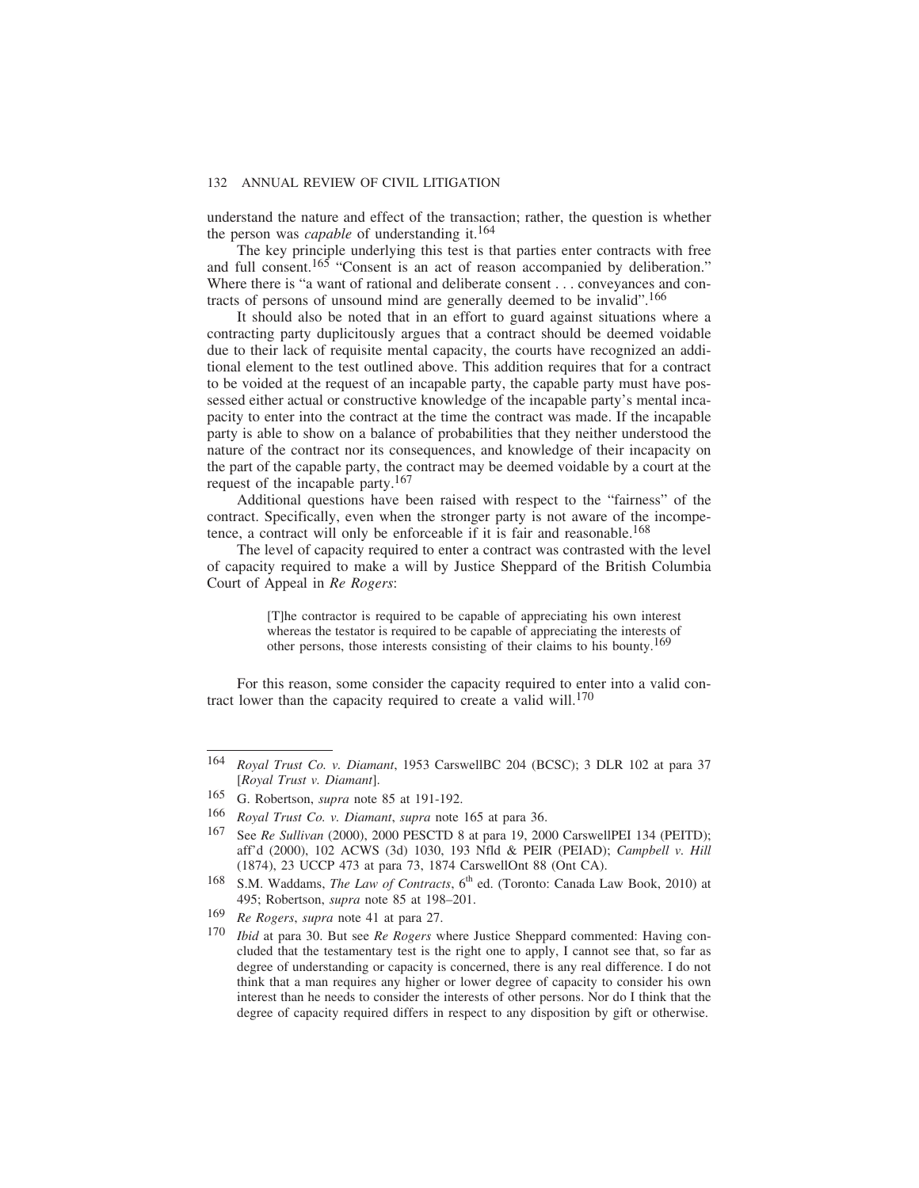understand the nature and effect of the transaction; rather, the question is whether the person was *capable* of understanding it.[164]

The key principle underlying this test is that parties enter contracts with free and full consent.[165] "Consent is an act of reason accompanied by deliberation." Where there is "a want of rational and deliberate consent . . . conveyances and contracts of persons of unsound mind are generally deemed to be invalid".[166]

It should also be noted that in an effort to guard against situations where a contracting party duplicitously argues that a contract should be deemed voidable due to their lack of requisite mental capacity, the courts have recognized an additional element to the test outlined above. This addition requires that for a contract to be voided at the request of an incapable party, the capable party must have possessed either actual or constructive knowledge of the incapable party's mental incapacity to enter into the contract at the time the contract was made. If the incapable party is able to show on a balance of probabilities that they neither understood the nature of the contract nor its consequences, and knowledge of their incapacity on the part of the capable party, the contract may be deemed voidable by a court at the request of the incapable party.[167]

Additional questions have been raised with respect to the "fairness" of the contract. Specifically, even when the stronger party is not aware of the incompetence, a contract will only be enforceable if it is fair and reasonable.[168]

The level of capacity required to enter a contract was contrasted with the level of capacity required to make a will by Justice Sheppard of the British Columbia Court of Appeal in *Re Rogers*:

> [T]he contractor is required to be capable of appreciating his own interest whereas the testator is required to be capable of appreciating the interests of other persons, those interests consisting of their claims to his bounty.[169]

For this reason, some consider the capacity required to enter into a valid contract lower than the capacity required to create a valid will.[170]

---

164 *Royal Trust Co. v. Diamant*, 1953 CarswellBC 204 (BCSC); 3 DLR 102 at para 37 [*Royal Trust v. Diamant*].

165 G. Robertson, *supra* note 85 at 191-192.

166 *Royal Trust Co. v. Diamant*, *supra* note 165 at para 36.

167 See *Re Sullivan* (2000), 2000 PESCTD 8 at para 19, 2000 CarswellPEI 134 (PEITD); aff'd (2000), 102 ACWS (3d) 1030, 193 Nfld & PEIR (PEIAD); *Campbell v. Hill* (1874), 23 UCCP 473 at para 73, 1874 CarswellOnt 88 (Ont CA).

168 S.M. Waddams, *The Law of Contracts*, 6th ed. (Toronto: Canada Law Book, 2010) at 495; Robertson, *supra* note 85 at 198–201.

169 *Re Rogers*, *supra* note 41 at para 27.

170 *Ibid* at para 30. But see *Re Rogers* where Justice Sheppard commented: Having concluded that the testamentary test is the right one to apply, I cannot see that, so far as degree of understanding or capacity is concerned, there is any real difference. I do not think that a man requires any higher or lower degree of capacity to consider his own interest than he needs to consider the interests of other persons. Nor do I think that the degree of capacity required differs in respect to any disposition by gift or otherwise.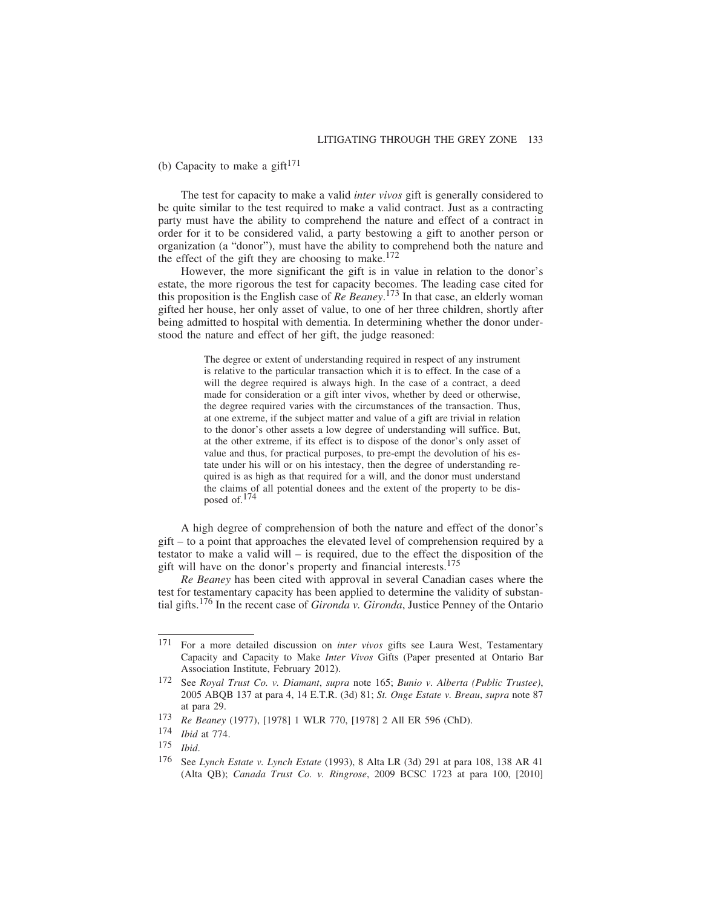(b) Capacity to make a gift[171]

The test for capacity to make a valid *inter vivos* gift is generally considered to be quite similar to the test required to make a valid contract. Just as a contracting party must have the ability to comprehend the nature and effect of a contract in order for it to be considered valid, a party bestowing a gift to another person or organization (a "donor"), must have the ability to comprehend both the nature and the effect of the gift they are choosing to make.[172]

However, the more significant the gift is in value in relation to the donor's estate, the more rigorous the test for capacity becomes. The leading case cited for this proposition is the English case of *Re Beaney*.[173] In that case, an elderly woman gifted her house, her only asset of value, to one of her three children, shortly after being admitted to hospital with dementia. In determining whether the donor understood the nature and effect of her gift, the judge reasoned:

> The degree or extent of understanding required in respect of any instrument is relative to the particular transaction which it is to effect. In the case of a will the degree required is always high. In the case of a contract, a deed made for consideration or a gift inter vivos, whether by deed or otherwise, the degree required varies with the circumstances of the transaction. Thus, at one extreme, if the subject matter and value of a gift are trivial in relation to the donor's other assets a low degree of understanding will suffice. But, at the other extreme, if its effect is to dispose of the donor's only asset of value and thus, for practical purposes, to pre-empt the devolution of his estate under his will or on his intestacy, then the degree of understanding required is as high as that required for a will, and the donor must understand the claims of all potential donees and the extent of the property to be disposed of.[174]

A high degree of comprehension of both the nature and effect of the donor's gift – to a point that approaches the elevated level of comprehension required by a testator to make a valid will – is required, due to the effect the disposition of the gift will have on the donor's property and financial interests.[175]

*Re Beaney* has been cited with approval in several Canadian cases where the test for testamentary capacity has been applied to determine the validity of substantial gifts.[176] In the recent case of *Gironda v. Gironda*, Justice Penney of the Ontario

---

171 For a more detailed discussion on *inter vivos* gifts see Laura West, Testamentary Capacity and Capacity to Make *Inter Vivos* Gifts (Paper presented at Ontario Bar Association Institute, February 2012).

172 See *Royal Trust Co. v. Diamant*, *supra* note 165; *Bunio v. Alberta (Public Trustee)*, 2005 ABQB 137 at para 4, 14 E.T.R. (3d) 81; *St. Onge Estate v. Breau*, *supra* note 87 at para 29.

173 *Re Beaney* (1977), [1978] 1 WLR 770, [1978] 2 All ER 596 (ChD).

174 *Ibid* at 774.

175 *Ibid*.

176 See *Lynch Estate v. Lynch Estate* (1993), 8 Alta LR (3d) 291 at para 108, 138 AR 41 (Alta QB); *Canada Trust Co. v. Ringrose*, 2009 BCSC 1723 at para 100, [2010]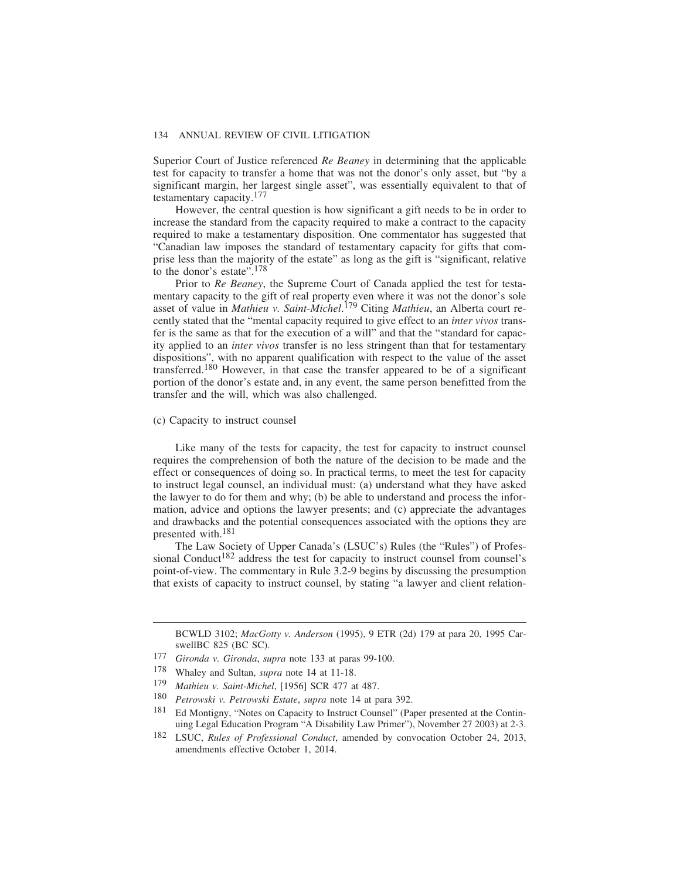Superior Court of Justice referenced *Re Beaney* in determining that the applicable test for capacity to transfer a home that was not the donor's only asset, but "by a significant margin, her largest single asset", was essentially equivalent to that of testamentary capacity.[177]

However, the central question is how significant a gift needs to be in order to increase the standard from the capacity required to make a contract to the capacity required to make a testamentary disposition. One commentator has suggested that "Canadian law imposes the standard of testamentary capacity for gifts that comprise less than the majority of the estate" as long as the gift is "significant, relative to the donor's estate".[178]

Prior to *Re Beaney*, the Supreme Court of Canada applied the test for testamentary capacity to the gift of real property even where it was not the donor's sole asset of value in *Mathieu v. Saint-Michel*.[179] Citing *Mathieu*, an Alberta court recently stated that the "mental capacity required to give effect to an *inter vivos* transfer is the same as that for the execution of a will" and that the "standard for capacity applied to an *inter vivos* transfer is no less stringent than that for testamentary dispositions", with no apparent qualification with respect to the value of the asset transferred.[180] However, in that case the transfer appeared to be of a significant portion of the donor's estate and, in any event, the same person benefitted from the transfer and the will, which was also challenged.

(c) Capacity to instruct counsel

Like many of the tests for capacity, the test for capacity to instruct counsel requires the comprehension of both the nature of the decision to be made and the effect or consequences of doing so. In practical terms, to meet the test for capacity to instruct legal counsel, an individual must: (a) understand what they have asked the lawyer to do for them and why; (b) be able to understand and process the information, advice and options the lawyer presents; and (c) appreciate the advantages and drawbacks and the potential consequences associated with the options they are presented with.[181]

The Law Society of Upper Canada's (LSUC's) Rules (the "Rules") of Professional Conduct[182] address the test for capacity to instruct counsel from counsel's point-of-view. The commentary in Rule 3.2-9 begins by discussing the presumption that exists of capacity to instruct counsel, by stating "a lawyer and client relation-

---

BCWLD 3102; *MacGotty v. Anderson* (1995), 9 ETR (2d) 179 at para 20, 1995 CarswellBC 825 (BC SC).

177 *Gironda v. Gironda*, *supra* note 133 at paras 99-100.

178 Whaley and Sultan, *supra* note 14 at 11-18.

179 *Mathieu v. Saint-Michel*, [1956] SCR 477 at 487.

180 *Petrowski v. Petrowski Estate*, *supra* note 14 at para 392.

181 Ed Montigny, "Notes on Capacity to Instruct Counsel" (Paper presented at the Continuing Legal Education Program "A Disability Law Primer"), November 27 2003) at 2-3.

182 LSUC, *Rules of Professional Conduct*, amended by convocation October 24, 2013, amendments effective October 1, 2014.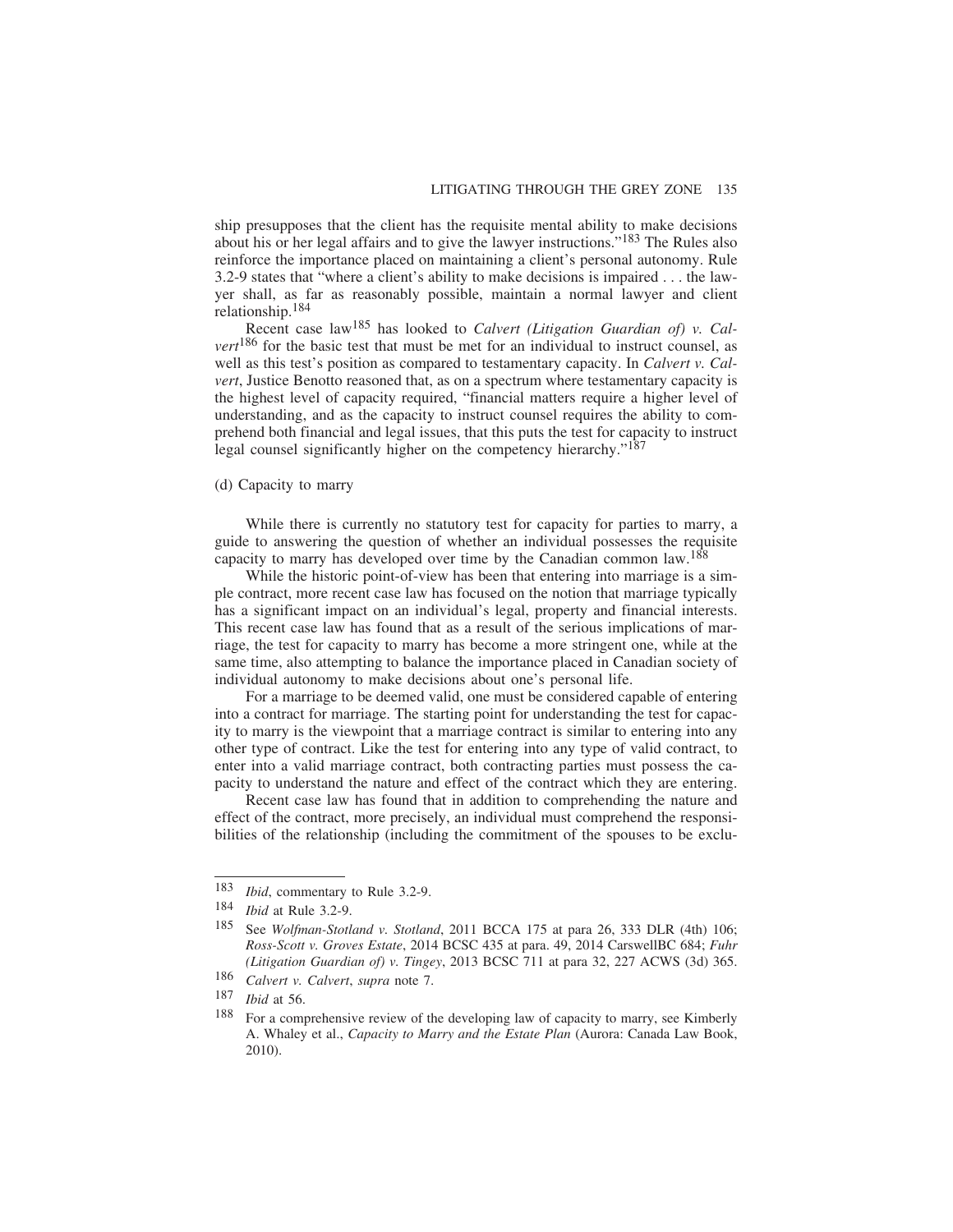ship presupposes that the client has the requisite mental ability to make decisions about his or her legal affairs and to give the lawyer instructions."[183] The Rules also reinforce the importance placed on maintaining a client's personal autonomy. Rule 3.2-9 states that "where a client's ability to make decisions is impaired . . . the lawyer shall, as far as reasonably possible, maintain a normal lawyer and client relationship.[184]

Recent case law[185] has looked to *Calvert (Litigation Guardian of) v. Calvert*[186] for the basic test that must be met for an individual to instruct counsel, as well as this test's position as compared to testamentary capacity. In *Calvert v. Calvert*, Justice Benotto reasoned that, as on a spectrum where testamentary capacity is the highest level of capacity required, "financial matters require a higher level of understanding, and as the capacity to instruct counsel requires the ability to comprehend both financial and legal issues, that this puts the test for capacity to instruct legal counsel significantly higher on the competency hierarchy."[187]

(d) Capacity to marry

While there is currently no statutory test for capacity for parties to marry, a guide to answering the question of whether an individual possesses the requisite capacity to marry has developed over time by the Canadian common law.[188]

While the historic point-of-view has been that entering into marriage is a simple contract, more recent case law has focused on the notion that marriage typically has a significant impact on an individual's legal, property and financial interests. This recent case law has found that as a result of the serious implications of marriage, the test for capacity to marry has become a more stringent one, while at the same time, also attempting to balance the importance placed in Canadian society of individual autonomy to make decisions about one's personal life.

For a marriage to be deemed valid, one must be considered capable of entering into a contract for marriage. The starting point for understanding the test for capacity to marry is the viewpoint that a marriage contract is similar to entering into any other type of contract. Like the test for entering into any type of valid contract, to enter into a valid marriage contract, both contracting parties must possess the capacity to understand the nature and effect of the contract which they are entering.

Recent case law has found that in addition to comprehending the nature and effect of the contract, more precisely, an individual must comprehend the responsibilities of the relationship (including the commitment of the spouses to be exclu-

---

183 *Ibid*, commentary to Rule 3.2-9.

184 *Ibid* at Rule 3.2-9.

185 See *Wolfman-Stotland v. Stotland*, 2011 BCCA 175 at para 26, 333 DLR (4th) 106; *Ross-Scott v. Groves Estate*, 2014 BCSC 435 at para. 49, 2014 CarswellBC 684; *Fuhr (Litigation Guardian of) v. Tingey*, 2013 BCSC 711 at para 32, 227 ACWS (3d) 365.

186 *Calvert v. Calvert*, *supra* note 7.

187 *Ibid* at 56.

188 For a comprehensive review of the developing law of capacity to marry, see Kimberly A. Whaley et al., *Capacity to Marry and the Estate Plan* (Aurora: Canada Law Book, 2010).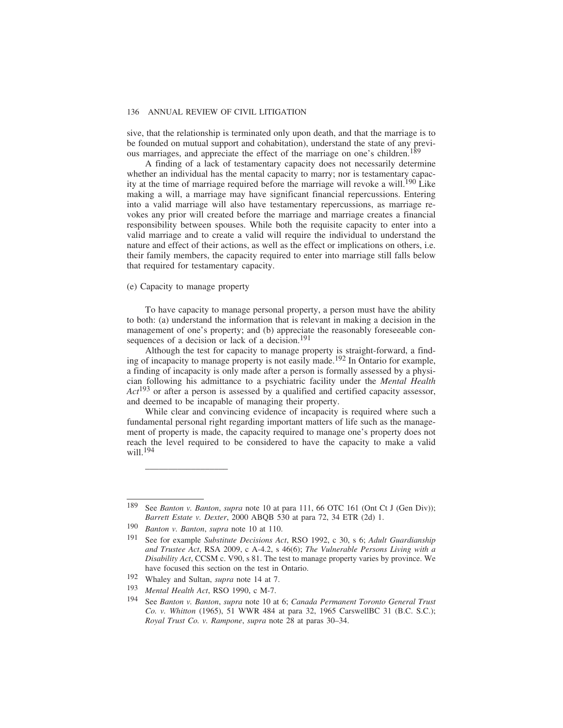sive, that the relationship is terminated only upon death, and that the marriage is to be founded on mutual support and cohabitation), understand the state of any previous marriages, and appreciate the effect of the marriage on one's children.[189]

A finding of a lack of testamentary capacity does not necessarily determine whether an individual has the mental capacity to marry; nor is testamentary capacity at the time of marriage required before the marriage will revoke a will.[190] Like making a will, a marriage may have significant financial repercussions. Entering into a valid marriage will also have testamentary repercussions, as marriage revokes any prior will created before the marriage and marriage creates a financial responsibility between spouses. While both the requisite capacity to enter into a valid marriage and to create a valid will require the individual to understand the nature and effect of their actions, as well as the effect or implications on others, i.e. their family members, the capacity required to enter into marriage still falls below that required for testamentary capacity.

(e) Capacity to manage property

To have capacity to manage personal property, a person must have the ability to both: (a) understand the information that is relevant in making a decision in the management of one's property; and (b) appreciate the reasonably foreseeable consequences of a decision or lack of a decision.[191]

Although the test for capacity to manage property is straight-forward, a finding of incapacity to manage property is not easily made.[192] In Ontario for example, a finding of incapacity is only made after a person is formally assessed by a physician following his admittance to a psychiatric facility under the *Mental Health Act*[193] or after a person is assessed by a qualified and certified capacity assessor, and deemed to be incapable of managing their property.

While clear and convincing evidence of incapacity is required where such a fundamental personal right regarding important matters of life such as the management of property is made, the capacity required to manage one's property does not reach the level required to be considered to have the capacity to make a valid will.[194]

---

[189] See *Banton v. Banton*, *supra* note 10 at para 111, 66 OTC 161 (Ont Ct J (Gen Div)); *Barrett Estate v. Dexter*, 2000 ABQB 530 at para 72, 34 ETR (2d) 1.

[190] *Banton v. Banton*, *supra* note 10 at 110.

[191] See for example *Substitute Decisions Act*, RSO 1992, c 30, s 6; *Adult Guardianship and Trustee Act*, RSA 2009, c A-4.2, s 46(6); *The Vulnerable Persons Living with a Disability Act*, CCSM c. V90, s 81. The test to manage property varies by province. We have focused this section on the test in Ontario.

[192] Whaley and Sultan, *supra* note 14 at 7.

[193] *Mental Health Act*, RSO 1990, c M-7.

[194] See *Banton v. Banton*, *supra* note 10 at 6; *Canada Permanent Toronto General Trust Co. v. Whitton* (1965), 51 WWR 484 at para 32, 1965 CarswellBC 31 (B.C. S.C.); *Royal Trust Co. v. Rampone*, *supra* note 28 at paras 30–34.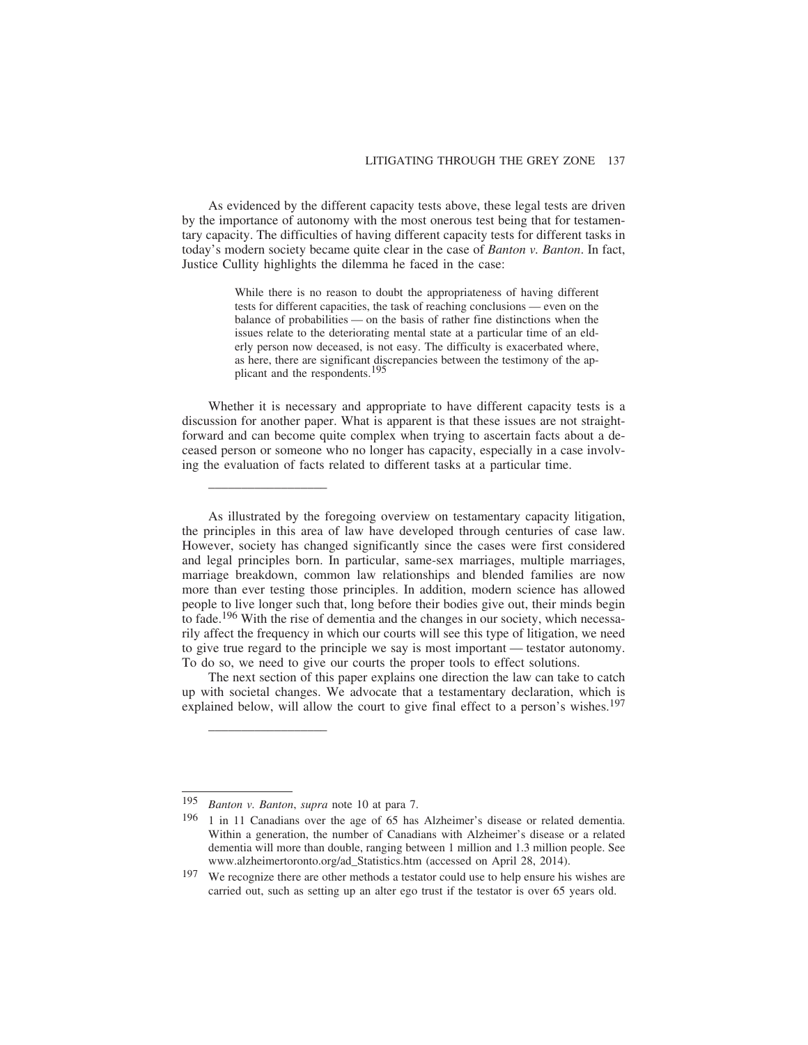As evidenced by the different capacity tests above, these legal tests are driven by the importance of autonomy with the most onerous test being that for testamentary capacity. The difficulties of having different capacity tests for different tasks in today's modern society became quite clear in the case of *Banton v. Banton*. In fact, Justice Cullity highlights the dilemma he faced in the case:

> While there is no reason to doubt the appropriateness of having different tests for different capacities, the task of reaching conclusions — even on the balance of probabilities — on the basis of rather fine distinctions when the issues relate to the deteriorating mental state at a particular time of an elderly person now deceased, is not easy. The difficulty is exacerbated where, as here, there are significant discrepancies between the testimony of the applicant and the respondents.[195]

Whether it is necessary and appropriate to have different capacity tests is a discussion for another paper. What is apparent is that these issues are not straightforward and can become quite complex when trying to ascertain facts about a deceased person or someone who no longer has capacity, especially in a case involving the evaluation of facts related to different tasks at a particular time.

---

As illustrated by the foregoing overview on testamentary capacity litigation, the principles in this area of law have developed through centuries of case law. However, society has changed significantly since the cases were first considered and legal principles born. In particular, same-sex marriages, multiple marriages, marriage breakdown, common law relationships and blended families are now more than ever testing those principles. In addition, modern science has allowed people to live longer such that, long before their bodies give out, their minds begin to fade.[196] With the rise of dementia and the changes in our society, which necessarily affect the frequency in which our courts will see this type of litigation, we need to give true regard to the principle we say is most important — testator autonomy. To do so, we need to give our courts the proper tools to effect solutions.

The next section of this paper explains one direction the law can take to catch up with societal changes. We advocate that a testamentary declaration, which is explained below, will allow the court to give final effect to a person's wishes.[197]

---

195 *Banton v. Banton*, *supra* note 10 at para 7.

196 1 in 11 Canadians over the age of 65 has Alzheimer's disease or related dementia. Within a generation, the number of Canadians with Alzheimer's disease or a related dementia will more than double, ranging between 1 million and 1.3 million people. See www.alzheimertoronto.org/ad_Statistics.htm (accessed on April 28, 2014).

197 We recognize there are other methods a testator could use to help ensure his wishes are carried out, such as setting up an alter ego trust if the testator is over 65 years old.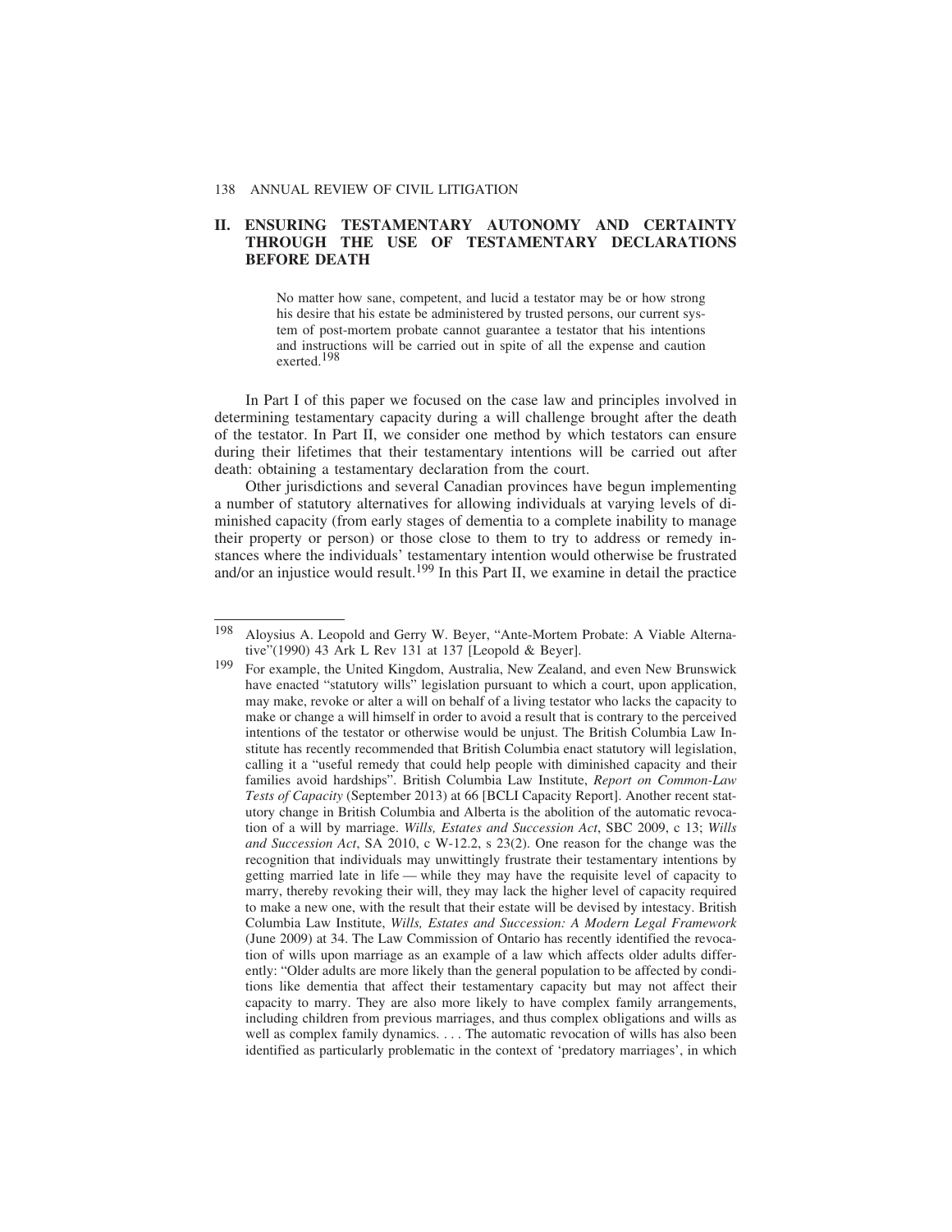## II. ENSURING TESTAMENTARY AUTONOMY AND CERTAINTY THROUGH THE USE OF TESTAMENTARY DECLARATIONS BEFORE DEATH

> No matter how sane, competent, and lucid a testator may be or how strong his desire that his estate be administered by trusted persons, our current system of post-mortem probate cannot guarantee a testator that his intentions and instructions will be carried out in spite of all the expense and caution exerted.[198]

In Part I of this paper we focused on the case law and principles involved in determining testamentary capacity during a will challenge brought after the death of the testator. In Part II, we consider one method by which testators can ensure during their lifetimes that their testamentary intentions will be carried out after death: obtaining a testamentary declaration from the court.

Other jurisdictions and several Canadian provinces have begun implementing a number of statutory alternatives for allowing individuals at varying levels of diminished capacity (from early stages of dementia to a complete inability to manage their property or person) or those close to them to try to address or remedy instances where the individuals' testamentary intention would otherwise be frustrated and/or an injustice would result.[199] In this Part II, we examine in detail the practice

---

[198] Aloysius A. Leopold and Gerry W. Beyer, "Ante-Mortem Probate: A Viable Alternative"(1990) 43 Ark L Rev 131 at 137 [Leopold & Beyer].

[199] For example, the United Kingdom, Australia, New Zealand, and even New Brunswick have enacted "statutory wills" legislation pursuant to which a court, upon application, may make, revoke or alter a will on behalf of a living testator who lacks the capacity to make or change a will himself in order to avoid a result that is contrary to the perceived intentions of the testator or otherwise would be unjust. The British Columbia Law Institute has recently recommended that British Columbia enact statutory will legislation, calling it a "useful remedy that could help people with diminished capacity and their families avoid hardships". British Columbia Law Institute, *Report on Common-Law Tests of Capacity* (September 2013) at 66 [BCLI Capacity Report]. Another recent statutory change in British Columbia and Alberta is the abolition of the automatic revocation of a will by marriage. *Wills, Estates and Succession Act*, SBC 2009, c 13; *Wills and Succession Act*, SA 2010, c W-12.2, s 23(2). One reason for the change was the recognition that individuals may unwittingly frustrate their testamentary intentions by getting married late in life — while they may have the requisite level of capacity to marry, thereby revoking their will, they may lack the higher level of capacity required to make a new one, with the result that their estate will be devised by intestacy. British Columbia Law Institute, *Wills, Estates and Succession: A Modern Legal Framework* (June 2009) at 34. The Law Commission of Ontario has recently identified the revocation of wills upon marriage as an example of a law which affects older adults differently: "Older adults are more likely than the general population to be affected by conditions like dementia that affect their testamentary capacity but may not affect their capacity to marry. They are also more likely to have complex family arrangements, including children from previous marriages, and thus complex obligations and wills as well as complex family dynamics. . . . The automatic revocation of wills has also been identified as particularly problematic in the context of 'predatory marriages', in which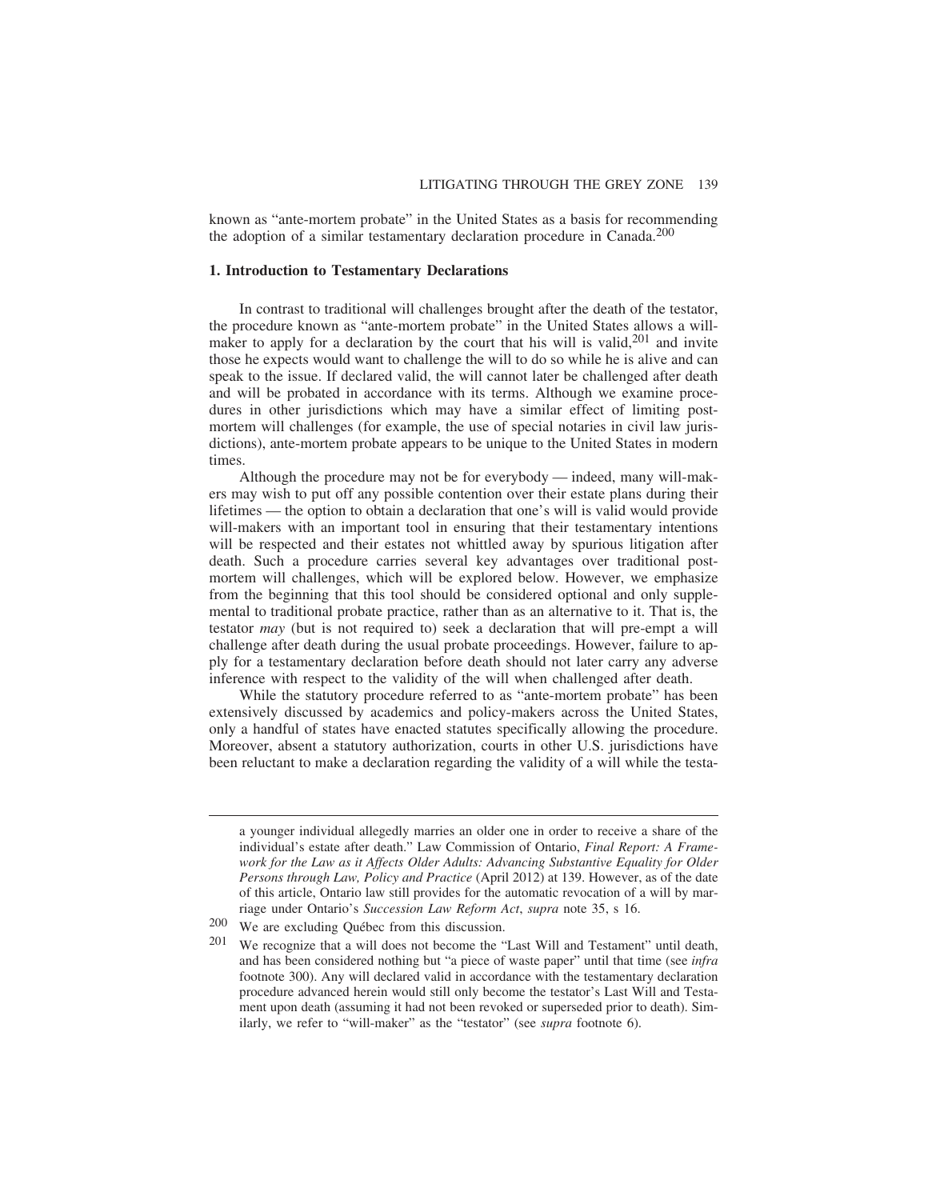known as "ante-mortem probate" in the United States as a basis for recommending the adoption of a similar testamentary declaration procedure in Canada.[200]

### 1. Introduction to Testamentary Declarations

In contrast to traditional will challenges brought after the death of the testator, the procedure known as "ante-mortem probate" in the United States allows a will-maker to apply for a declaration by the court that his will is valid,[201] and invite those he expects would want to challenge the will to do so while he is alive and can speak to the issue. If declared valid, the will cannot later be challenged after death and will be probated in accordance with its terms. Although we examine procedures in other jurisdictions which may have a similar effect of limiting post-mortem will challenges (for example, the use of special notaries in civil law jurisdictions), ante-mortem probate appears to be unique to the United States in modern times.

Although the procedure may not be for everybody — indeed, many will-makers may wish to put off any possible contention over their estate plans during their lifetimes — the option to obtain a declaration that one's will is valid would provide will-makers with an important tool in ensuring that their testamentary intentions will be respected and their estates not whittled away by spurious litigation after death. Such a procedure carries several key advantages over traditional post-mortem will challenges, which will be explored below. However, we emphasize from the beginning that this tool should be considered optional and only supplemental to traditional probate practice, rather than as an alternative to it. That is, the testator *may* (but is not required to) seek a declaration that will pre-empt a will challenge after death during the usual probate proceedings. However, failure to apply for a testamentary declaration before death should not later carry any adverse inference with respect to the validity of the will when challenged after death.

While the statutory procedure referred to as "ante-mortem probate" has been extensively discussed by academics and policy-makers across the United States, only a handful of states have enacted statutes specifically allowing the procedure. Moreover, absent a statutory authorization, courts in other U.S. jurisdictions have been reluctant to make a declaration regarding the validity of a will while the testa-

---

a younger individual allegedly marries an older one in order to receive a share of the individual's estate after death." Law Commission of Ontario, *Final Report: A Framework for the Law as it Affects Older Adults: Advancing Substantive Equality for Older Persons through Law, Policy and Practice* (April 2012) at 139. However, as of the date of this article, Ontario law still provides for the automatic revocation of a will by marriage under Ontario's *Succession Law Reform Act*, *supra* note 35, s 16.

[200] We are excluding Québec from this discussion.

[201] We recognize that a will does not become the "Last Will and Testament" until death, and has been considered nothing but "a piece of waste paper" until that time (see *infra* footnote 300). Any will declared valid in accordance with the testamentary declaration procedure advanced herein would still only become the testator's Last Will and Testament upon death (assuming it had not been revoked or superseded prior to death). Similarly, we refer to "will-maker" as the "testator" (see *supra* footnote 6).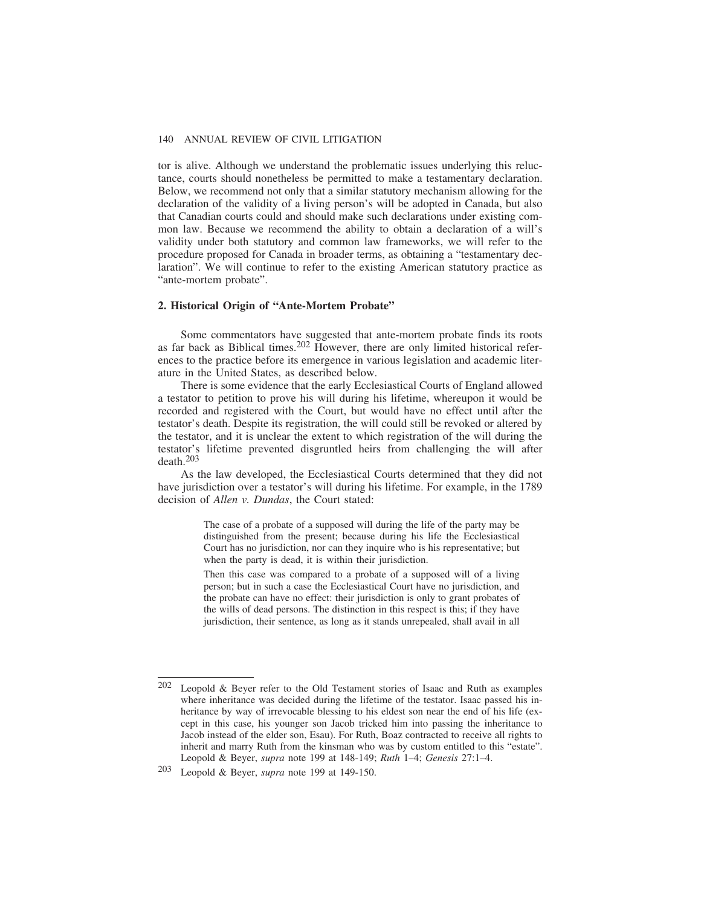tor is alive. Although we understand the problematic issues underlying this reluctance, courts should nonetheless be permitted to make a testamentary declaration. Below, we recommend not only that a similar statutory mechanism allowing for the declaration of the validity of a living person's will be adopted in Canada, but also that Canadian courts could and should make such declarations under existing common law. Because we recommend the ability to obtain a declaration of a will's validity under both statutory and common law frameworks, we will refer to the procedure proposed for Canada in broader terms, as obtaining a "testamentary declaration". We will continue to refer to the existing American statutory practice as "ante-mortem probate".

### 2. Historical Origin of "Ante-Mortem Probate"

Some commentators have suggested that ante-mortem probate finds its roots as far back as Biblical times.[202] However, there are only limited historical references to the practice before its emergence in various legislation and academic literature in the United States, as described below.

There is some evidence that the early Ecclesiastical Courts of England allowed a testator to petition to prove his will during his lifetime, whereupon it would be recorded and registered with the Court, but would have no effect until after the testator's death. Despite its registration, the will could still be revoked or altered by the testator, and it is unclear the extent to which registration of the will during the testator's lifetime prevented disgruntled heirs from challenging the will after death.[203]

As the law developed, the Ecclesiastical Courts determined that they did not have jurisdiction over a testator's will during his lifetime. For example, in the 1789 decision of *Allen v. Dundas*, the Court stated:

> The case of a probate of a supposed will during the life of the party may be distinguished from the present; because during his life the Ecclesiastical Court has no jurisdiction, nor can they inquire who is his representative; but when the party is dead, it is within their jurisdiction.
>
> Then this case was compared to a probate of a supposed will of a living person; but in such a case the Ecclesiastical Court have no jurisdiction, and the probate can have no effect: their jurisdiction is only to grant probates of the wills of dead persons. The distinction in this respect is this; if they have jurisdiction, their sentence, as long as it stands unrepealed, shall avail in all

---

[202] Leopold & Beyer refer to the Old Testament stories of Isaac and Ruth as examples where inheritance was decided during the lifetime of the testator. Isaac passed his inheritance by way of irrevocable blessing to his eldest son near the end of his life (except in this case, his younger son Jacob tricked him into passing the inheritance to Jacob instead of the elder son, Esau). For Ruth, Boaz contracted to receive all rights to inherit and marry Ruth from the kinsman who was by custom entitled to this "estate". Leopold & Beyer, *supra* note 199 at 148-149; *Ruth* 1–4; *Genesis* 27:1–4.

[203] Leopold & Beyer, *supra* note 199 at 149-150.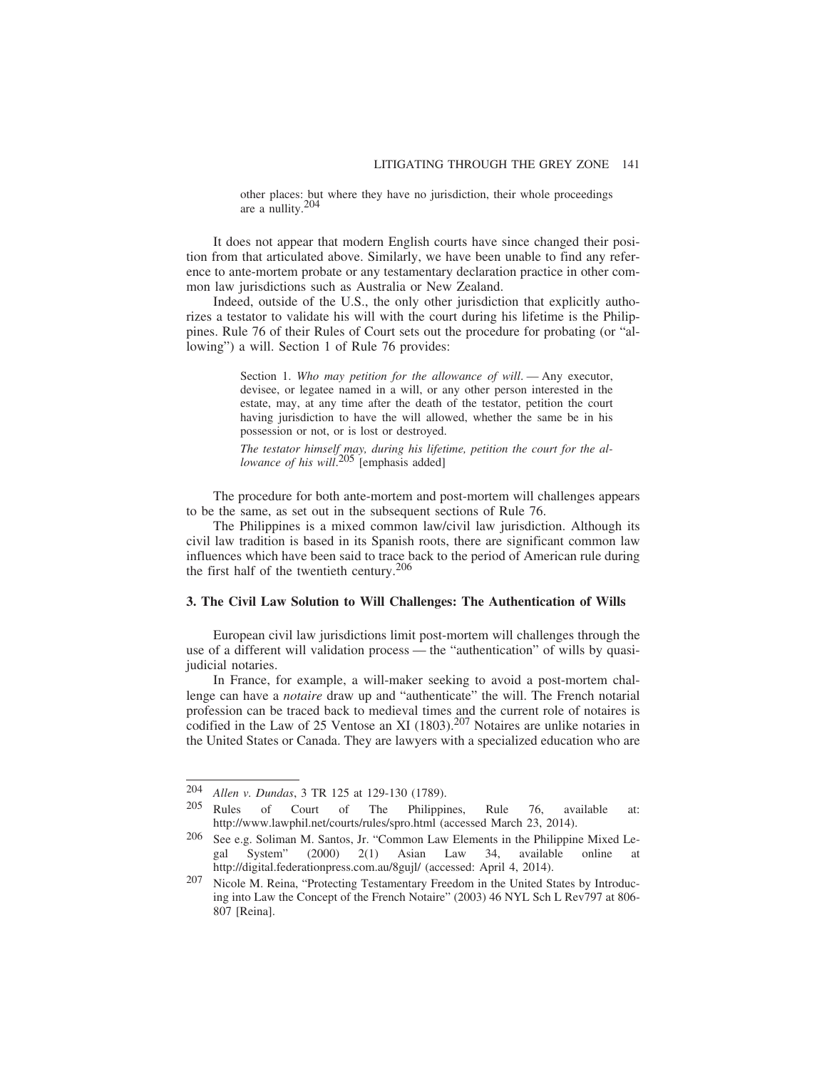> other places: but where they have no jurisdiction, their whole proceedings are a nullity.[204]

It does not appear that modern English courts have since changed their position from that articulated above. Similarly, we have been unable to find any reference to ante-mortem probate or any testamentary declaration practice in other common law jurisdictions such as Australia or New Zealand.

Indeed, outside of the U.S., the only other jurisdiction that explicitly authorizes a testator to validate his will with the court during his lifetime is the Philippines. Rule 76 of their Rules of Court sets out the procedure for probating (or "allowing") a will. Section 1 of Rule 76 provides:

> Section 1. *Who may petition for the allowance of will.* — Any executor, devisee, or legatee named in a will, or any other person interested in the estate, may, at any time after the death of the testator, petition the court having jurisdiction to have the will allowed, whether the same be in his possession or not, or is lost or destroyed.
>
> *The testator himself may, during his lifetime, petition the court for the allowance of his will.*[205] [emphasis added]

The procedure for both ante-mortem and post-mortem will challenges appears to be the same, as set out in the subsequent sections of Rule 76.

The Philippines is a mixed common law/civil law jurisdiction. Although its civil law tradition is based in its Spanish roots, there are significant common law influences which have been said to trace back to the period of American rule during the first half of the twentieth century.[206]

### 3. The Civil Law Solution to Will Challenges: The Authentication of Wills

European civil law jurisdictions limit post-mortem will challenges through the use of a different will validation process — the "authentication" of wills by quasi-judicial notaries.

In France, for example, a will-maker seeking to avoid a post-mortem challenge can have a *notaire* draw up and "authenticate" the will. The French notarial profession can be traced back to medieval times and the current role of notaires is codified in the Law of 25 Ventose an XI (1803).[207] Notaires are unlike notaries in the United States or Canada. They are lawyers with a specialized education who are

---

[204] *Allen v. Dundas*, 3 TR 125 at 129-130 (1789).

[205] Rules of Court of The Philippines, Rule 76, available at: http://www.lawphil.net/courts/rules/spro.html (accessed March 23, 2014).

[206] See e.g. Soliman M. Santos, Jr. "Common Law Elements in the Philippine Mixed Legal System" (2000) 2(1) Asian Law 34, available online at http://digital.federationpress.com.au/8gujl/ (accessed: April 4, 2014).

[207] Nicole M. Reina, "Protecting Testamentary Freedom in the United States by Introducing into Law the Concept of the French Notaire" (2003) 46 NYL Sch L Rev797 at 806-807 [Reina].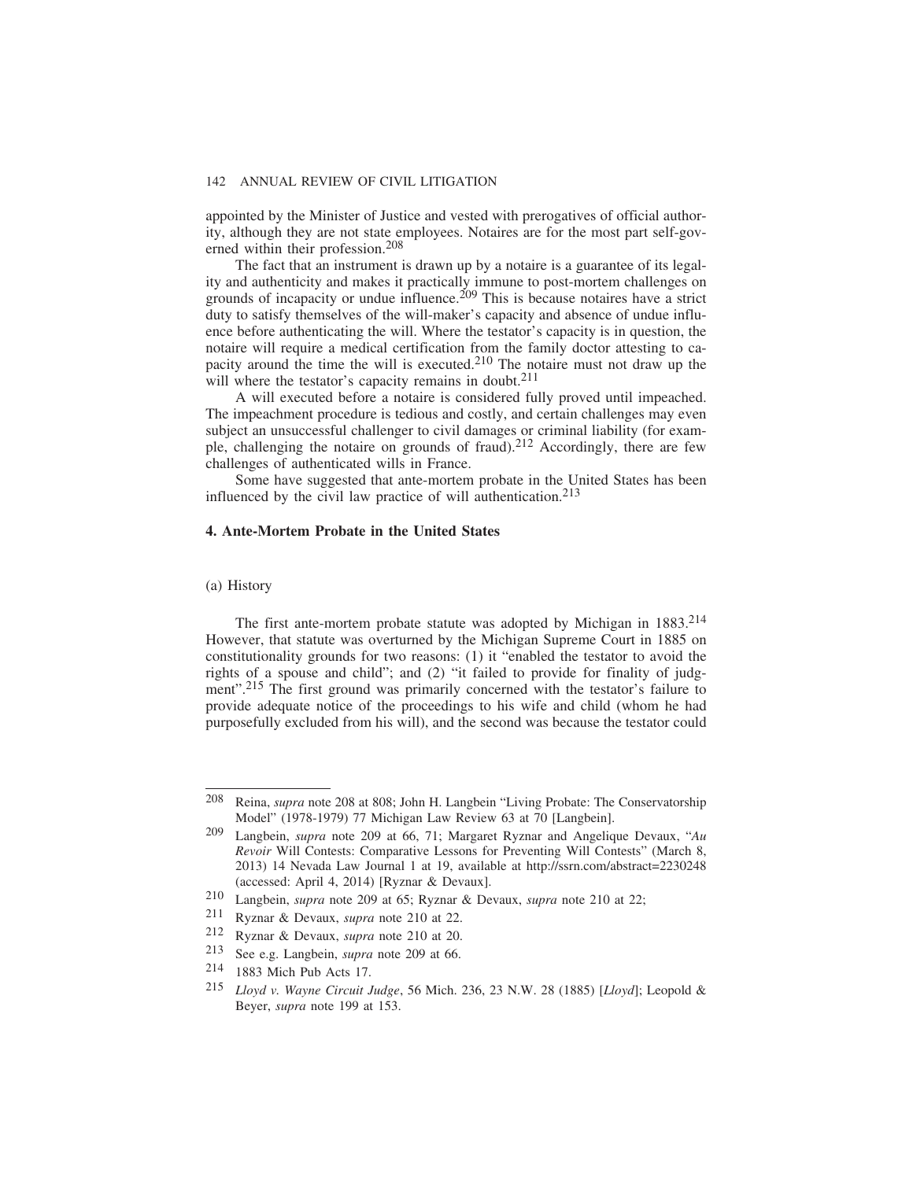appointed by the Minister of Justice and vested with prerogatives of official authority, although they are not state employees. Notaires are for the most part self-governed within their profession.[208]

The fact that an instrument is drawn up by a notaire is a guarantee of its legality and authenticity and makes it practically immune to post-mortem challenges on grounds of incapacity or undue influence.[209] This is because notaires have a strict duty to satisfy themselves of the will-maker's capacity and absence of undue influence before authenticating the will. Where the testator's capacity is in question, the notaire will require a medical certification from the family doctor attesting to capacity around the time the will is executed.[210] The notaire must not draw up the will where the testator's capacity remains in doubt.[211]

A will executed before a notaire is considered fully proved until impeached. The impeachment procedure is tedious and costly, and certain challenges may even subject an unsuccessful challenger to civil damages or criminal liability (for example, challenging the notaire on grounds of fraud).[212] Accordingly, there are few challenges of authenticated wills in France.

Some have suggested that ante-mortem probate in the United States has been influenced by the civil law practice of will authentication.[213]

### 4. Ante-Mortem Probate in the United States

#### (a) History

The first ante-mortem probate statute was adopted by Michigan in 1883.[214] However, that statute was overturned by the Michigan Supreme Court in 1885 on constitutionality grounds for two reasons: (1) it "enabled the testator to avoid the rights of a spouse and child"; and (2) "it failed to provide for finality of judgment".[215] The first ground was primarily concerned with the testator's failure to provide adequate notice of the proceedings to his wife and child (whom he had purposefully excluded from his will), and the second was because the testator could

---

208 Reina, *supra* note 208 at 808; John H. Langbein "Living Probate: The Conservatorship Model" (1978-1979) 77 Michigan Law Review 63 at 70 [Langbein].

209 Langbein, *supra* note 209 at 66, 71; Margaret Ryznar and Angelique Devaux, "*Au Revoir* Will Contests: Comparative Lessons for Preventing Will Contests" (March 8, 2013) 14 Nevada Law Journal 1 at 19, available at http://ssrn.com/abstract=2230248 (accessed: April 4, 2014) [Ryznar & Devaux].

210 Langbein, *supra* note 209 at 65; Ryznar & Devaux, *supra* note 210 at 22;

211 Ryznar & Devaux, *supra* note 210 at 22.

212 Ryznar & Devaux, *supra* note 210 at 20.

213 See e.g. Langbein, *supra* note 209 at 66.

214 1883 Mich Pub Acts 17.

215 *Lloyd v. Wayne Circuit Judge*, 56 Mich. 236, 23 N.W. 28 (1885) [*Lloyd*]; Leopold & Beyer, *supra* note 199 at 153.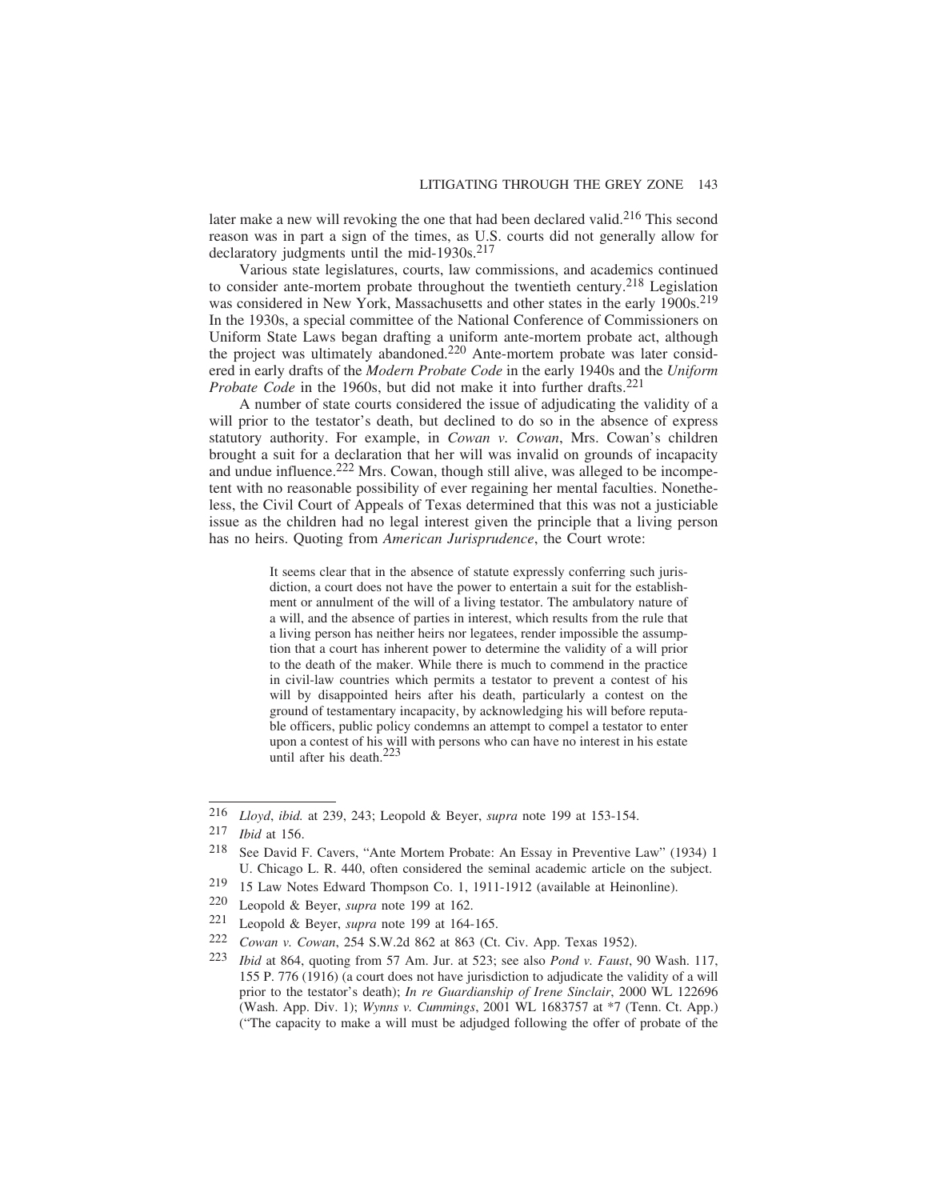later make a new will revoking the one that had been declared valid.[216] This second reason was in part a sign of the times, as U.S. courts did not generally allow for declaratory judgments until the mid-1930s.[217]

Various state legislatures, courts, law commissions, and academics continued to consider ante-mortem probate throughout the twentieth century.[218] Legislation was considered in New York, Massachusetts and other states in the early 1900s.[219] In the 1930s, a special committee of the National Conference of Commissioners on Uniform State Laws began drafting a uniform ante-mortem probate act, although the project was ultimately abandoned.[220] Ante-mortem probate was later considered in early drafts of the *Modern Probate Code* in the early 1940s and the *Uniform Probate Code* in the 1960s, but did not make it into further drafts.[221]

A number of state courts considered the issue of adjudicating the validity of a will prior to the testator's death, but declined to do so in the absence of express statutory authority. For example, in *Cowan v. Cowan*, Mrs. Cowan's children brought a suit for a declaration that her will was invalid on grounds of incapacity and undue influence.[222] Mrs. Cowan, though still alive, was alleged to be incompetent with no reasonable possibility of ever regaining her mental faculties. Nonetheless, the Civil Court of Appeals of Texas determined that this was not a justiciable issue as the children had no legal interest given the principle that a living person has no heirs. Quoting from *American Jurisprudence*, the Court wrote:

> It seems clear that in the absence of statute expressly conferring such jurisdiction, a court does not have the power to entertain a suit for the establishment or annulment of the will of a living testator. The ambulatory nature of a will, and the absence of parties in interest, which results from the rule that a living person has neither heirs nor legatees, render impossible the assumption that a court has inherent power to determine the validity of a will prior to the death of the maker. While there is much to commend in the practice in civil-law countries which permits a testator to prevent a contest of his will by disappointed heirs after his death, particularly a contest on the ground of testamentary incapacity, by acknowledging his will before reputable officers, public policy condemns an attempt to compel a testator to enter upon a contest of his will with persons who can have no interest in his estate until after his death.[223]

---

216 *Lloyd*, *ibid.* at 239, 243; Leopold & Beyer, *supra* note 199 at 153-154.

217 *Ibid* at 156.

218 See David F. Cavers, "Ante Mortem Probate: An Essay in Preventive Law" (1934) 1 U. Chicago L. R. 440, often considered the seminal academic article on the subject.

219 15 Law Notes Edward Thompson Co. 1, 1911-1912 (available at Heinonline).

220 Leopold & Beyer, *supra* note 199 at 162.

221 Leopold & Beyer, *supra* note 199 at 164-165.

222 *Cowan v. Cowan*, 254 S.W.2d 862 at 863 (Ct. Civ. App. Texas 1952).

223 *Ibid* at 864, quoting from 57 Am. Jur. at 523; see also *Pond v. Faust*, 90 Wash. 117, 155 P. 776 (1916) (a court does not have jurisdiction to adjudicate the validity of a will prior to the testator's death); *In re Guardianship of Irene Sinclair*, 2000 WL 122696 (Wash. App. Div. 1); *Wynns v. Cummings*, 2001 WL 1683757 at *7 (Tenn. Ct. App.) ("The capacity to make a will must be adjudged following the offer of probate of the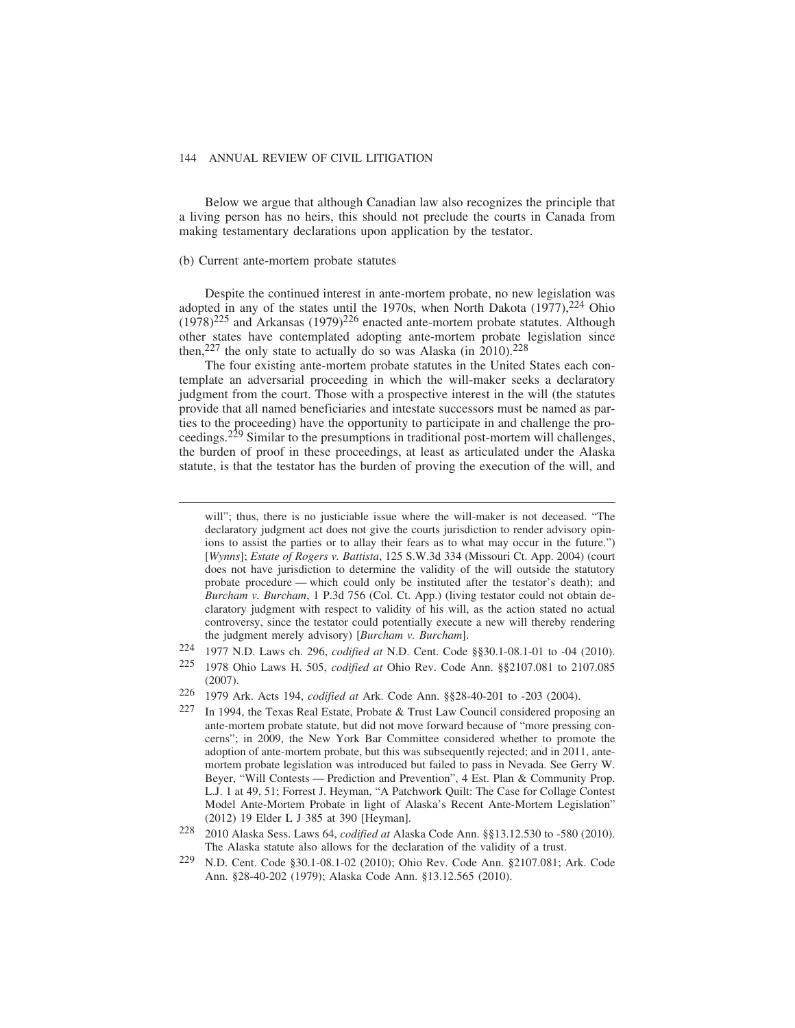Below we argue that although Canadian law also recognizes the principle that a living person has no heirs, this should not preclude the courts in Canada from making testamentary declarations upon application by the testator.

(b) Current ante-mortem probate statutes

Despite the continued interest in ante-mortem probate, no new legislation was adopted in any of the states until the 1970s, when North Dakota (1977),[224] Ohio (1978)[225] and Arkansas (1979)[226] enacted ante-mortem probate statutes. Although other states have contemplated adopting ante-mortem probate legislation since then,[227] the only state to actually do so was Alaska (in 2010).[228]

The four existing ante-mortem probate statutes in the United States each contemplate an adversarial proceeding in which the will-maker seeks a declaratory judgment from the court. Those with a prospective interest in the will (the statutes provide that all named beneficiaries and intestate successors must be named as parties to the proceeding) have the opportunity to participate in and challenge the proceedings.[229] Similar to the presumptions in traditional post-mortem will challenges, the burden of proof in these proceedings, at least as articulated under the Alaska statute, is that the testator has the burden of proving the execution of the will, and

---

will"; thus, there is no justiciable issue where the will-maker is not deceased. "The declaratory judgment act does not give the courts jurisdiction to render advisory opinions to assist the parties or to allay their fears as to what may occur in the future.") [*Wynns*]; *Estate of Rogers v. Battista*, 125 S.W.3d 334 (Missouri Ct. App. 2004) (court does not have jurisdiction to determine the validity of the will outside the statutory probate procedure — which could only be instituted after the testator's death); and *Burcham v. Burcham*, 1 P.3d 756 (Col. Ct. App.) (living testator could not obtain declaratory judgment with respect to validity of his will, as the action stated no actual controversy, since the testator could potentially execute a new will thereby rendering the judgment merely advisory) [*Burcham v. Burcham*].

224 1977 N.D. Laws ch. 296, *codified at* N.D. Cent. Code §§30.1-08.1-01 to -04 (2010).

225 1978 Ohio Laws H. 505, *codified at* Ohio Rev. Code Ann. §§2107.081 to 2107.085 (2007).

226 1979 Ark. Acts 194, *codified at* Ark. Code Ann. §§28-40-201 to -203 (2004).

227 In 1994, the Texas Real Estate, Probate & Trust Law Council considered proposing an ante-mortem probate statute, but did not move forward because of "more pressing concerns"; in 2009, the New York Bar Committee considered whether to promote the adoption of ante-mortem probate, but this was subsequently rejected; and in 2011, ante-mortem probate legislation was introduced but failed to pass in Nevada. See Gerry W. Beyer, "Will Contests — Prediction and Prevention", 4 Est. Plan & Community Prop. L.J. 1 at 49, 51; Forrest J. Heyman, "A Patchwork Quilt: The Case for Collage Contest Model Ante-Mortem Probate in light of Alaska's Recent Ante-Mortem Legislation" (2012) 19 Elder L J 385 at 390 [Heyman].

228 2010 Alaska Sess. Laws 64, *codified at* Alaska Code Ann. §§13.12.530 to -580 (2010). The Alaska statute also allows for the declaration of the validity of a trust.

229 N.D. Cent. Code §30.1-08.1-02 (2010); Ohio Rev. Code Ann. §2107.081; Ark. Code Ann. §28-40-202 (1979); Alaska Code Ann. §13.12.565 (2010).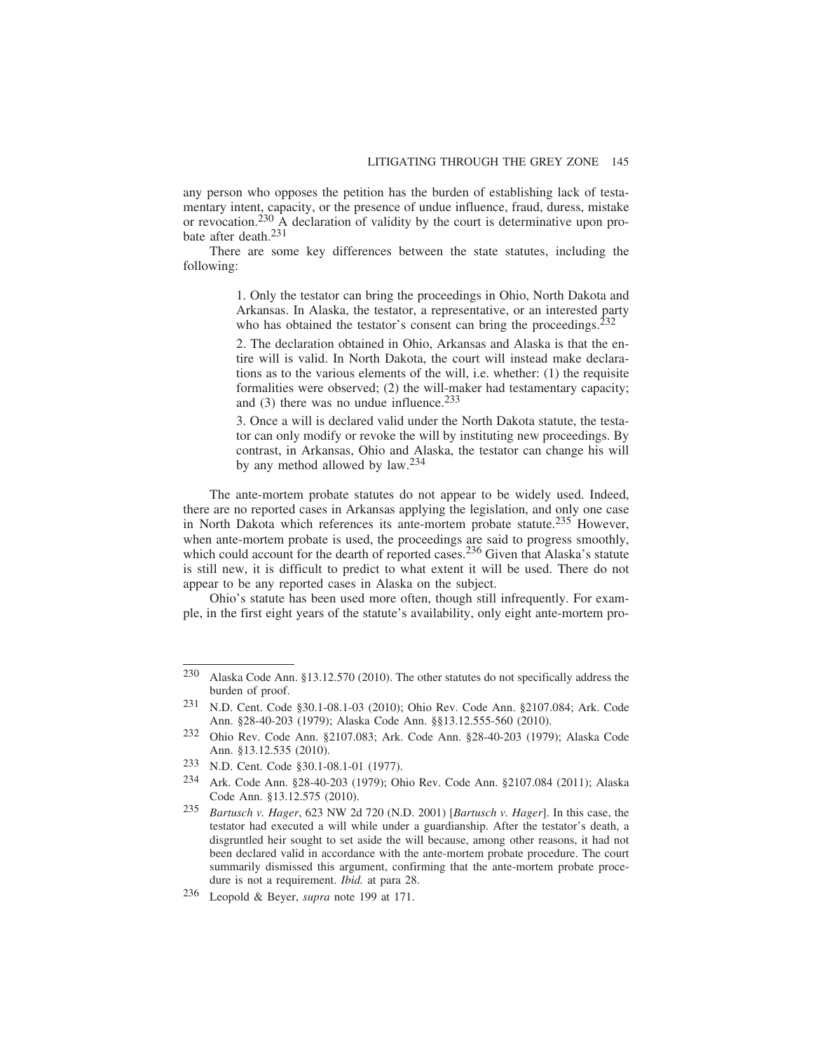any person who opposes the petition has the burden of establishing lack of testamentary intent, capacity, or the presence of undue influence, fraud, duress, mistake or revocation.[230] A declaration of validity by the court is determinative upon probate after death.[231]

There are some key differences between the state statutes, including the following:

> 1. Only the testator can bring the proceedings in Ohio, North Dakota and Arkansas. In Alaska, the testator, a representative, or an interested party who has obtained the testator's consent can bring the proceedings.[232]
>
> 2. The declaration obtained in Ohio, Arkansas and Alaska is that the entire will is valid. In North Dakota, the court will instead make declarations as to the various elements of the will, i.e. whether: (1) the requisite formalities were observed; (2) the will-maker had testamentary capacity; and (3) there was no undue influence.[233]
>
> 3. Once a will is declared valid under the North Dakota statute, the testator can only modify or revoke the will by instituting new proceedings. By contrast, in Arkansas, Ohio and Alaska, the testator can change his will by any method allowed by law.[234]

The ante-mortem probate statutes do not appear to be widely used. Indeed, there are no reported cases in Arkansas applying the legislation, and only one case in North Dakota which references its ante-mortem probate statute.[235] However, when ante-mortem probate is used, the proceedings are said to progress smoothly, which could account for the dearth of reported cases.[236] Given that Alaska's statute is still new, it is difficult to predict to what extent it will be used. There do not appear to be any reported cases in Alaska on the subject.

Ohio's statute has been used more often, though still infrequently. For example, in the first eight years of the statute's availability, only eight ante-mortem pro-

---

[230] Alaska Code Ann. §13.12.570 (2010). The other statutes do not specifically address the burden of proof.

[231] N.D. Cent. Code §30.1-08.1-03 (2010); Ohio Rev. Code Ann. §2107.084; Ark. Code Ann. §28-40-203 (1979); Alaska Code Ann. §§13.12.555-560 (2010).

[232] Ohio Rev. Code Ann. §2107.083; Ark. Code Ann. §28-40-203 (1979); Alaska Code Ann. §13.12.535 (2010).

[233] N.D. Cent. Code §30.1-08.1-01 (1977).

[234] Ark. Code Ann. §28-40-203 (1979); Ohio Rev. Code Ann. §2107.084 (2011); Alaska Code Ann. §13.12.575 (2010).

[235] *Bartusch v. Hager*, 623 NW 2d 720 (N.D. 2001) [*Bartusch v. Hager*]. In this case, the testator had executed a will while under a guardianship. After the testator's death, a disgruntled heir sought to set aside the will because, among other reasons, it had not been declared valid in accordance with the ante-mortem probate procedure. The court summarily dismissed this argument, confirming that the ante-mortem probate procedure is not a requirement. *Ibid.* at para 28.

[236] Leopold & Beyer, *supra* note 199 at 171.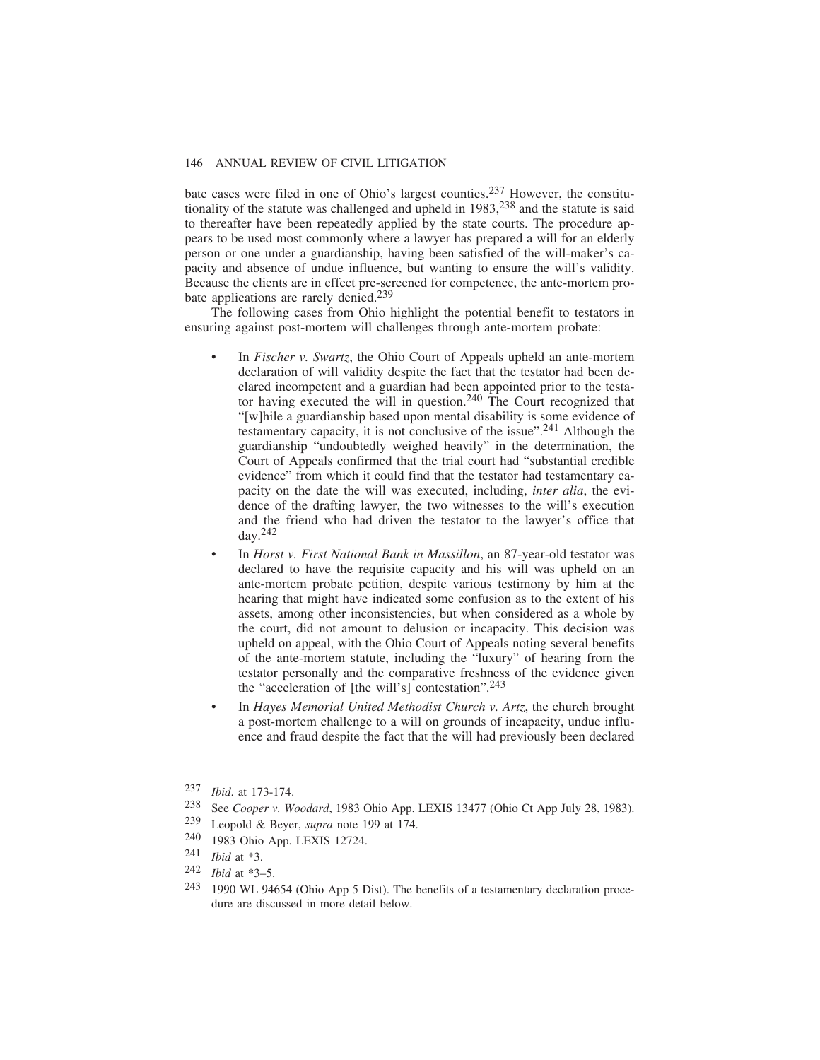bate cases were filed in one of Ohio's largest counties.[237] However, the constitutionality of the statute was challenged and upheld in 1983,[238] and the statute is said to thereafter have been repeatedly applied by the state courts. The procedure appears to be used most commonly where a lawyer has prepared a will for an elderly person or one under a guardianship, having been satisfied of the will-maker's capacity and absence of undue influence, but wanting to ensure the will's validity. Because the clients are in effect pre-screened for competence, the ante-mortem probate applications are rarely denied.[239]

The following cases from Ohio highlight the potential benefit to testators in ensuring against post-mortem will challenges through ante-mortem probate:

- In *Fischer v. Swartz*, the Ohio Court of Appeals upheld an ante-mortem declaration of will validity despite the fact that the testator had been declared incompetent and a guardian had been appointed prior to the testator having executed the will in question.[240] The Court recognized that "[w]hile a guardianship based upon mental disability is some evidence of testamentary capacity, it is not conclusive of the issue".[241] Although the guardianship "undoubtedly weighed heavily" in the determination, the Court of Appeals confirmed that the trial court had "substantial credible evidence" from which it could find that the testator had testamentary capacity on the date the will was executed, including, *inter alia*, the evidence of the drafting lawyer, the two witnesses to the will's execution and the friend who had driven the testator to the lawyer's office that day.[242]
- In *Horst v. First National Bank in Massillon*, an 87-year-old testator was declared to have the requisite capacity and his will was upheld on an ante-mortem probate petition, despite various testimony by him at the hearing that might have indicated some confusion as to the extent of his assets, among other inconsistencies, but when considered as a whole by the court, did not amount to delusion or incapacity. This decision was upheld on appeal, with the Ohio Court of Appeals noting several benefits of the ante-mortem statute, including the "luxury" of hearing from the testator personally and the comparative freshness of the evidence given the "acceleration of [the will's] contestation".[243]
- In *Hayes Memorial United Methodist Church v. Artz*, the church brought a post-mortem challenge to a will on grounds of incapacity, undue influence and fraud despite the fact that the will had previously been declared

---

[237] *Ibid*. at 173-174.

[238] See *Cooper v. Woodard*, 1983 Ohio App. LEXIS 13477 (Ohio Ct App July 28, 1983).

[239] Leopold & Beyer, *supra* note 199 at 174.

[240] 1983 Ohio App. LEXIS 12724.

[241] *Ibid* at \*3.

[242] *Ibid* at \*3–5.

[243] 1990 WL 94654 (Ohio App 5 Dist). The benefits of a testamentary declaration procedure are discussed in more detail below.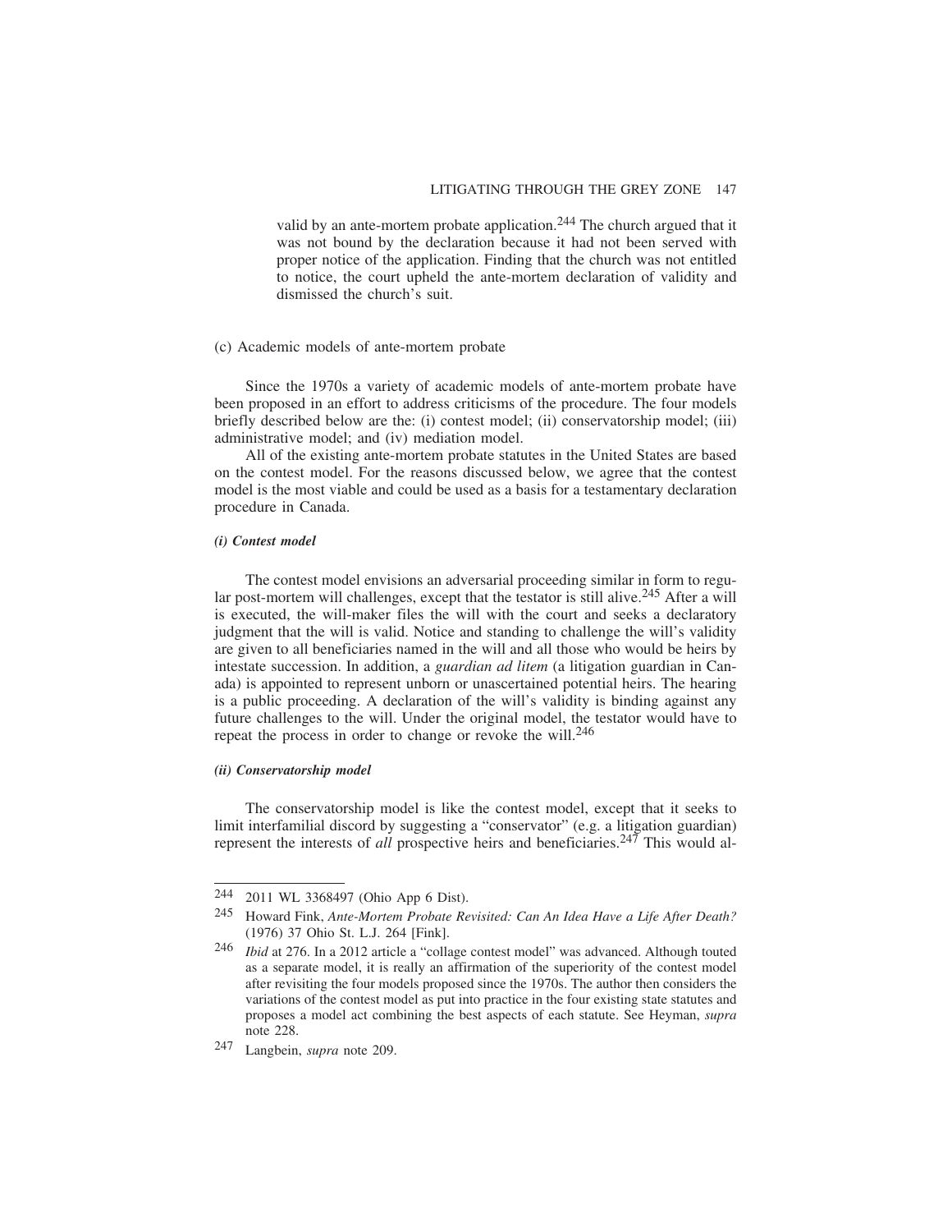valid by an ante-mortem probate application.[244] The church argued that it was not bound by the declaration because it had not been served with proper notice of the application. Finding that the church was not entitled to notice, the court upheld the ante-mortem declaration of validity and dismissed the church's suit.

### (c) Academic models of ante-mortem probate

Since the 1970s a variety of academic models of ante-mortem probate have been proposed in an effort to address criticisms of the procedure. The four models briefly described below are the: (i) contest model; (ii) conservatorship model; (iii) administrative model; and (iv) mediation model.

All of the existing ante-mortem probate statutes in the United States are based on the contest model. For the reasons discussed below, we agree that the contest model is the most viable and could be used as a basis for a testamentary declaration procedure in Canada.

#### *(i) Contest model*

The contest model envisions an adversarial proceeding similar in form to regular post-mortem will challenges, except that the testator is still alive.[245] After a will is executed, the will-maker files the will with the court and seeks a declaratory judgment that the will is valid. Notice and standing to challenge the will's validity are given to all beneficiaries named in the will and all those who would be heirs by intestate succession. In addition, a *guardian ad litem* (a litigation guardian in Canada) is appointed to represent unborn or unascertained potential heirs. The hearing is a public proceeding. A declaration of the will's validity is binding against any future challenges to the will. Under the original model, the testator would have to repeat the process in order to change or revoke the will.[246]

#### *(ii) Conservatorship model*

The conservatorship model is like the contest model, except that it seeks to limit interfamilial discord by suggesting a "conservator" (e.g. a litigation guardian) represent the interests of *all* prospective heirs and beneficiaries.[247] This would al-

---

[244] 2011 WL 3368497 (Ohio App 6 Dist).

[245] Howard Fink, *Ante-Mortem Probate Revisited: Can An Idea Have a Life After Death?* (1976) 37 Ohio St. L.J. 264 [Fink].

[246] *Ibid* at 276. In a 2012 article a "collage contest model" was advanced. Although touted as a separate model, it is really an affirmation of the superiority of the contest model after revisiting the four models proposed since the 1970s. The author then considers the variations of the contest model as put into practice in the four existing state statutes and proposes a model act combining the best aspects of each statute. See Heyman, *supra* note 228.

[247] Langbein, *supra* note 209.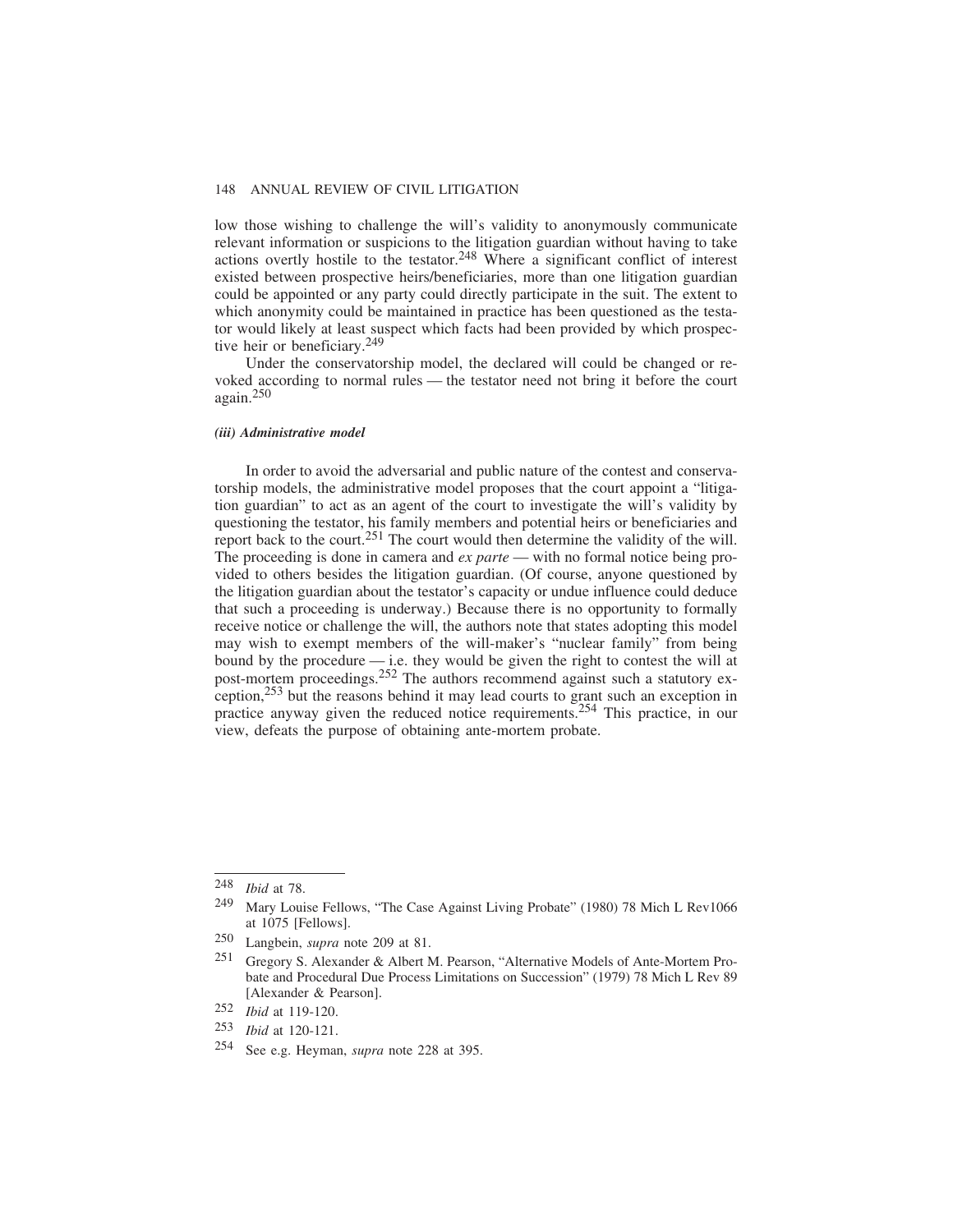low those wishing to challenge the will's validity to anonymously communicate relevant information or suspicions to the litigation guardian without having to take actions overtly hostile to the testator.[248] Where a significant conflict of interest existed between prospective heirs/beneficiaries, more than one litigation guardian could be appointed or any party could directly participate in the suit. The extent to which anonymity could be maintained in practice has been questioned as the testator would likely at least suspect which facts had been provided by which prospective heir or beneficiary.[249]

Under the conservatorship model, the declared will could be changed or revoked according to normal rules — the testator need not bring it before the court again.[250]

#### *(iii) Administrative model*

In order to avoid the adversarial and public nature of the contest and conservatorship models, the administrative model proposes that the court appoint a "litigation guardian" to act as an agent of the court to investigate the will's validity by questioning the testator, his family members and potential heirs or beneficiaries and report back to the court.[251] The court would then determine the validity of the will. The proceeding is done in camera and *ex parte* — with no formal notice being provided to others besides the litigation guardian. (Of course, anyone questioned by the litigation guardian about the testator's capacity or undue influence could deduce that such a proceeding is underway.) Because there is no opportunity to formally receive notice or challenge the will, the authors note that states adopting this model may wish to exempt members of the will-maker's "nuclear family" from being bound by the procedure — i.e. they would be given the right to contest the will at post-mortem proceedings.[252] The authors recommend against such a statutory exception,[253] but the reasons behind it may lead courts to grant such an exception in practice anyway given the reduced notice requirements.[254] This practice, in our view, defeats the purpose of obtaining ante-mortem probate.

---

[248] *Ibid* at 78.

[249] Mary Louise Fellows, "The Case Against Living Probate" (1980) 78 Mich L Rev1066 at 1075 [Fellows].

[250] Langbein, *supra* note 209 at 81.

[251] Gregory S. Alexander & Albert M. Pearson, "Alternative Models of Ante-Mortem Probate and Procedural Due Process Limitations on Succession" (1979) 78 Mich L Rev 89 [Alexander & Pearson].

[252] *Ibid* at 119-120.

[253] *Ibid* at 120-121.

[254] See e.g. Heyman, *supra* note 228 at 395.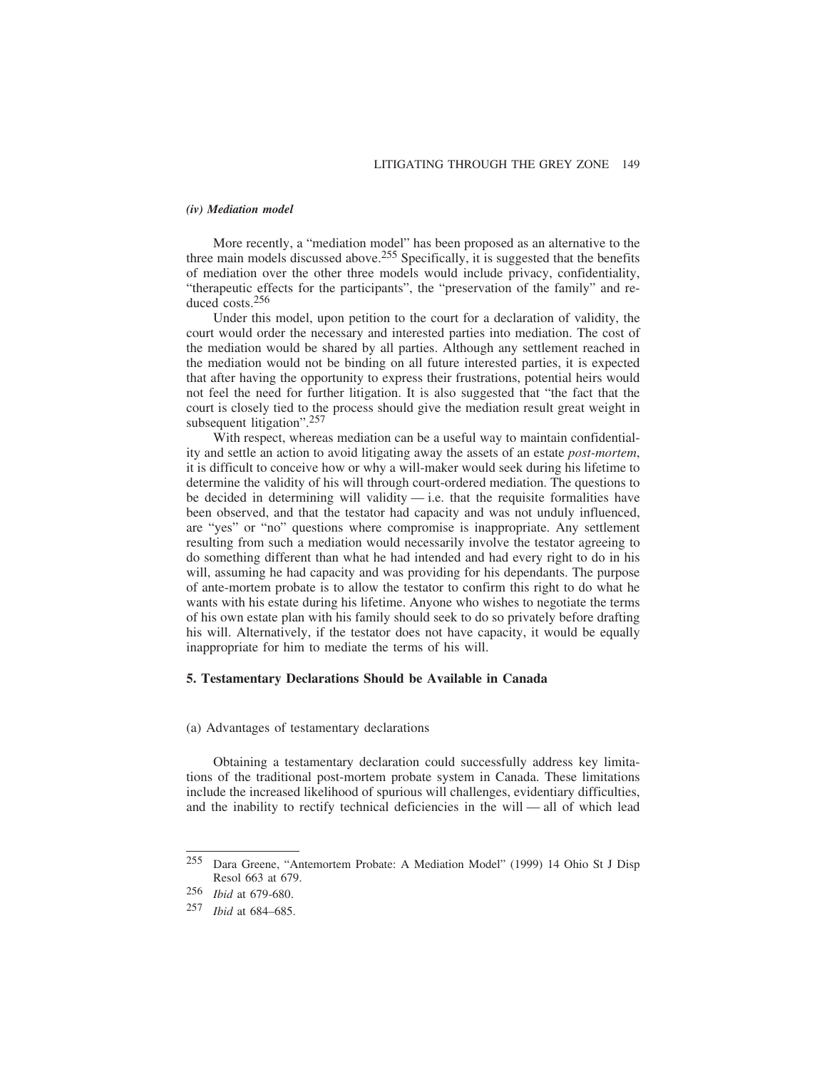#### *(iv) Mediation model*

More recently, a "mediation model" has been proposed as an alternative to the three main models discussed above.[255] Specifically, it is suggested that the benefits of mediation over the other three models would include privacy, confidentiality, "therapeutic effects for the participants", the "preservation of the family" and reduced costs.[256]

Under this model, upon petition to the court for a declaration of validity, the court would order the necessary and interested parties into mediation. The cost of the mediation would be shared by all parties. Although any settlement reached in the mediation would not be binding on all future interested parties, it is expected that after having the opportunity to express their frustrations, potential heirs would not feel the need for further litigation. It is also suggested that "the fact that the court is closely tied to the process should give the mediation result great weight in subsequent litigation".[257]

With respect, whereas mediation can be a useful way to maintain confidentiality and settle an action to avoid litigating away the assets of an estate *post-mortem*, it is difficult to conceive how or why a will-maker would seek during his lifetime to determine the validity of his will through court-ordered mediation. The questions to be decided in determining will validity — i.e. that the requisite formalities have been observed, and that the testator had capacity and was not unduly influenced, are "yes" or "no" questions where compromise is inappropriate. Any settlement resulting from such a mediation would necessarily involve the testator agreeing to do something different than what he had intended and had every right to do in his will, assuming he had capacity and was providing for his dependants. The purpose of ante-mortem probate is to allow the testator to confirm this right to do what he wants with his estate during his lifetime. Anyone who wishes to negotiate the terms of his own estate plan with his family should seek to do so privately before drafting his will. Alternatively, if the testator does not have capacity, it would be equally inappropriate for him to mediate the terms of his will.

## 5. Testamentary Declarations Should be Available in Canada

### (a) Advantages of testamentary declarations

Obtaining a testamentary declaration could successfully address key limitations of the traditional post-mortem probate system in Canada. These limitations include the increased likelihood of spurious will challenges, evidentiary difficulties, and the inability to rectify technical deficiencies in the will — all of which lead

---

[255] Dara Greene, "Antemortem Probate: A Mediation Model" (1999) 14 Ohio St J Disp Resol 663 at 679.

[256] *Ibid* at 679-680.

[257] *Ibid* at 684–685.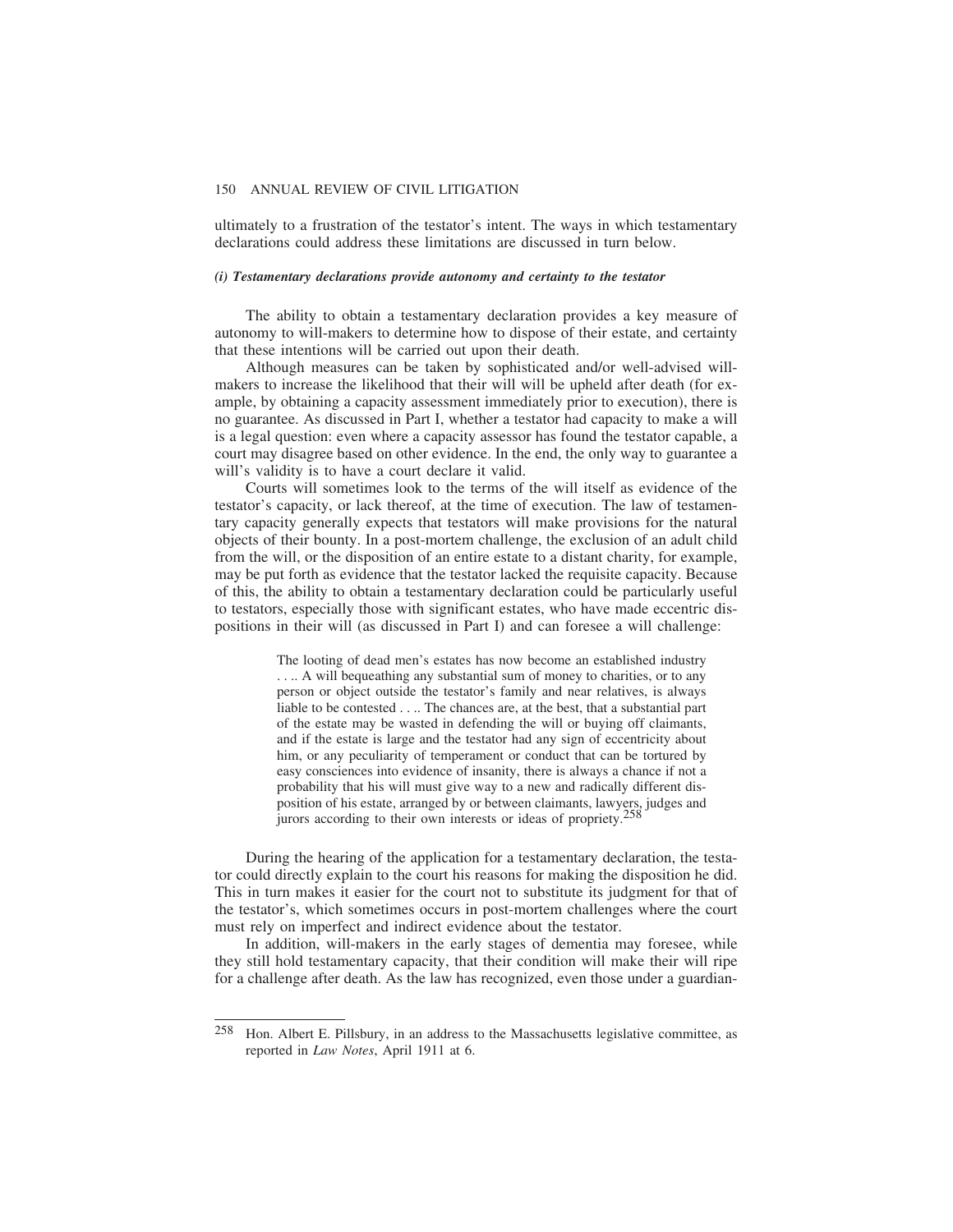ultimately to a frustration of the testator's intent. The ways in which testamentary declarations could address these limitations are discussed in turn below.

#### *(i) Testamentary declarations provide autonomy and certainty to the testator*

The ability to obtain a testamentary declaration provides a key measure of autonomy to will-makers to determine how to dispose of their estate, and certainty that these intentions will be carried out upon their death.

Although measures can be taken by sophisticated and/or well-advised will-makers to increase the likelihood that their will will be upheld after death (for example, by obtaining a capacity assessment immediately prior to execution), there is no guarantee. As discussed in Part I, whether a testator had capacity to make a will is a legal question: even where a capacity assessor has found the testator capable, a court may disagree based on other evidence. In the end, the only way to guarantee a will's validity is to have a court declare it valid.

Courts will sometimes look to the terms of the will itself as evidence of the testator's capacity, or lack thereof, at the time of execution. The law of testamentary capacity generally expects that testators will make provisions for the natural objects of their bounty. In a post-mortem challenge, the exclusion of an adult child from the will, or the disposition of an entire estate to a distant charity, for example, may be put forth as evidence that the testator lacked the requisite capacity. Because of this, the ability to obtain a testamentary declaration could be particularly useful to testators, especially those with significant estates, who have made eccentric dispositions in their will (as discussed in Part I) and can foresee a will challenge:

> The looting of dead men's estates has now become an established industry . . .. A will bequeathing any substantial sum of money to charities, or to any person or object outside the testator's family and near relatives, is always liable to be contested . . .. The chances are, at the best, that a substantial part of the estate may be wasted in defending the will or buying off claimants, and if the estate is large and the testator had any sign of eccentricity about him, or any peculiarity of temperament or conduct that can be tortured by easy consciences into evidence of insanity, there is always a chance if not a probability that his will must give way to a new and radically different disposition of his estate, arranged by or between claimants, lawyers, judges and jurors according to their own interests or ideas of propriety.[258]

During the hearing of the application for a testamentary declaration, the testator could directly explain to the court his reasons for making the disposition he did. This in turn makes it easier for the court not to substitute its judgment for that of the testator's, which sometimes occurs in post-mortem challenges where the court must rely on imperfect and indirect evidence about the testator.

In addition, will-makers in the early stages of dementia may foresee, while they still hold testamentary capacity, that their condition will make their will ripe for a challenge after death. As the law has recognized, even those under a guardian-

---

[258] Hon. Albert E. Pillsbury, in an address to the Massachusetts legislative committee, as reported in *Law Notes*, April 1911 at 6.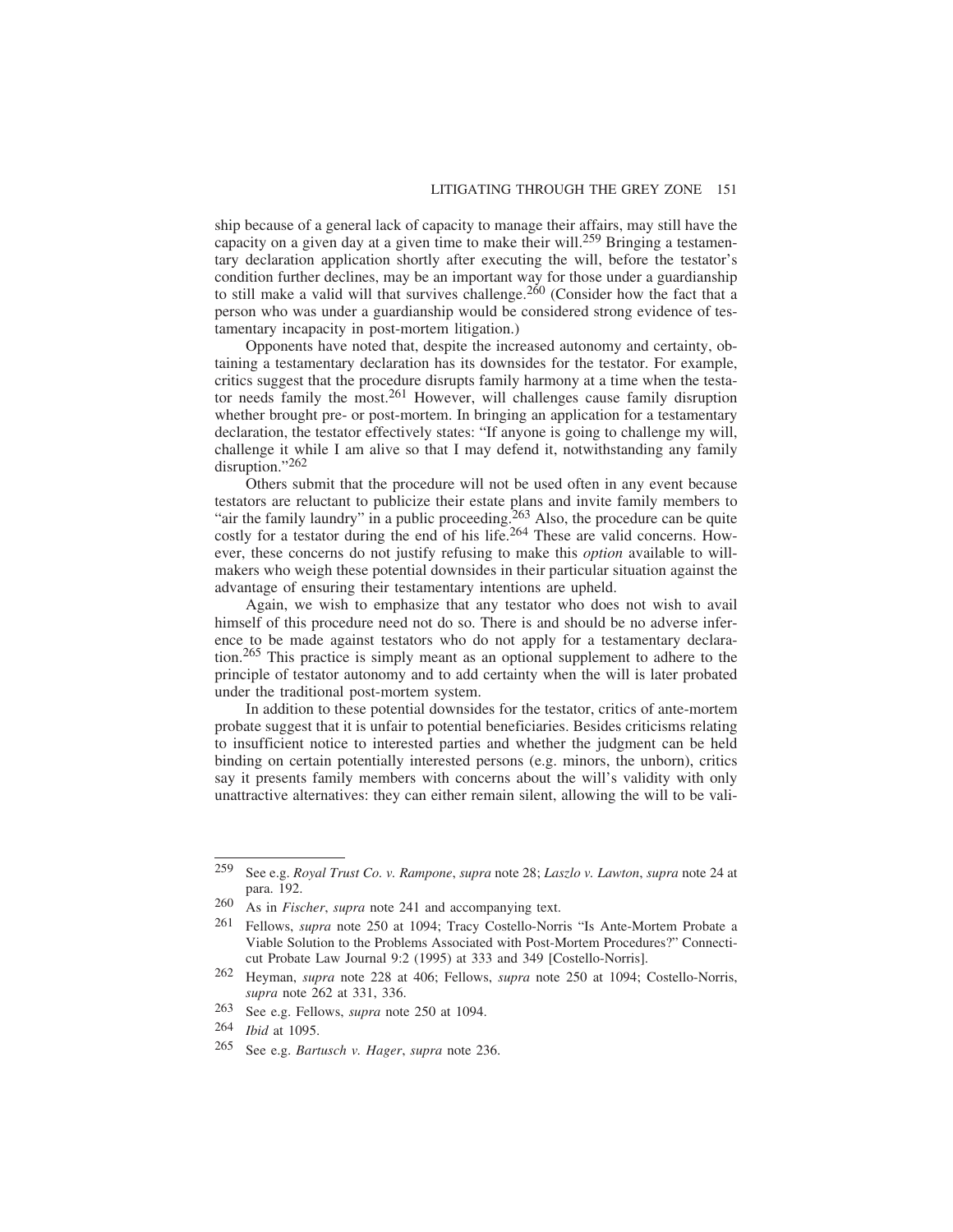ship because of a general lack of capacity to manage their affairs, may still have the capacity on a given day at a given time to make their will.[259] Bringing a testamentary declaration application shortly after executing the will, before the testator's condition further declines, may be an important way for those under a guardianship to still make a valid will that survives challenge.[260] (Consider how the fact that a person who was under a guardianship would be considered strong evidence of testamentary incapacity in post-mortem litigation.)

Opponents have noted that, despite the increased autonomy and certainty, obtaining a testamentary declaration has its downsides for the testator. For example, critics suggest that the procedure disrupts family harmony at a time when the testator needs family the most.[261] However, will challenges cause family disruption whether brought pre- or post-mortem. In bringing an application for a testamentary declaration, the testator effectively states: "If anyone is going to challenge my will, challenge it while I am alive so that I may defend it, notwithstanding any family disruption."[262]

Others submit that the procedure will not be used often in any event because testators are reluctant to publicize their estate plans and invite family members to "air the family laundry" in a public proceeding.[263] Also, the procedure can be quite costly for a testator during the end of his life.[264] These are valid concerns. However, these concerns do not justify refusing to make this *option* available to will-makers who weigh these potential downsides in their particular situation against the advantage of ensuring their testamentary intentions are upheld.

Again, we wish to emphasize that any testator who does not wish to avail himself of this procedure need not do so. There is and should be no adverse inference to be made against testators who do not apply for a testamentary declaration.[265] This practice is simply meant as an optional supplement to adhere to the principle of testator autonomy and to add certainty when the will is later probated under the traditional post-mortem system.

In addition to these potential downsides for the testator, critics of ante-mortem probate suggest that it is unfair to potential beneficiaries. Besides criticisms relating to insufficient notice to interested parties and whether the judgment can be held binding on certain potentially interested persons (e.g. minors, the unborn), critics say it presents family members with concerns about the will's validity with only unattractive alternatives: they can either remain silent, allowing the will to be vali-

---

259 See e.g. *Royal Trust Co. v. Rampone*, *supra* note 28; *Laszlo v. Lawton*, *supra* note 24 at para. 192.

260 As in *Fischer*, *supra* note 241 and accompanying text.

261 Fellows, *supra* note 250 at 1094; Tracy Costello-Norris "Is Ante-Mortem Probate a Viable Solution to the Problems Associated with Post-Mortem Procedures?" Connecticut Probate Law Journal 9:2 (1995) at 333 and 349 [Costello-Norris].

262 Heyman, *supra* note 228 at 406; Fellows, *supra* note 250 at 1094; Costello-Norris, *supra* note 262 at 331, 336.

263 See e.g. Fellows, *supra* note 250 at 1094.

264 *Ibid* at 1095.

265 See e.g. *Bartusch v. Hager*, *supra* note 236.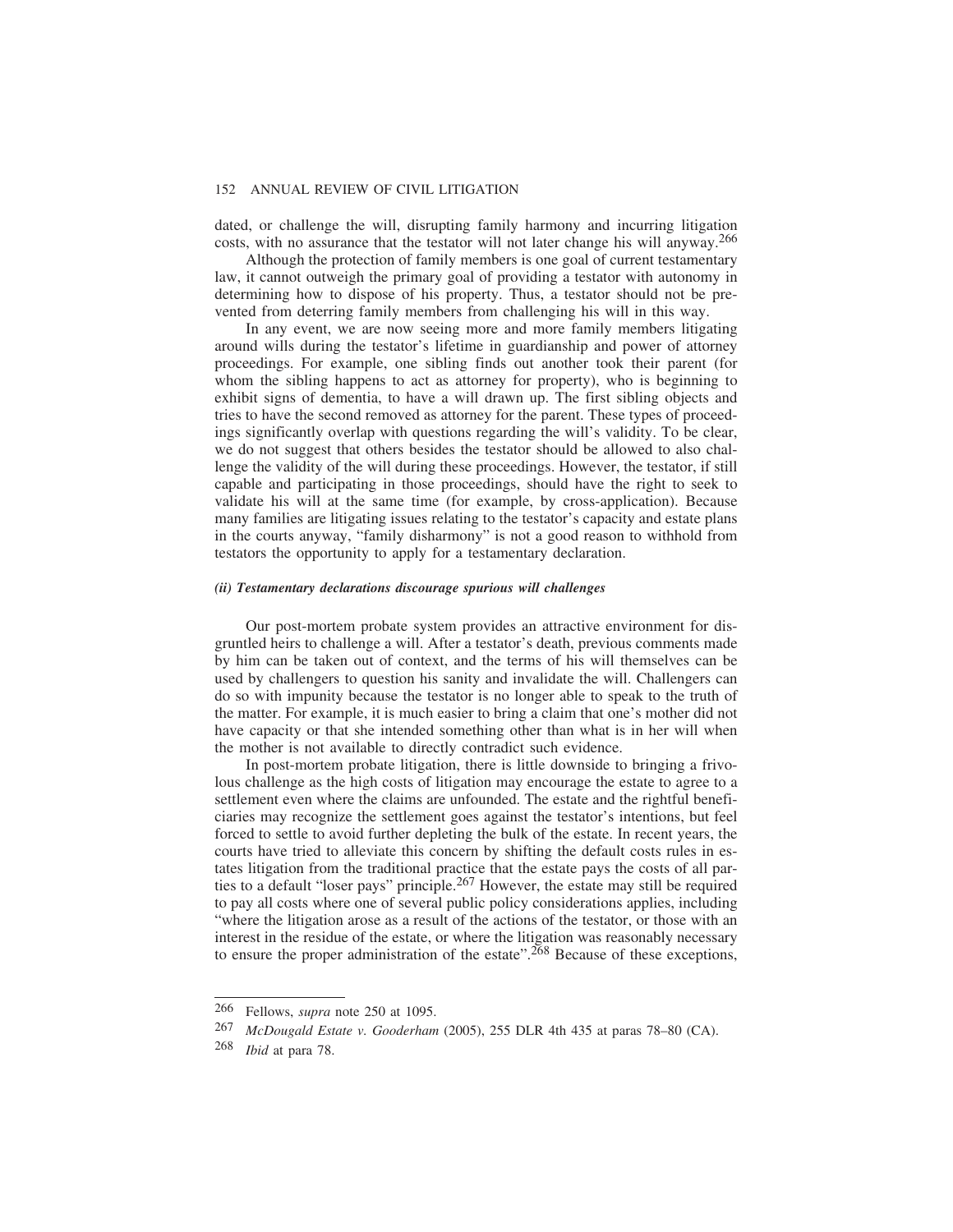dated, or challenge the will, disrupting family harmony and incurring litigation costs, with no assurance that the testator will not later change his will anyway.[266]

Although the protection of family members is one goal of current testamentary law, it cannot outweigh the primary goal of providing a testator with autonomy in determining how to dispose of his property. Thus, a testator should not be prevented from deterring family members from challenging his will in this way.

In any event, we are now seeing more and more family members litigating around wills during the testator's lifetime in guardianship and power of attorney proceedings. For example, one sibling finds out another took their parent (for whom the sibling happens to act as attorney for property), who is beginning to exhibit signs of dementia, to have a will drawn up. The first sibling objects and tries to have the second removed as attorney for the parent. These types of proceedings significantly overlap with questions regarding the will's validity. To be clear, we do not suggest that others besides the testator should be allowed to also challenge the validity of the will during these proceedings. However, the testator, if still capable and participating in those proceedings, should have the right to seek to validate his will at the same time (for example, by cross-application). Because many families are litigating issues relating to the testator's capacity and estate plans in the courts anyway, "family disharmony" is not a good reason to withhold from testators the opportunity to apply for a testamentary declaration.

#### *(ii) Testamentary declarations discourage spurious will challenges*

Our post-mortem probate system provides an attractive environment for disgruntled heirs to challenge a will. After a testator's death, previous comments made by him can be taken out of context, and the terms of his will themselves can be used by challengers to question his sanity and invalidate the will. Challengers can do so with impunity because the testator is no longer able to speak to the truth of the matter. For example, it is much easier to bring a claim that one's mother did not have capacity or that she intended something other than what is in her will when the mother is not available to directly contradict such evidence.

In post-mortem probate litigation, there is little downside to bringing a frivolous challenge as the high costs of litigation may encourage the estate to agree to a settlement even where the claims are unfounded. The estate and the rightful beneficiaries may recognize the settlement goes against the testator's intentions, but feel forced to settle to avoid further depleting the bulk of the estate. In recent years, the courts have tried to alleviate this concern by shifting the default costs rules in estates litigation from the traditional practice that the estate pays the costs of all parties to a default "loser pays" principle.[267] However, the estate may still be required to pay all costs where one of several public policy considerations applies, including "where the litigation arose as a result of the actions of the testator, or those with an interest in the residue of the estate, or where the litigation was reasonably necessary to ensure the proper administration of the estate".[268] Because of these exceptions,

---

[266] Fellows, *supra* note 250 at 1095.

[267] *McDougald Estate v. Gooderham* (2005), 255 DLR 4th 435 at paras 78–80 (CA).

[268] *Ibid* at para 78.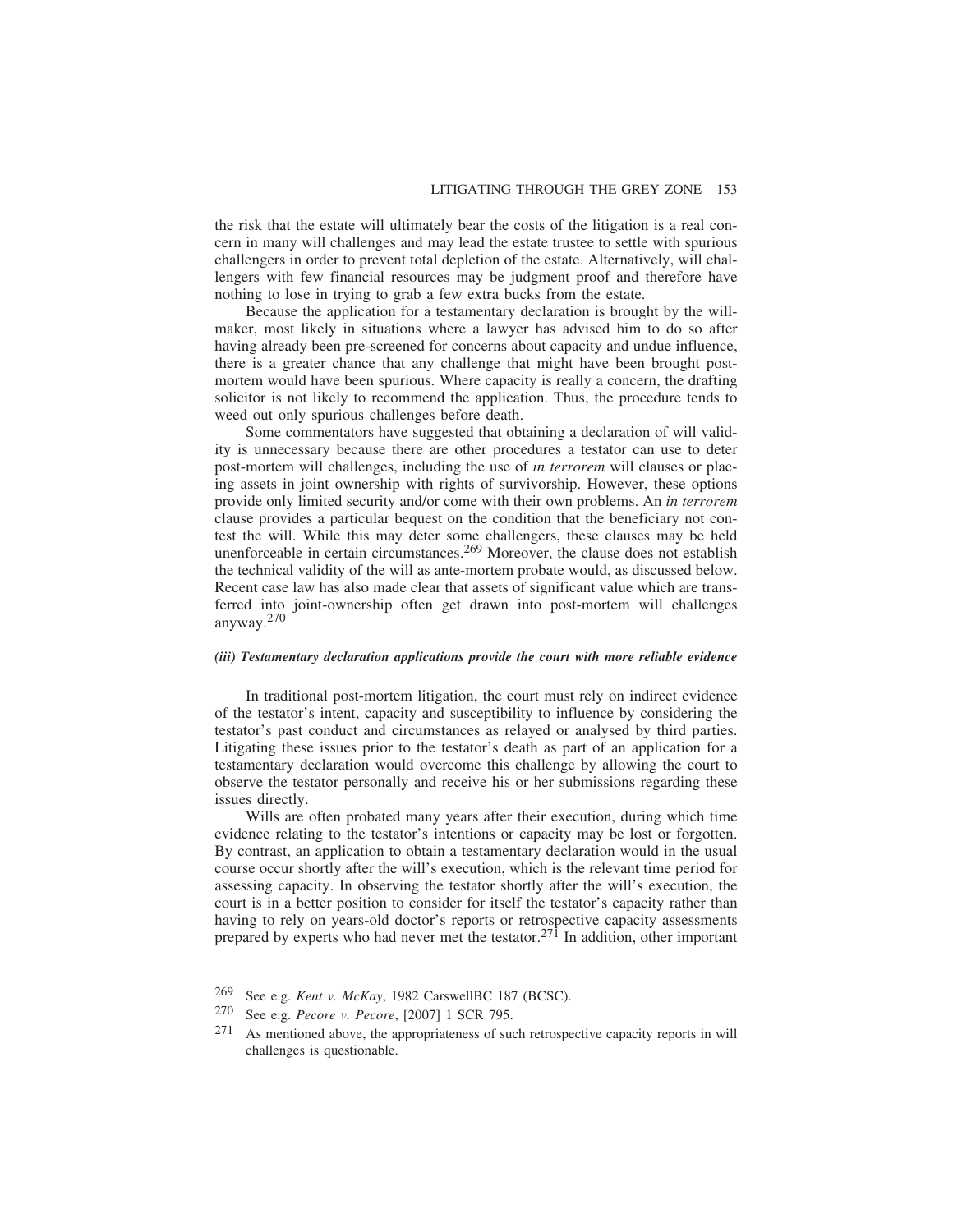the risk that the estate will ultimately bear the costs of the litigation is a real concern in many will challenges and may lead the estate trustee to settle with spurious challengers in order to prevent total depletion of the estate. Alternatively, will challengers with few financial resources may be judgment proof and therefore have nothing to lose in trying to grab a few extra bucks from the estate.

Because the application for a testamentary declaration is brought by the will-maker, most likely in situations where a lawyer has advised him to do so after having already been pre-screened for concerns about capacity and undue influence, there is a greater chance that any challenge that might have been brought post-mortem would have been spurious. Where capacity is really a concern, the drafting solicitor is not likely to recommend the application. Thus, the procedure tends to weed out only spurious challenges before death.

Some commentators have suggested that obtaining a declaration of will validity is unnecessary because there are other procedures a testator can use to deter post-mortem will challenges, including the use of *in terrorem* will clauses or placing assets in joint ownership with rights of survivorship. However, these options provide only limited security and/or come with their own problems. An *in terrorem* clause provides a particular bequest on the condition that the beneficiary not contest the will. While this may deter some challengers, these clauses may be held unenforceable in certain circumstances.[269] Moreover, the clause does not establish the technical validity of the will as ante-mortem probate would, as discussed below. Recent case law has also made clear that assets of significant value which are transferred into joint-ownership often get drawn into post-mortem will challenges anyway.[270]

#### *(iii) Testamentary declaration applications provide the court with more reliable evidence*

In traditional post-mortem litigation, the court must rely on indirect evidence of the testator's intent, capacity and susceptibility to influence by considering the testator's past conduct and circumstances as relayed or analysed by third parties. Litigating these issues prior to the testator's death as part of an application for a testamentary declaration would overcome this challenge by allowing the court to observe the testator personally and receive his or her submissions regarding these issues directly.

Wills are often probated many years after their execution, during which time evidence relating to the testator's intentions or capacity may be lost or forgotten. By contrast, an application to obtain a testamentary declaration would in the usual course occur shortly after the will's execution, which is the relevant time period for assessing capacity. In observing the testator shortly after the will's execution, the court is in a better position to consider for itself the testator's capacity rather than having to rely on years-old doctor's reports or retrospective capacity assessments prepared by experts who had never met the testator.[271] In addition, other important

---

269 See e.g. *Kent v. McKay*, 1982 CarswellBC 187 (BCSC).

270 See e.g. *Pecore v. Pecore*, [2007] 1 SCR 795.

271 As mentioned above, the appropriateness of such retrospective capacity reports in will challenges is questionable.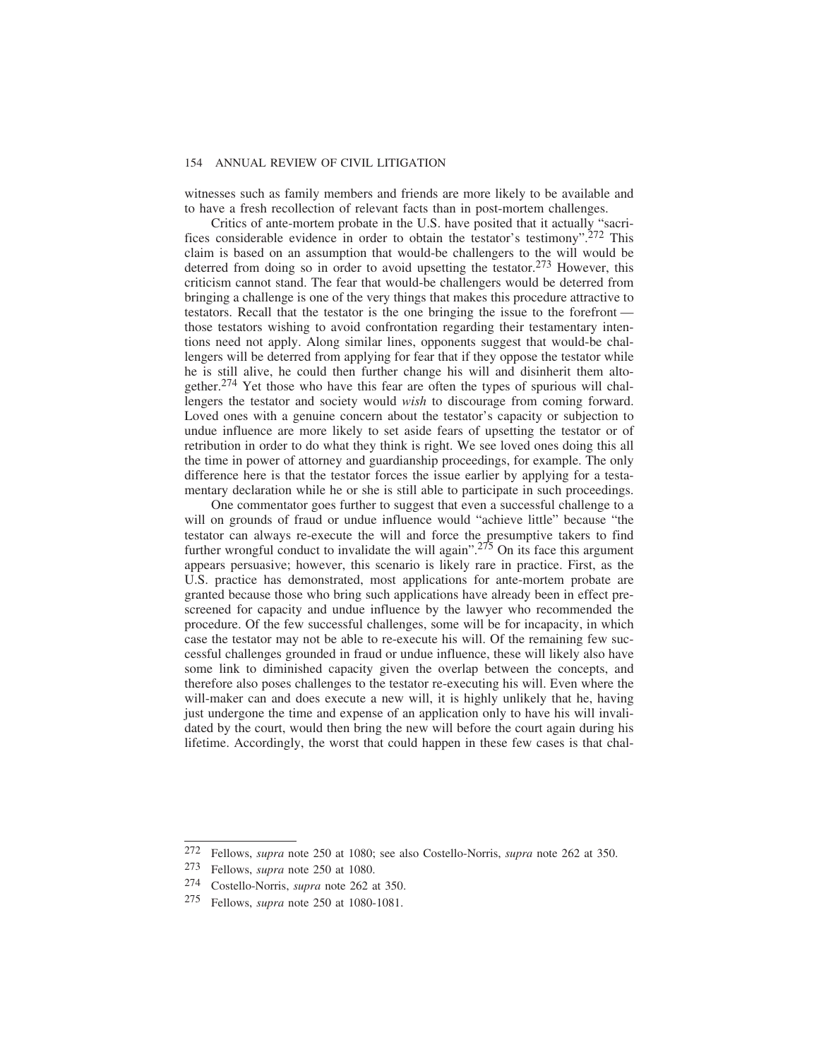witnesses such as family members and friends are more likely to be available and to have a fresh recollection of relevant facts than in post-mortem challenges.

Critics of ante-mortem probate in the U.S. have posited that it actually "sacrifices considerable evidence in order to obtain the testator's testimony".[272] This claim is based on an assumption that would-be challengers to the will would be deterred from doing so in order to avoid upsetting the testator.[273] However, this criticism cannot stand. The fear that would-be challengers would be deterred from bringing a challenge is one of the very things that makes this procedure attractive to testators. Recall that the testator is the one bringing the issue to the forefront — those testators wishing to avoid confrontation regarding their testamentary intentions need not apply. Along similar lines, opponents suggest that would-be challengers will be deterred from applying for fear that if they oppose the testator while he is still alive, he could then further change his will and disinherit them altogether.[274] Yet those who have this fear are often the types of spurious will challengers the testator and society would *wish* to discourage from coming forward. Loved ones with a genuine concern about the testator's capacity or subjection to undue influence are more likely to set aside fears of upsetting the testator or of retribution in order to do what they think is right. We see loved ones doing this all the time in power of attorney and guardianship proceedings, for example. The only difference here is that the testator forces the issue earlier by applying for a testamentary declaration while he or she is still able to participate in such proceedings.

One commentator goes further to suggest that even a successful challenge to a will on grounds of fraud or undue influence would "achieve little" because "the testator can always re-execute the will and force the presumptive takers to find further wrongful conduct to invalidate the will again".[275] On its face this argument appears persuasive; however, this scenario is likely rare in practice. First, as the U.S. practice has demonstrated, most applications for ante-mortem probate are granted because those who bring such applications have already been in effect prescreened for capacity and undue influence by the lawyer who recommended the procedure. Of the few successful challenges, some will be for incapacity, in which case the testator may not be able to re-execute his will. Of the remaining few successful challenges grounded in fraud or undue influence, these will likely also have some link to diminished capacity given the overlap between the concepts, and therefore also poses challenges to the testator re-executing his will. Even where the will-maker can and does execute a new will, it is highly unlikely that he, having just undergone the time and expense of an application only to have his will invalidated by the court, would then bring the new will before the court again during his lifetime. Accordingly, the worst that could happen in these few cases is that chal-

---

[272] Fellows, *supra* note 250 at 1080; see also Costello-Norris, *supra* note 262 at 350.

[273] Fellows, *supra* note 250 at 1080.

[274] Costello-Norris, *supra* note 262 at 350.

[275] Fellows, *supra* note 250 at 1080-1081.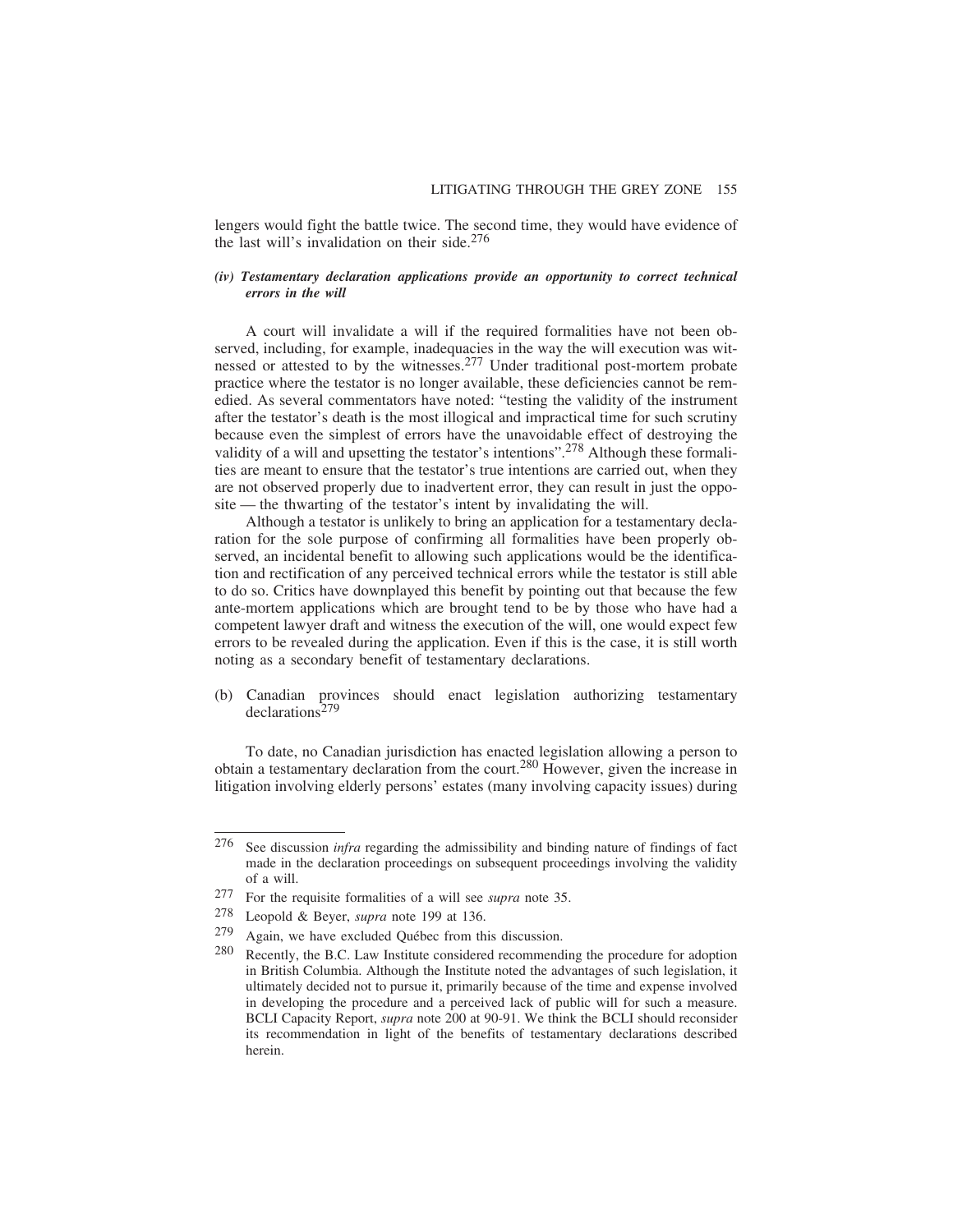lengers would fight the battle twice. The second time, they would have evidence of the last will's invalidation on their side.[276]

#### *(iv) Testamentary declaration applications provide an opportunity to correct technical errors in the will*

A court will invalidate a will if the required formalities have not been observed, including, for example, inadequacies in the way the will execution was witnessed or attested to by the witnesses.[277] Under traditional post-mortem probate practice where the testator is no longer available, these deficiencies cannot be remedied. As several commentators have noted: "testing the validity of the instrument after the testator's death is the most illogical and impractical time for such scrutiny because even the simplest of errors have the unavoidable effect of destroying the validity of a will and upsetting the testator's intentions".[278] Although these formalities are meant to ensure that the testator's true intentions are carried out, when they are not observed properly due to inadvertent error, they can result in just the opposite — the thwarting of the testator's intent by invalidating the will.

Although a testator is unlikely to bring an application for a testamentary declaration for the sole purpose of confirming all formalities have been properly observed, an incidental benefit to allowing such applications would be the identification and rectification of any perceived technical errors while the testator is still able to do so. Critics have downplayed this benefit by pointing out that because the few ante-mortem applications which are brought tend to be by those who have had a competent lawyer draft and witness the execution of the will, one would expect few errors to be revealed during the application. Even if this is the case, it is still worth noting as a secondary benefit of testamentary declarations.

### (b) Canadian provinces should enact legislation authorizing testamentary declarations[279]

To date, no Canadian jurisdiction has enacted legislation allowing a person to obtain a testamentary declaration from the court.[280] However, given the increase in litigation involving elderly persons' estates (many involving capacity issues) during

---

[276] See discussion *infra* regarding the admissibility and binding nature of findings of fact made in the declaration proceedings on subsequent proceedings involving the validity of a will.

[277] For the requisite formalities of a will see *supra* note 35.

[278] Leopold & Beyer, *supra* note 199 at 136.

[279] Again, we have excluded Québec from this discussion.

[280] Recently, the B.C. Law Institute considered recommending the procedure for adoption in British Columbia. Although the Institute noted the advantages of such legislation, it ultimately decided not to pursue it, primarily because of the time and expense involved in developing the procedure and a perceived lack of public will for such a measure. BCLI Capacity Report, *supra* note 200 at 90-91. We think the BCLI should reconsider its recommendation in light of the benefits of testamentary declarations described herein.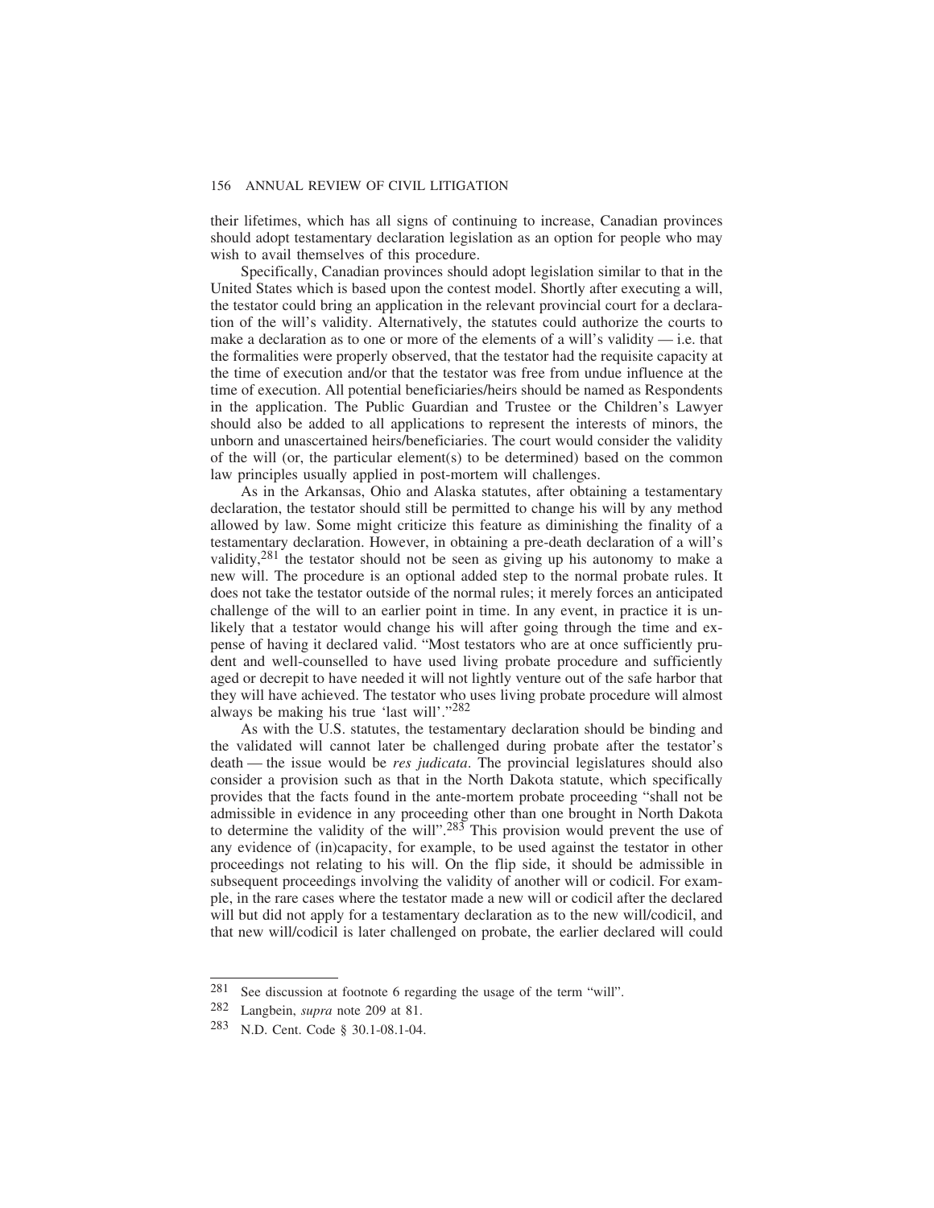their lifetimes, which has all signs of continuing to increase, Canadian provinces should adopt testamentary declaration legislation as an option for people who may wish to avail themselves of this procedure.

Specifically, Canadian provinces should adopt legislation similar to that in the United States which is based upon the contest model. Shortly after executing a will, the testator could bring an application in the relevant provincial court for a declaration of the will's validity. Alternatively, the statutes could authorize the courts to make a declaration as to one or more of the elements of a will's validity — i.e. that the formalities were properly observed, that the testator had the requisite capacity at the time of execution and/or that the testator was free from undue influence at the time of execution. All potential beneficiaries/heirs should be named as Respondents in the application. The Public Guardian and Trustee or the Children's Lawyer should also be added to all applications to represent the interests of minors, the unborn and unascertained heirs/beneficiaries. The court would consider the validity of the will (or, the particular element(s) to be determined) based on the common law principles usually applied in post-mortem will challenges.

As in the Arkansas, Ohio and Alaska statutes, after obtaining a testamentary declaration, the testator should still be permitted to change his will by any method allowed by law. Some might criticize this feature as diminishing the finality of a testamentary declaration. However, in obtaining a pre-death declaration of a will's validity,[281] the testator should not be seen as giving up his autonomy to make a new will. The procedure is an optional added step to the normal probate rules. It does not take the testator outside of the normal rules; it merely forces an anticipated challenge of the will to an earlier point in time. In any event, in practice it is unlikely that a testator would change his will after going through the time and expense of having it declared valid. "Most testators who are at once sufficiently prudent and well-counselled to have used living probate procedure and sufficiently aged or decrepit to have needed it will not lightly venture out of the safe harbor that they will have achieved. The testator who uses living probate procedure will almost always be making his true 'last will'."[282]

As with the U.S. statutes, the testamentary declaration should be binding and the validated will cannot later be challenged during probate after the testator's death — the issue would be *res judicata*. The provincial legislatures should also consider a provision such as that in the North Dakota statute, which specifically provides that the facts found in the ante-mortem probate proceeding "shall not be admissible in evidence in any proceeding other than one brought in North Dakota to determine the validity of the will".[283] This provision would prevent the use of any evidence of (in)capacity, for example, to be used against the testator in other proceedings not relating to his will. On the flip side, it should be admissible in subsequent proceedings involving the validity of another will or codicil. For example, in the rare cases where the testator made a new will or codicil after the declared will but did not apply for a testamentary declaration as to the new will/codicil, and that new will/codicil is later challenged on probate, the earlier declared will could

---

281 See discussion at footnote 6 regarding the usage of the term "will".

282 Langbein, *supra* note 209 at 81.

283 N.D. Cent. Code § 30.1-08.1-04.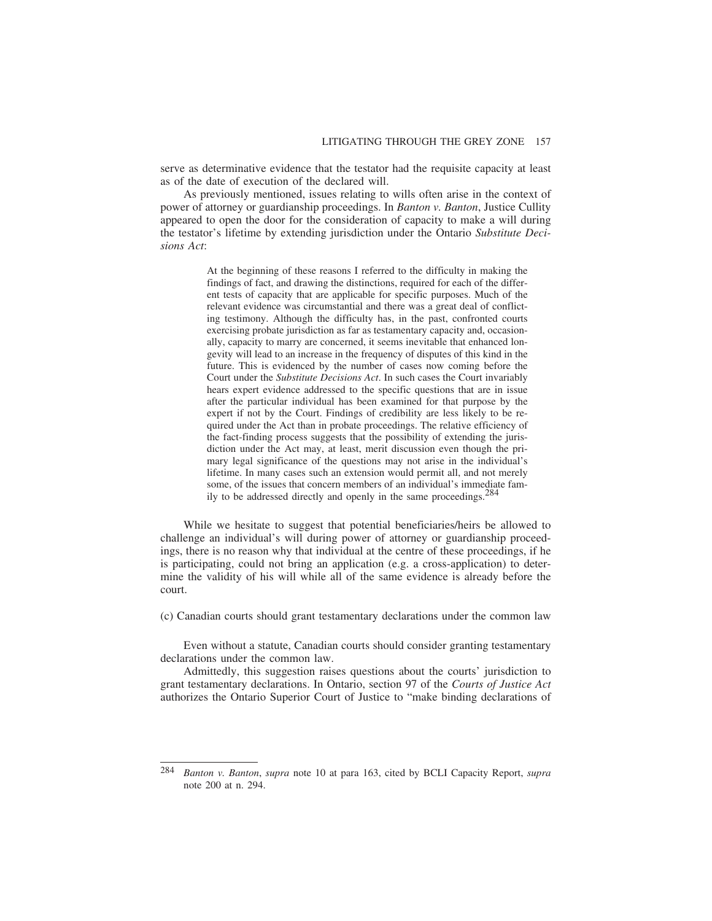serve as determinative evidence that the testator had the requisite capacity at least as of the date of execution of the declared will.

As previously mentioned, issues relating to wills often arise in the context of power of attorney or guardianship proceedings. In *Banton v. Banton*, Justice Cullity appeared to open the door for the consideration of capacity to make a will during the testator's lifetime by extending jurisdiction under the Ontario *Substitute Decisions Act*:

> At the beginning of these reasons I referred to the difficulty in making the findings of fact, and drawing the distinctions, required for each of the different tests of capacity that are applicable for specific purposes. Much of the relevant evidence was circumstantial and there was a great deal of conflicting testimony. Although the difficulty has, in the past, confronted courts exercising probate jurisdiction as far as testamentary capacity and, occasionally, capacity to marry are concerned, it seems inevitable that enhanced longevity will lead to an increase in the frequency of disputes of this kind in the future. This is evidenced by the number of cases now coming before the Court under the *Substitute Decisions Act*. In such cases the Court invariably hears expert evidence addressed to the specific questions that are in issue after the particular individual has been examined for that purpose by the expert if not by the Court. Findings of credibility are less likely to be required under the Act than in probate proceedings. The relative efficiency of the fact-finding process suggests that the possibility of extending the jurisdiction under the Act may, at least, merit discussion even though the primary legal significance of the questions may not arise in the individual's lifetime. In many cases such an extension would permit all, and not merely some, of the issues that concern members of an individual's immediate family to be addressed directly and openly in the same proceedings.[284]

While we hesitate to suggest that potential beneficiaries/heirs be allowed to challenge an individual's will during power of attorney or guardianship proceedings, there is no reason why that individual at the centre of these proceedings, if he is participating, could not bring an application (e.g. a cross-application) to determine the validity of his will while all of the same evidence is already before the court.

(c) Canadian courts should grant testamentary declarations under the common law

Even without a statute, Canadian courts should consider granting testamentary declarations under the common law.

Admittedly, this suggestion raises questions about the courts' jurisdiction to grant testamentary declarations. In Ontario, section 97 of the *Courts of Justice Act* authorizes the Ontario Superior Court of Justice to "make binding declarations of

---

[284] *Banton v. Banton*, *supra* note 10 at para 163, cited by BCLI Capacity Report, *supra* note 200 at n. 294.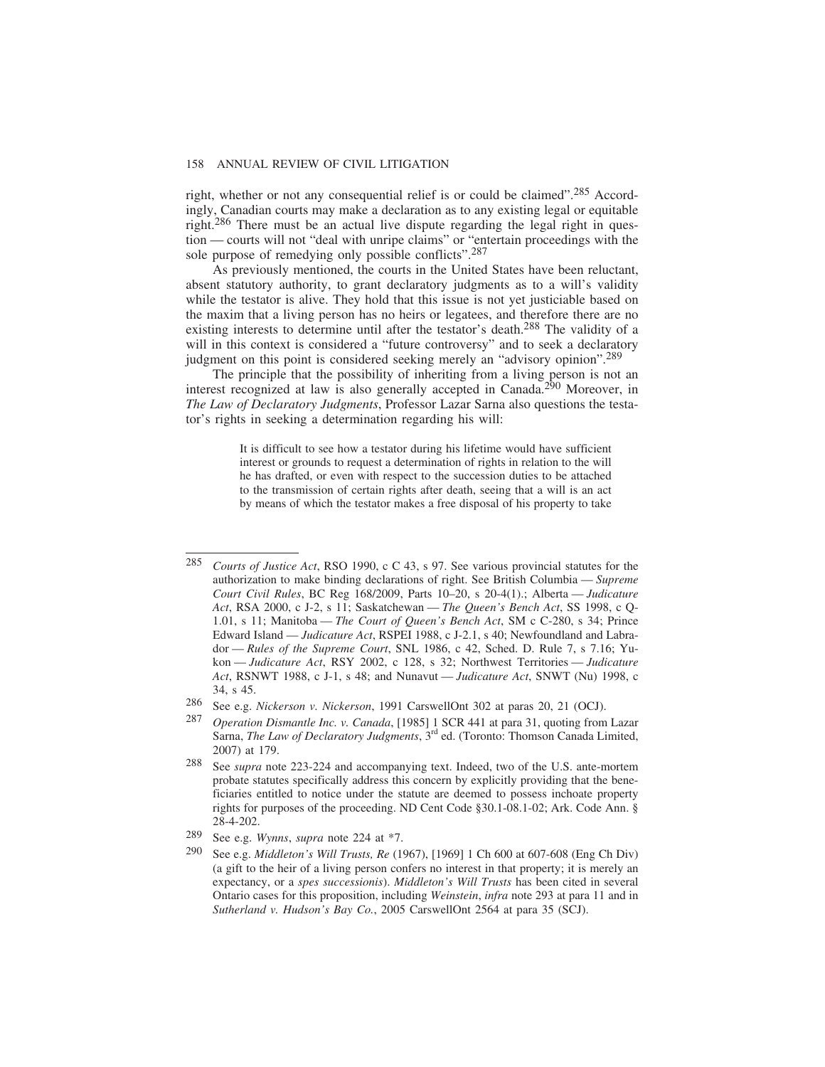right, whether or not any consequential relief is or could be claimed".[285] Accordingly, Canadian courts may make a declaration as to any existing legal or equitable right.[286] There must be an actual live dispute regarding the legal right in question — courts will not "deal with unripe claims" or "entertain proceedings with the sole purpose of remedying only possible conflicts".[287]

As previously mentioned, the courts in the United States have been reluctant, absent statutory authority, to grant declaratory judgments as to a will's validity while the testator is alive. They hold that this issue is not yet justiciable based on the maxim that a living person has no heirs or legatees, and therefore there are no existing interests to determine until after the testator's death.[288] The validity of a will in this context is considered a "future controversy" and to seek a declaratory judgment on this point is considered seeking merely an "advisory opinion".[289]

The principle that the possibility of inheriting from a living person is not an interest recognized at law is also generally accepted in Canada.[290] Moreover, in *The Law of Declaratory Judgments*, Professor Lazar Sarna also questions the testator's rights in seeking a determination regarding his will:

> It is difficult to see how a testator during his lifetime would have sufficient interest or grounds to request a determination of rights in relation to the will he has drafted, or even with respect to the succession duties to be attached to the transmission of certain rights after death, seeing that a will is an act by means of which the testator makes a free disposal of his property to take

---

285 *Courts of Justice Act*, RSO 1990, c C 43, s 97. See various provincial statutes for the authorization to make binding declarations of right. See British Columbia — *Supreme Court Civil Rules*, BC Reg 168/2009, Parts 10–20, s 20-4(1).; Alberta — *Judicature Act*, RSA 2000, c J-2, s 11; Saskatchewan — *The Queen's Bench Act*, SS 1998, c Q-1.01, s 11; Manitoba — *The Court of Queen's Bench Act*, SM c C-280, s 34; Prince Edward Island — *Judicature Act*, RSPEI 1988, c J-2.1, s 40; Newfoundland and Labrador — *Rules of the Supreme Court*, SNL 1986, c 42, Sched. D. Rule 7, s 7.16; Yukon — *Judicature Act*, RSY 2002, c 128, s 32; Northwest Territories — *Judicature Act*, RSNWT 1988, c J-1, s 48; and Nunavut — *Judicature Act*, SNWT (Nu) 1998, c 34, s 45.

286 See e.g. *Nickerson v. Nickerson*, 1991 CarswellOnt 302 at paras 20, 21 (OCJ).

287 *Operation Dismantle Inc. v. Canada*, [1985] 1 SCR 441 at para 31, quoting from Lazar Sarna, *The Law of Declaratory Judgments*, 3rd ed. (Toronto: Thomson Canada Limited, 2007) at 179.

288 See *supra* note 223-224 and accompanying text. Indeed, two of the U.S. ante-mortem probate statutes specifically address this concern by explicitly providing that the beneficiaries entitled to notice under the statute are deemed to possess inchoate property rights for purposes of the proceeding. ND Cent Code §30.1-08.1-02; Ark. Code Ann. § 28-4-202.

289 See e.g. *Wynns*, *supra* note 224 at *7.

290 See e.g. *Middleton's Will Trusts, Re* (1967), [1969] 1 Ch 600 at 607-608 (Eng Ch Div) (a gift to the heir of a living person confers no interest in that property; it is merely an expectancy, or a *spes successionis*). *Middleton's Will Trusts* has been cited in several Ontario cases for this proposition, including *Weinstein*, *infra* note 293 at para 11 and in *Sutherland v. Hudson's Bay Co.*, 2005 CarswellOnt 2564 at para 35 (SCJ).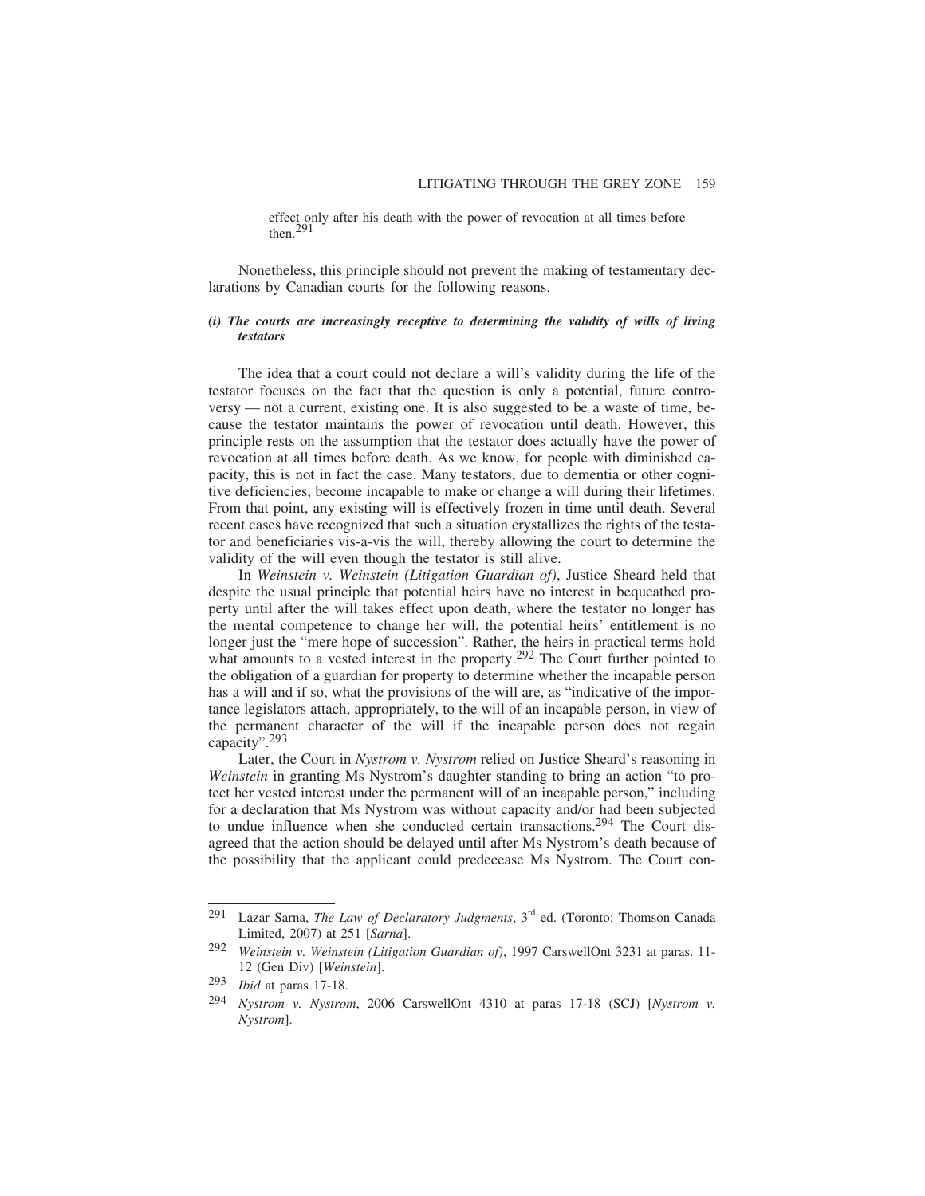effect only after his death with the power of revocation at all times before then.[291]

Nonetheless, this principle should not prevent the making of testamentary declarations by Canadian courts for the following reasons.

#### *(i) The courts are increasingly receptive to determining the validity of wills of living testators*

The idea that a court could not declare a will's validity during the life of the testator focuses on the fact that the question is only a potential, future controversy — not a current, existing one. It is also suggested to be a waste of time, because the testator maintains the power of revocation until death. However, this principle rests on the assumption that the testator does actually have the power of revocation at all times before death. As we know, for people with diminished capacity, this is not in fact the case. Many testators, due to dementia or other cognitive deficiencies, become incapable to make or change a will during their lifetimes. From that point, any existing will is effectively frozen in time until death. Several recent cases have recognized that such a situation crystallizes the rights of the testator and beneficiaries vis-a-vis the will, thereby allowing the court to determine the validity of the will even though the testator is still alive.

In *Weinstein v. Weinstein (Litigation Guardian of)*, Justice Sheard held that despite the usual principle that potential heirs have no interest in bequeathed property until after the will takes effect upon death, where the testator no longer has the mental competence to change her will, the potential heirs' entitlement is no longer just the "mere hope of succession". Rather, the heirs in practical terms hold what amounts to a vested interest in the property.[292] The Court further pointed to the obligation of a guardian for property to determine whether the incapable person has a will and if so, what the provisions of the will are, as "indicative of the importance legislators attach, appropriately, to the will of an incapable person, in view of the permanent character of the will if the incapable person does not regain capacity".[293]

Later, the Court in *Nystrom v. Nystrom* relied on Justice Sheard's reasoning in *Weinstein* in granting Ms Nystrom's daughter standing to bring an action "to protect her vested interest under the permanent will of an incapable person," including for a declaration that Ms Nystrom was without capacity and/or had been subjected to undue influence when she conducted certain transactions.[294] The Court disagreed that the action should be delayed until after Ms Nystrom's death because of the possibility that the applicant could predecease Ms Nystrom. The Court con-

---

[291] Lazar Sarna, *The Law of Declaratory Judgments*, 3rd ed. (Toronto: Thomson Canada Limited, 2007) at 251 [*Sarna*].

[292] *Weinstein v. Weinstein (Litigation Guardian of)*, 1997 CarswellOnt 3231 at paras. 11-12 (Gen Div) [*Weinstein*].

[293] *Ibid* at paras 17-18.

[294] *Nystrom v. Nystrom*, 2006 CarswellOnt 4310 at paras 17-18 (SCJ) [*Nystrom v. Nystrom*].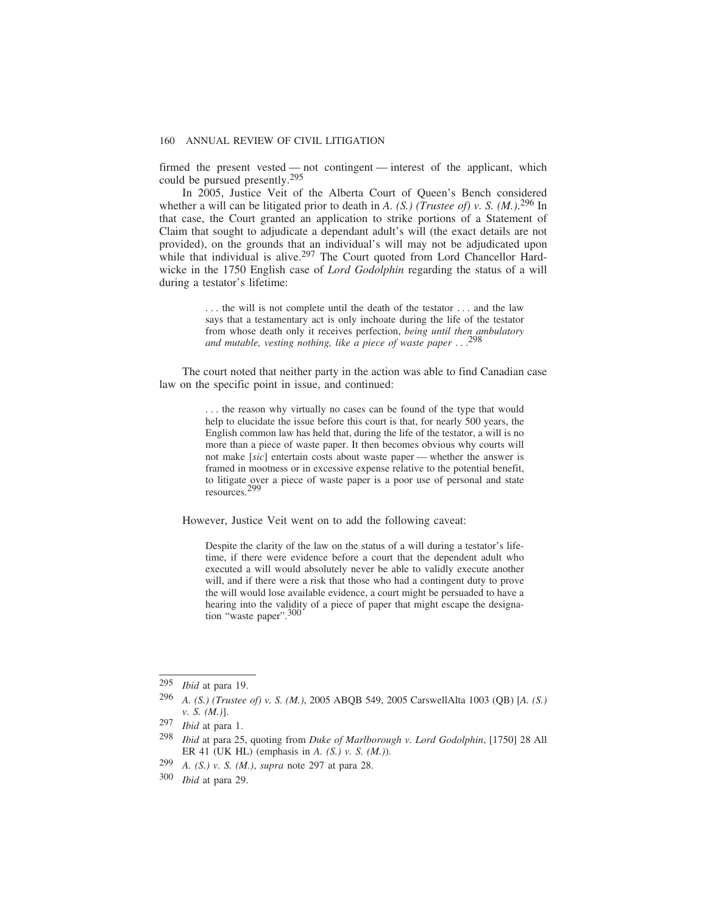firmed the present vested — not contingent — interest of the applicant, which could be pursued presently.[295]

In 2005, Justice Veit of the Alberta Court of Queen's Bench considered whether a will can be litigated prior to death in *A. (S.) (Trustee of) v. S. (M.)*.[296] In that case, the Court granted an application to strike portions of a Statement of Claim that sought to adjudicate a dependant adult's will (the exact details are not provided), on the grounds that an individual's will may not be adjudicated upon while that individual is alive.[297] The Court quoted from Lord Chancellor Hardwicke in the 1750 English case of *Lord Godolphin* regarding the status of a will during a testator's lifetime:

> . . . the will is not complete until the death of the testator . . . and the law says that a testamentary act is only inchoate during the life of the testator from whose death only it receives perfection, *being until then ambulatory and mutable, vesting nothing, like a piece of waste paper* . . .[298]

The court noted that neither party in the action was able to find Canadian case law on the specific point in issue, and continued:

> . . . the reason why virtually no cases can be found of the type that would help to elucidate the issue before this court is that, for nearly 500 years, the English common law has held that, during the life of the testator, a will is no more than a piece of waste paper. It then becomes obvious why courts will not make [*sic*] entertain costs about waste paper — whether the answer is framed in mootness or in excessive expense relative to the potential benefit, to litigate over a piece of waste paper is a poor use of personal and state resources.[299]

However, Justice Veit went on to add the following caveat:

> Despite the clarity of the law on the status of a will during a testator's lifetime, if there were evidence before a court that the dependent adult who executed a will would absolutely never be able to validly execute another will, and if there were a risk that those who had a contingent duty to prove the will would lose available evidence, a court might be persuaded to have a hearing into the validity of a piece of paper that might escape the designation "waste paper".[300]

---

295 *Ibid* at para 19.

296 *A. (S.) (Trustee of) v. S. (M.)*, 2005 ABQB 549, 2005 CarswellAlta 1003 (QB) [*A. (S.) v. S. (M.)*].

297 *Ibid* at para 1.

298 *Ibid* at para 25, quoting from *Duke of Marlborough v. Lord Godolphin*, [1750] 28 All ER 41 (UK HL) (emphasis in *A. (S.) v. S. (M.)*).

299 *A. (S.) v. S. (M.)*, *supra* note 297 at para 28.

300 *Ibid* at para 29.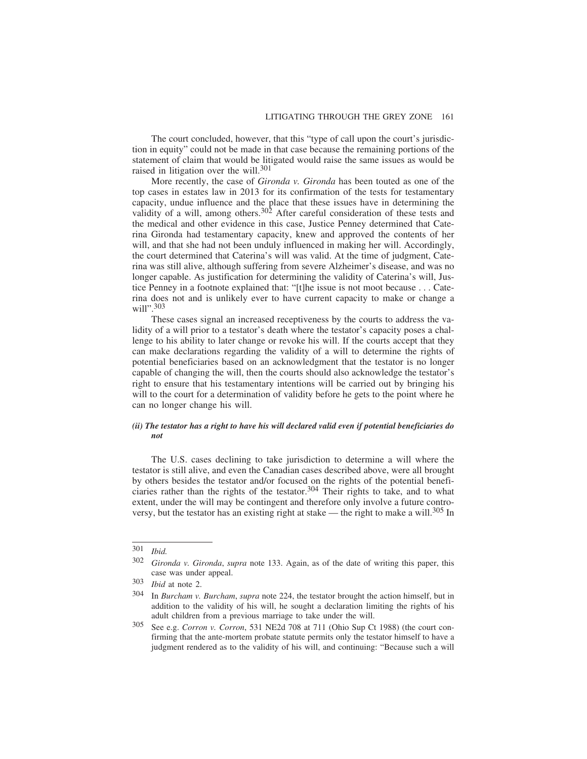The court concluded, however, that this "type of call upon the court's jurisdiction in equity" could not be made in that case because the remaining portions of the statement of claim that would be litigated would raise the same issues as would be raised in litigation over the will.[301]

More recently, the case of *Gironda v. Gironda* has been touted as one of the top cases in estates law in 2013 for its confirmation of the tests for testamentary capacity, undue influence and the place that these issues have in determining the validity of a will, among others.[302] After careful consideration of these tests and the medical and other evidence in this case, Justice Penney determined that Caterina Gironda had testamentary capacity, knew and approved the contents of her will, and that she had not been unduly influenced in making her will. Accordingly, the court determined that Caterina's will was valid. At the time of judgment, Caterina was still alive, although suffering from severe Alzheimer's disease, and was no longer capable. As justification for determining the validity of Caterina's will, Justice Penney in a footnote explained that: "[t]he issue is not moot because . . . Caterina does not and is unlikely ever to have current capacity to make or change a will".[303]

These cases signal an increased receptiveness by the courts to address the validity of a will prior to a testator's death where the testator's capacity poses a challenge to his ability to later change or revoke his will. If the courts accept that they can make declarations regarding the validity of a will to determine the rights of potential beneficiaries based on an acknowledgment that the testator is no longer capable of changing the will, then the courts should also acknowledge the testator's right to ensure that his testamentary intentions will be carried out by bringing his will to the court for a determination of validity before he gets to the point where he can no longer change his will.

#### *(ii) The testator has a right to have his will declared valid even if potential beneficiaries do not*

The U.S. cases declining to take jurisdiction to determine a will where the testator is still alive, and even the Canadian cases described above, were all brought by others besides the testator and/or focused on the rights of the potential beneficiaries rather than the rights of the testator.[304] Their rights to take, and to what extent, under the will may be contingent and therefore only involve a future controversy, but the testator has an existing right at stake — the right to make a will.[305] In

---

[301] *Ibid.*

[302] *Gironda v. Gironda*, *supra* note 133. Again, as of the date of writing this paper, this case was under appeal.

[303] *Ibid* at note 2.

[304] In *Burcham v. Burcham*, *supra* note 224, the testator brought the action himself, but in addition to the validity of his will, he sought a declaration limiting the rights of his adult children from a previous marriage to take under the will.

[305] See e.g. *Corron v. Corron*, 531 NE2d 708 at 711 (Ohio Sup Ct 1988) (the court confirming that the ante-mortem probate statute permits only the testator himself to have a judgment rendered as to the validity of his will, and continuing: "Because such a will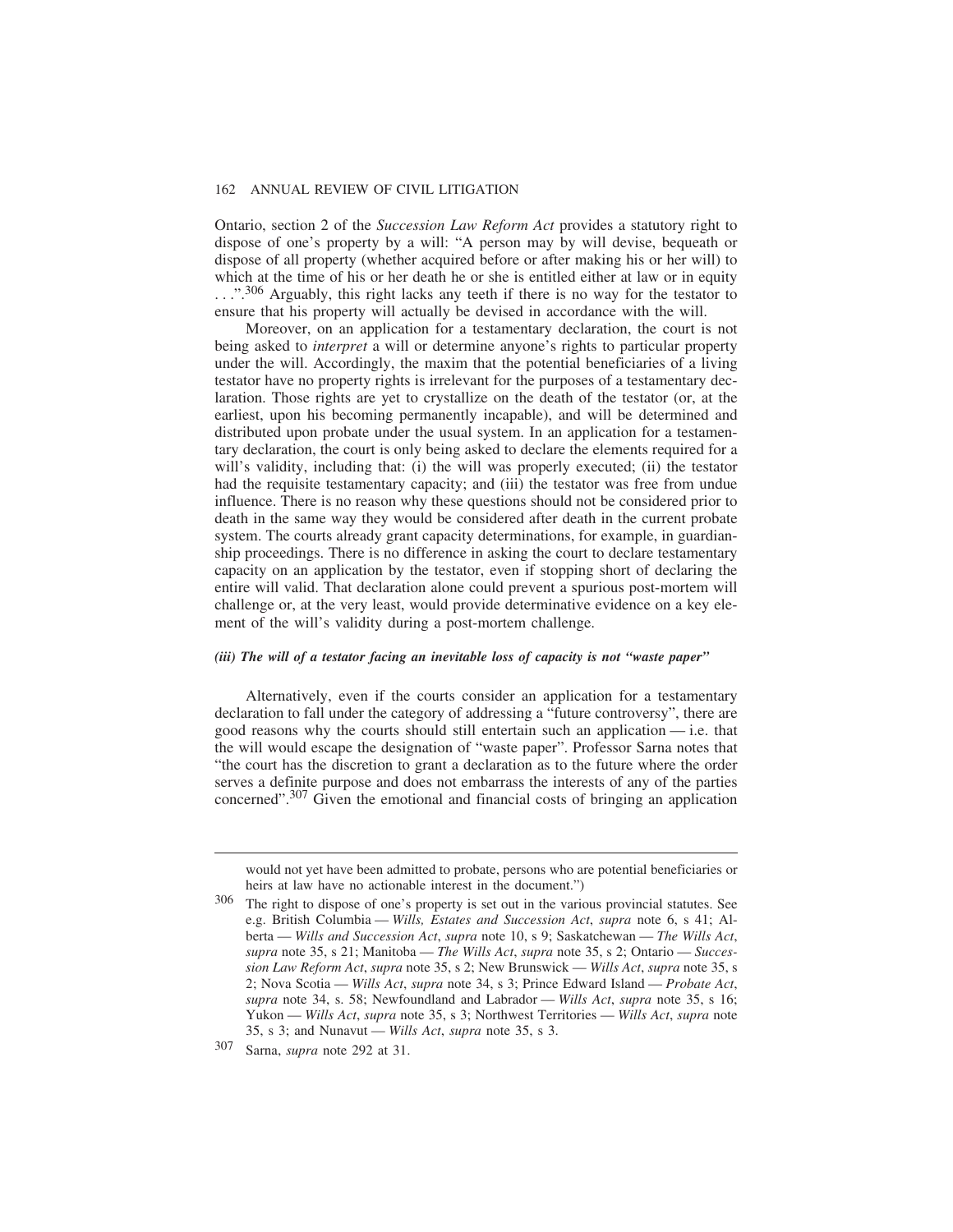Ontario, section 2 of the *Succession Law Reform Act* provides a statutory right to dispose of one's property by a will: "A person may by will devise, bequeath or dispose of all property (whether acquired before or after making his or her will) to which at the time of his or her death he or she is entitled either at law or in equity . . .".[306] Arguably, this right lacks any teeth if there is no way for the testator to ensure that his property will actually be devised in accordance with the will.

Moreover, on an application for a testamentary declaration, the court is not being asked to *interpret* a will or determine anyone's rights to particular property under the will. Accordingly, the maxim that the potential beneficiaries of a living testator have no property rights is irrelevant for the purposes of a testamentary declaration. Those rights are yet to crystallize on the death of the testator (or, at the earliest, upon his becoming permanently incapable), and will be determined and distributed upon probate under the usual system. In an application for a testamentary declaration, the court is only being asked to declare the elements required for a will's validity, including that: (i) the will was properly executed; (ii) the testator had the requisite testamentary capacity; and (iii) the testator was free from undue influence. There is no reason why these questions should not be considered prior to death in the same way they would be considered after death in the current probate system. The courts already grant capacity determinations, for example, in guardianship proceedings. There is no difference in asking the court to declare testamentary capacity on an application by the testator, even if stopping short of declaring the entire will valid. That declaration alone could prevent a spurious post-mortem will challenge or, at the very least, would provide determinative evidence on a key element of the will's validity during a post-mortem challenge.

#### *(iii) The will of a testator facing an inevitable loss of capacity is not "waste paper"*

Alternatively, even if the courts consider an application for a testamentary declaration to fall under the category of addressing a "future controversy", there are good reasons why the courts should still entertain such an application — i.e. that the will would escape the designation of "waste paper". Professor Sarna notes that "the court has the discretion to grant a declaration as to the future where the order serves a definite purpose and does not embarrass the interests of any of the parties concerned".[307] Given the emotional and financial costs of bringing an application

---

would not yet have been admitted to probate, persons who are potential beneficiaries or heirs at law have no actionable interest in the document.")

[306] The right to dispose of one's property is set out in the various provincial statutes. See e.g. British Columbia — *Wills, Estates and Succession Act*, *supra* note 6, s 41; Alberta — *Wills and Succession Act*, *supra* note 10, s 9; Saskatchewan — *The Wills Act*, *supra* note 35, s 21; Manitoba — *The Wills Act*, *supra* note 35, s 2; Ontario — *Succession Law Reform Act*, *supra* note 35, s 2; New Brunswick — *Wills Act*, *supra* note 35, s 2; Nova Scotia — *Wills Act*, *supra* note 34, s 3; Prince Edward Island — *Probate Act*, *supra* note 34, s. 58; Newfoundland and Labrador — *Wills Act*, *supra* note 35, s 16; Yukon — *Wills Act*, *supra* note 35, s 3; Northwest Territories — *Wills Act*, *supra* note 35, s 3; and Nunavut — *Wills Act*, *supra* note 35, s 3.

[307] Sarna, *supra* note 292 at 31.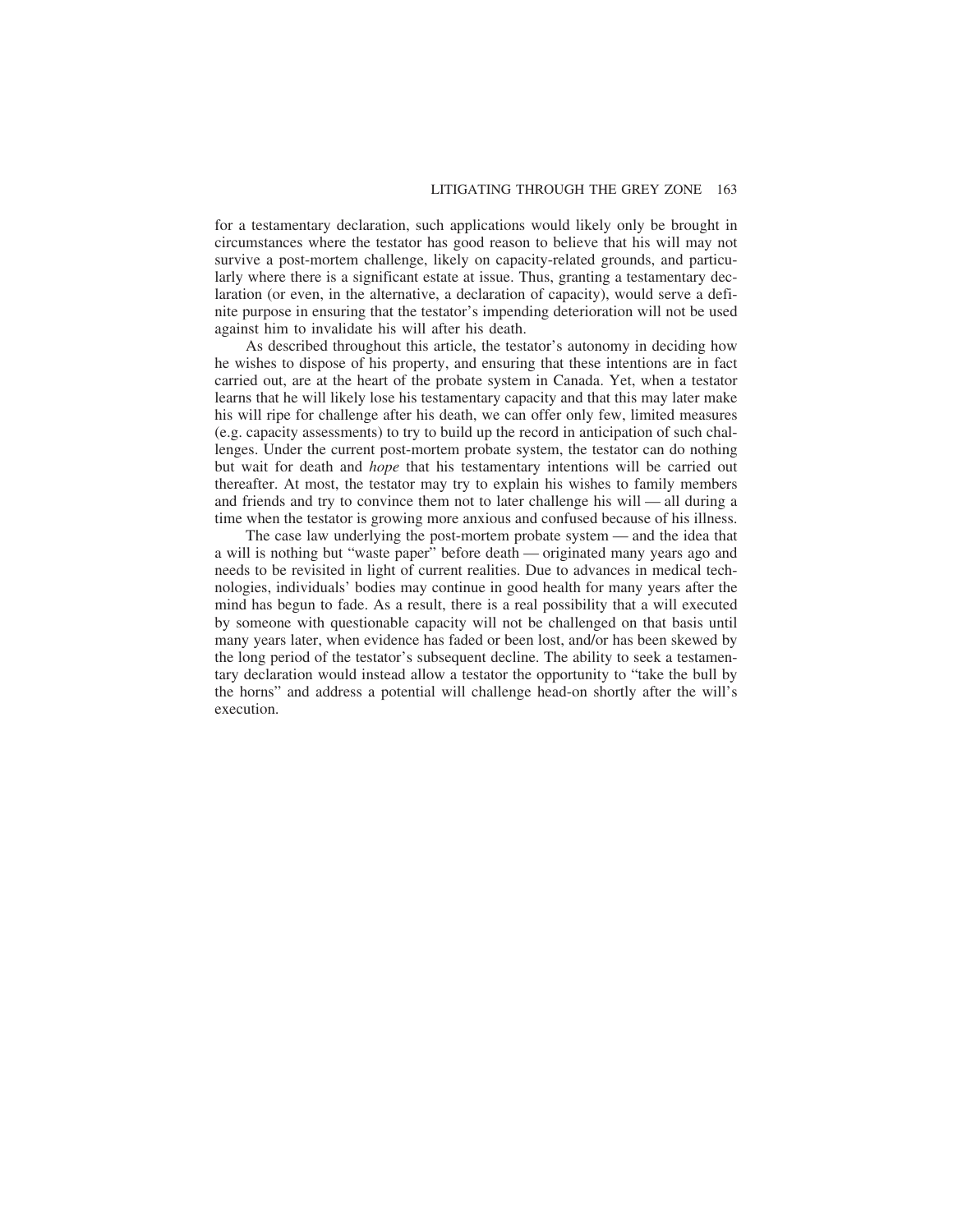for a testamentary declaration, such applications would likely only be brought in circumstances where the testator has good reason to believe that his will may not survive a post-mortem challenge, likely on capacity-related grounds, and particularly where there is a significant estate at issue. Thus, granting a testamentary declaration (or even, in the alternative, a declaration of capacity), would serve a definite purpose in ensuring that the testator's impending deterioration will not be used against him to invalidate his will after his death.

As described throughout this article, the testator's autonomy in deciding how he wishes to dispose of his property, and ensuring that these intentions are in fact carried out, are at the heart of the probate system in Canada. Yet, when a testator learns that he will likely lose his testamentary capacity and that this may later make his will ripe for challenge after his death, we can offer only few, limited measures (e.g. capacity assessments) to try to build up the record in anticipation of such challenges. Under the current post-mortem probate system, the testator can do nothing but wait for death and *hope* that his testamentary intentions will be carried out thereafter. At most, the testator may try to explain his wishes to family members and friends and try to convince them not to later challenge his will — all during a time when the testator is growing more anxious and confused because of his illness.

The case law underlying the post-mortem probate system — and the idea that a will is nothing but "waste paper" before death — originated many years ago and needs to be revisited in light of current realities. Due to advances in medical technologies, individuals' bodies may continue in good health for many years after the mind has begun to fade. As a result, there is a real possibility that a will executed by someone with questionable capacity will not be challenged on that basis until many years later, when evidence has faded or been lost, and/or has been skewed by the long period of the testator's subsequent decline. The ability to seek a testamentary declaration would instead allow a testator the opportunity to "take the bull by the horns" and address a potential will challenge head-on shortly after the will's execution.